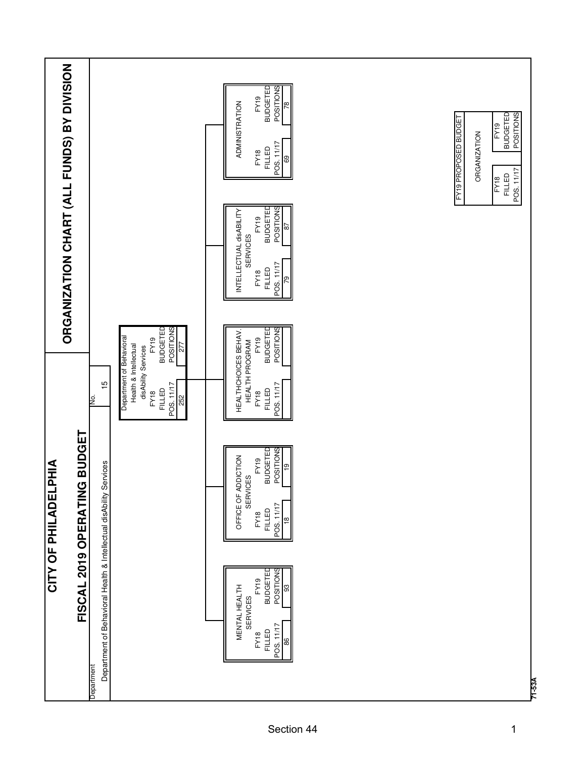# CITY OF PHILADELPHIA

## FISCAL 2019 OPERATING BUDGET

## ORGANIZATION CHART (ALL FUNDS) BY DIVISION

Department: Department of Behavioral Health & Intellectual disAbility Services

No. 15

| Organization | FY18 FILLED POS. 11/17 | FY19 BUDGETED POSITIONS |
|---|---|---|
| Department of Behavioral Health & Intellectual disAbility Services | 252 | 277 |
| MENTAL HEALTH SERVICES | 86 | 93 |
| OFFICE OF ADDICTION SERVICES | 18 | 19 |
| HEALTHCHOICES BEHAV. HEALTH PROGRAM | | |
| INTELLECTUAL disABILITY SERVICES | 79 | 87 |
| ADMINISTRATION | 69 | 78 |

FY19 PROPOSED BUDGET

ORGANIZATION

FY18 FILLED POS. 11/17

FY19 BUDGETED POSITIONS

71-53A

Section 44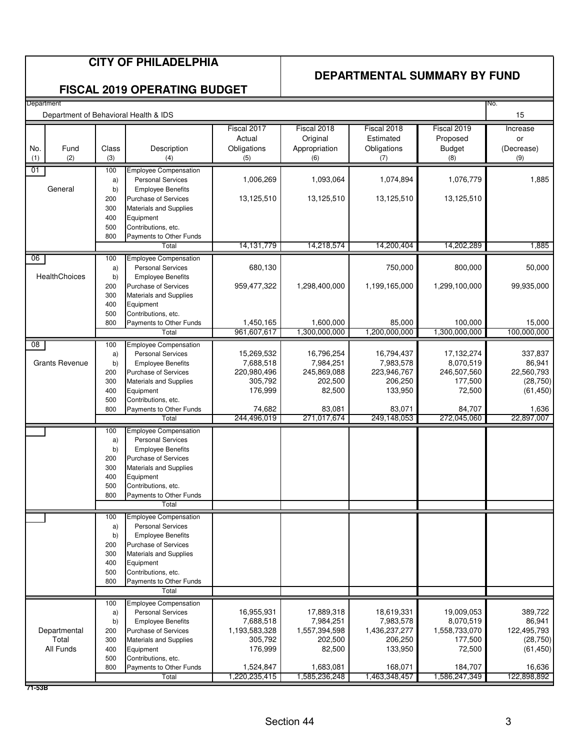# CITY OF PHILADELPHIA

## FISCAL 2019 OPERATING BUDGET

## DEPARTMENTAL SUMMARY BY FUND

Department: Department of Behavioral Health & IDS

No. 15

| No. (1) | Fund (2) | Class (3) | Description (4) | Fiscal 2017 Actual Obligations (5) | Fiscal 2018 Original Appropriation (6) | Fiscal 2018 Estimated Obligations (7) | Fiscal 2019 Proposed Budget (8) | Increase or (Decrease) (9) |
|---|---|---|---|---|---|---|---|---|
| 01 | General | 100 | Employee Compensation | | | | | |
| | | a) | Personal Services | 1,006,269 | 1,093,064 | 1,074,894 | 1,076,779 | 1,885 |
| | | b) | Employee Benefits | | | | | |
| | | 200 | Purchase of Services | 13,125,510 | 13,125,510 | 13,125,510 | 13,125,510 | |
| | | 300 | Materials and Supplies | | | | | |
| | | 400 | Equipment | | | | | |
| | | 500 | Contributions, etc. | | | | | |
| | | 800 | Payments to Other Funds | | | | | |
| | | | Total | 14,131,779 | 14,218,574 | 14,200,404 | 14,202,289 | 1,885 |
| 06 | HealthChoices | 100 | Employee Compensation | | | | | |
| | | a) | Personal Services | 680,130 | | 750,000 | 800,000 | 50,000 |
| | | b) | Employee Benefits | | | | | |
| | | 200 | Purchase of Services | 959,477,322 | 1,298,400,000 | 1,199,165,000 | 1,299,100,000 | 99,935,000 |
| | | 300 | Materials and Supplies | | | | | |
| | | 400 | Equipment | | | | | |
| | | 500 | Contributions, etc. | | | | | |
| | | 800 | Payments to Other Funds | 1,450,165 | 1,600,000 | 85,000 | 100,000 | 15,000 |
| | | | Total | 961,607,617 | 1,300,000,000 | 1,200,000,000 | 1,300,000,000 | 100,000,000 |
| 08 | Grants Revenue | 100 | Employee Compensation | | | | | |
| | | a) | Personal Services | 15,269,532 | 16,796,254 | 16,794,437 | 17,132,274 | 337,837 |
| | | b) | Employee Benefits | 7,688,518 | 7,984,251 | 7,983,578 | 8,070,519 | 86,941 |
| | | 200 | Purchase of Services | 220,980,496 | 245,869,088 | 223,946,767 | 246,507,560 | 22,560,793 |
| | | 300 | Materials and Supplies | 305,792 | 202,500 | 206,250 | 177,500 | (28,750) |
| | | 400 | Equipment | 176,999 | 82,500 | 133,950 | 72,500 | (61,450) |
| | | 500 | Contributions, etc. | | | | | |
| | | 800 | Payments to Other Funds | 74,682 | 83,081 | 83,071 | 84,707 | 1,636 |
| | | | Total | 244,496,019 | 271,017,674 | 249,148,053 | 272,045,060 | 22,897,007 |
| | | 100 | Employee Compensation | | | | | |
| | | a) | Personal Services | | | | | |
| | | b) | Employee Benefits | | | | | |
| | | 200 | Purchase of Services | | | | | |
| | | 300 | Materials and Supplies | | | | | |
| | | 400 | Equipment | | | | | |
| | | 500 | Contributions, etc. | | | | | |
| | | 800 | Payments to Other Funds | | | | | |
| | | | Total | | | | | |
| | | 100 | Employee Compensation | | | | | |
| | | a) | Personal Services | | | | | |
| | | b) | Employee Benefits | | | | | |
| | | 200 | Purchase of Services | | | | | |
| | | 300 | Materials and Supplies | | | | | |
| | | 400 | Equipment | | | | | |
| | | 500 | Contributions, etc. | | | | | |
| | | 800 | Payments to Other Funds | | | | | |
| | | | Total | | | | | |
| | Departmental Total All Funds | 100 | Employee Compensation | | | | | |
| | | a) | Personal Services | 16,955,931 | 17,889,318 | 18,619,331 | 19,009,053 | 389,722 |
| | | b) | Employee Benefits | 7,688,518 | 7,984,251 | 7,983,578 | 8,070,519 | 86,941 |
| | | 200 | Purchase of Services | 1,193,583,328 | 1,557,394,598 | 1,436,237,277 | 1,558,733,070 | 122,495,793 |
| | | 300 | Materials and Supplies | 305,792 | 202,500 | 206,250 | 177,500 | (28,750) |
| | | 400 | Equipment | 176,999 | 82,500 | 133,950 | 72,500 | (61,450) |
| | | 500 | Contributions, etc. | | | | | |
| | | 800 | Payments to Other Funds | 1,524,847 | 1,683,081 | 168,071 | 184,707 | 16,636 |
| | | | Total | 1,220,235,415 | 1,585,236,248 | 1,463,348,457 | 1,586,247,349 | 122,898,892 |

71-53B

Section 44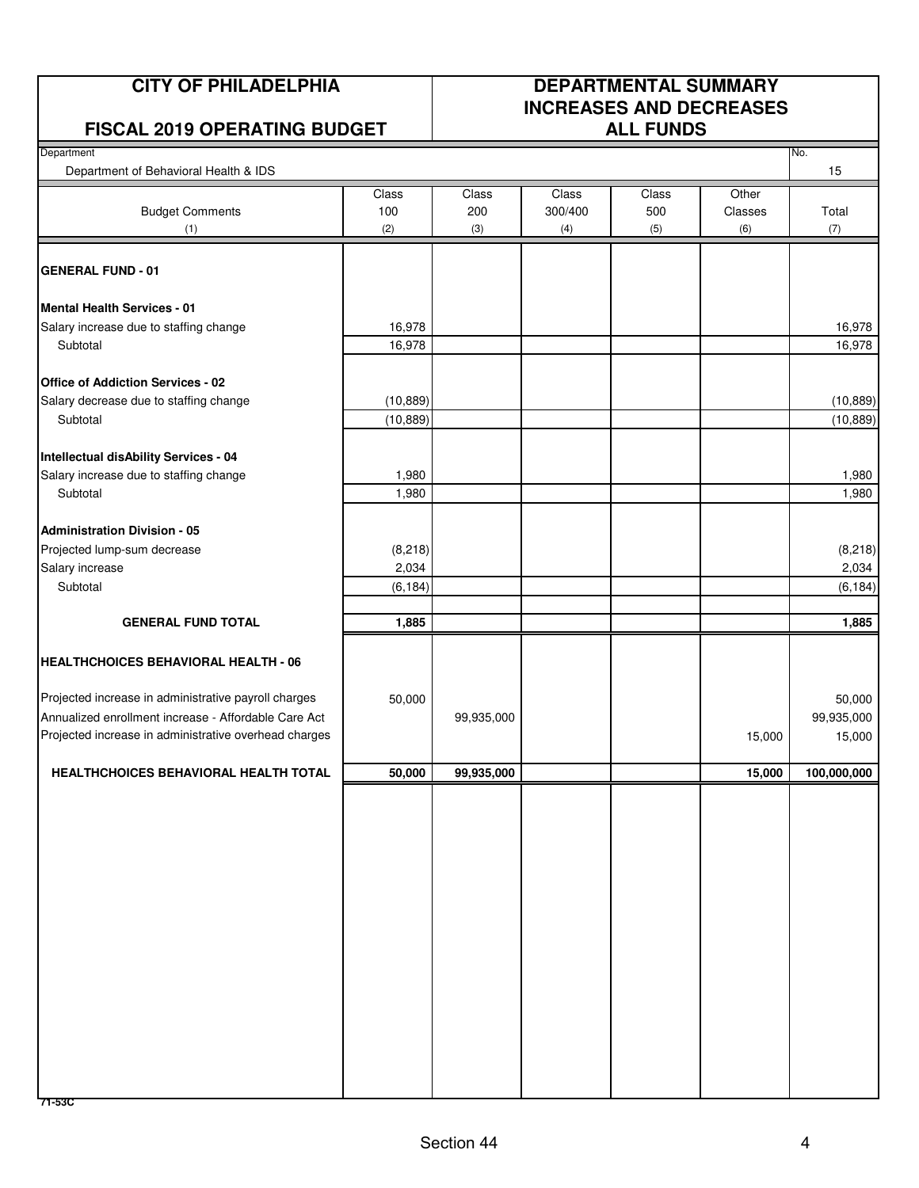| CITY OF PHILADELPHIA | DEPARTMENTAL SUMMARY |
|---|---|
| FISCAL 2019 OPERATING BUDGET | INCREASES AND DECREASES ALL FUNDS |

Department: Department of Behavioral Health & IDS — No. 15

| Budget Comments (1) | Class 100 (2) | Class 200 (3) | Class 300/400 (4) | Class 500 (5) | Other Classes (6) | Total (7) |
|---|---|---|---|---|---|---|
| **GENERAL FUND - 01** | | | | | | |
| **Mental Health Services - 01** | | | | | | |
| Salary increase due to staffing change | 16,978 | | | | | 16,978 |
| Subtotal | 16,978 | | | | | 16,978 |
| **Office of Addiction Services - 02** | | | | | | |
| Salary decrease due to staffing change | (10,889) | | | | | (10,889) |
| Subtotal | (10,889) | | | | | (10,889) |
| **Intellectual disAbility Services - 04** | | | | | | |
| Salary increase due to staffing change | 1,980 | | | | | 1,980 |
| Subtotal | 1,980 | | | | | 1,980 |
| **Administration Division - 05** | | | | | | |
| Projected lump-sum decrease | (8,218) | | | | | (8,218) |
| Salary increase | 2,034 | | | | | 2,034 |
| Subtotal | (6,184) | | | | | (6,184) |
| **GENERAL FUND TOTAL** | **1,885** | | | | | **1,885** |
| **HEALTHCHOICES BEHAVIORAL HEALTH - 06** | | | | | | |
| Projected increase in administrative payroll charges | 50,000 | | | | | 50,000 |
| Annualized enrollment increase - Affordable Care Act | | 99,935,000 | | | | 99,935,000 |
| Projected increase in administrative overhead charges | | | | | 15,000 | 15,000 |
| **HEALTHCHOICES BEHAVIORAL HEALTH TOTAL** | **50,000** | **99,935,000** | | | **15,000** | **100,000,000** |

71-53C

Section 44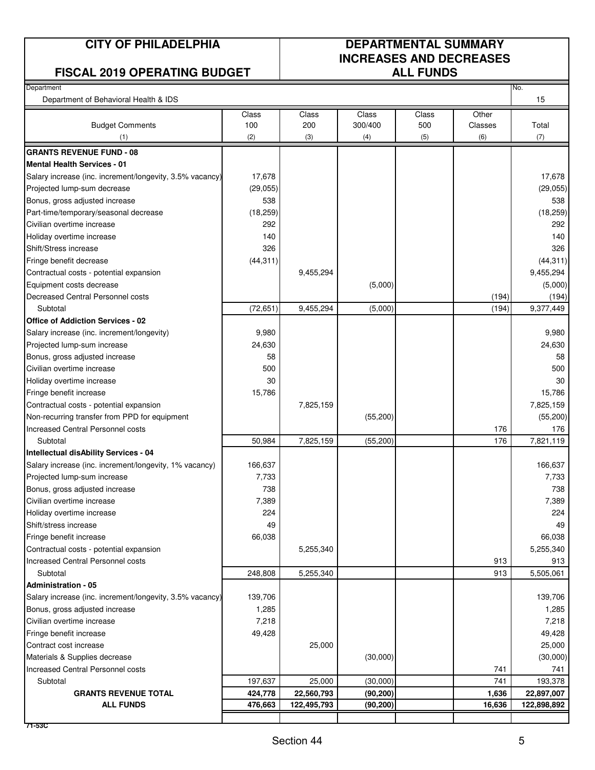| CITY OF PHILADELPHIA | DEPARTMENTAL SUMMARY INCREASES AND DECREASES |
|---|---|
| FISCAL 2019 OPERATING BUDGET | ALL FUNDS |

Department: Department of Behavioral Health & IDS — No. 15

| Budget Comments (1) | Class 100 (2) | Class 200 (3) | Class 300/400 (4) | Class 500 (5) | Other Classes (6) | Total (7) |
|---|---|---|---|---|---|---|
| **GRANTS REVENUE FUND - 08** | | | | | | |
| **Mental Health Services - 01** | | | | | | |
| Salary increase (inc. increment/longevity, 3.5% vacancy) | 17,678 | | | | | 17,678 |
| Projected lump-sum decrease | (29,055) | | | | | (29,055) |
| Bonus, gross adjusted increase | 538 | | | | | 538 |
| Part-time/temporary/seasonal decrease | (18,259) | | | | | (18,259) |
| Civilian overtime increase | 292 | | | | | 292 |
| Holiday overtime increase | 140 | | | | | 140 |
| Shift/Stress increase | 326 | | | | | 326 |
| Fringe benefit decrease | (44,311) | | | | | (44,311) |
| Contractual costs - potential expansion | | 9,455,294 | | | | 9,455,294 |
| Equipment costs decrease | | | (5,000) | | | (5,000) |
| Decreased Central Personnel costs | | | | | (194) | (194) |
| Subtotal | (72,651) | 9,455,294 | (5,000) | | (194) | 9,377,449 |
| **Office of Addiction Services - 02** | | | | | | |
| Salary increase (inc. increment/longevity) | 9,980 | | | | | 9,980 |
| Projected lump-sum increase | 24,630 | | | | | 24,630 |
| Bonus, gross adjusted increase | 58 | | | | | 58 |
| Civilian overtime increase | 500 | | | | | 500 |
| Holiday overtime increase | 30 | | | | | 30 |
| Fringe benefit increase | 15,786 | | | | | 15,786 |
| Contractual costs - potential expansion | | 7,825,159 | | | | 7,825,159 |
| Non-recurring transfer from PPD for equipment | | | (55,200) | | | (55,200) |
| Increased Central Personnel costs | | | | | 176 | 176 |
| Subtotal | 50,984 | 7,825,159 | (55,200) | | 176 | 7,821,119 |
| **Intellectual disAbility Services - 04** | | | | | | |
| Salary increase (inc. increment/longevity, 1% vacancy) | 166,637 | | | | | 166,637 |
| Projected lump-sum increase | 7,733 | | | | | 7,733 |
| Bonus, gross adjusted increase | 738 | | | | | 738 |
| Civilian overtime increase | 7,389 | | | | | 7,389 |
| Holiday overtime increase | 224 | | | | | 224 |
| Shift/stress increase | 49 | | | | | 49 |
| Fringe benefit increase | 66,038 | | | | | 66,038 |
| Contractual costs - potential expansion | | 5,255,340 | | | | 5,255,340 |
| Increased Central Personnel costs | | | | | 913 | 913 |
| Subtotal | 248,808 | 5,255,340 | | | 913 | 5,505,061 |
| **Administration - 05** | | | | | | |
| Salary increase (inc. increment/longevity, 3.5% vacancy) | 139,706 | | | | | 139,706 |
| Bonus, gross adjusted increase | 1,285 | | | | | 1,285 |
| Civilian overtime increase | 7,218 | | | | | 7,218 |
| Fringe benefit increase | 49,428 | | | | | 49,428 |
| Contract cost increase | | 25,000 | | | | 25,000 |
| Materials & Supplies decrease | | | (30,000) | | | (30,000) |
| Increased Central Personnel costs | | | | | 741 | 741 |
| Subtotal | 197,637 | 25,000 | (30,000) | | 741 | 193,378 |
| **GRANTS REVENUE TOTAL** | **424,778** | **22,560,793** | **(90,200)** | | **1,636** | **22,897,007** |
| **ALL FUNDS** | **476,663** | **122,495,793** | **(90,200)** | | **16,636** | **122,898,892** |

71-53C

Section 44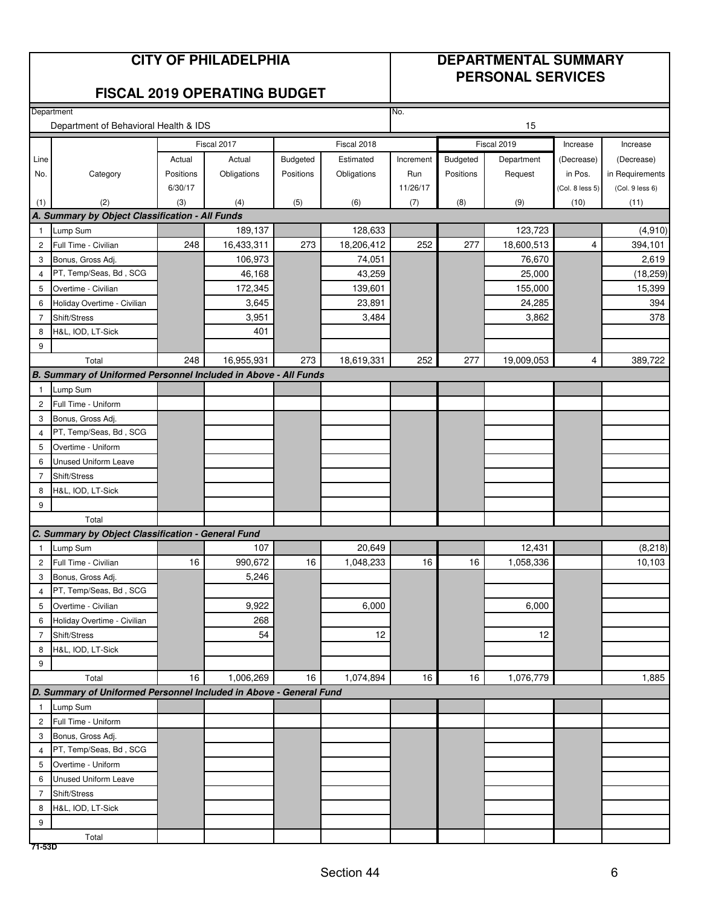# CITY OF PHILADELPHIA

## FISCAL 2019 OPERATING BUDGET

## DEPARTMENTAL SUMMARY PERSONAL SERVICES

Department: Department of Behavioral Health & IDS

No. 15

| Line No. | Category | Fiscal 2017 Actual Positions 6/30/17 | Fiscal 2017 Actual Obligations | Fiscal 2018 Budgeted Positions | Fiscal 2018 Estimated Obligations | Increment Run 11/26/17 | Fiscal 2019 Budgeted Positions | Fiscal 2019 Department Request | Increase (Decrease) in Pos. (Col. 8 less 5) | Increase (Decrease) in Requirements (Col. 9 less 6) |
|---|---|---|---|---|---|---|---|---|---|---|
| (1) | (2) | (3) | (4) | (5) | (6) | (7) | (8) | (9) | (10) | (11) |
| ***A. Summary by Object Classification - All Funds*** | | | | | | | | | | |
| 1 | Lump Sum | | 189,137 | | 128,633 | | | 123,723 | | (4,910) |
| 2 | Full Time - Civilian | 248 | 16,433,311 | 273 | 18,206,412 | 252 | 277 | 18,600,513 | 4 | 394,101 |
| 3 | Bonus, Gross Adj. | | 106,973 | | 74,051 | | | 76,670 | | 2,619 |
| 4 | PT, Temp/Seas, Bd , SCG | | 46,168 | | 43,259 | | | 25,000 | | (18,259) |
| 5 | Overtime - Civilian | | 172,345 | | 139,601 | | | 155,000 | | 15,399 |
| 6 | Holiday Overtime - Civilian | | 3,645 | | 23,891 | | | 24,285 | | 394 |
| 7 | Shift/Stress | | 3,951 | | 3,484 | | | 3,862 | | 378 |
| 8 | H&L, IOD, LT-Sick | | 401 | | | | | | | |
| 9 | | | | | | | | | | |
| | Total | 248 | 16,955,931 | 273 | 18,619,331 | 252 | 277 | 19,009,053 | 4 | 389,722 |
| ***B. Summary of Uniformed Personnel Included in Above - All Funds*** | | | | | | | | | | |
| 1 | Lump Sum | | | | | | | | | |
| 2 | Full Time - Uniform | | | | | | | | | |
| 3 | Bonus, Gross Adj. | | | | | | | | | |
| 4 | PT, Temp/Seas, Bd , SCG | | | | | | | | | |
| 5 | Overtime - Uniform | | | | | | | | | |
| 6 | Unused Uniform Leave | | | | | | | | | |
| 7 | Shift/Stress | | | | | | | | | |
| 8 | H&L, IOD, LT-Sick | | | | | | | | | |
| 9 | | | | | | | | | | |
| | Total | | | | | | | | | |
| ***C. Summary by Object Classification - General Fund*** | | | | | | | | | | |
| 1 | Lump Sum | | 107 | | 20,649 | | | 12,431 | | (8,218) |
| 2 | Full Time - Civilian | 16 | 990,672 | 16 | 1,048,233 | 16 | 16 | 1,058,336 | | 10,103 |
| 3 | Bonus, Gross Adj. | | 5,246 | | | | | | | |
| 4 | PT, Temp/Seas, Bd , SCG | | | | | | | | | |
| 5 | Overtime - Civilian | | 9,922 | | 6,000 | | | 6,000 | | |
| 6 | Holiday Overtime - Civilian | | 268 | | | | | | | |
| 7 | Shift/Stress | | 54 | | 12 | | | 12 | | |
| 8 | H&L, IOD, LT-Sick | | | | | | | | | |
| 9 | | | | | | | | | | |
| | Total | 16 | 1,006,269 | 16 | 1,074,894 | 16 | 16 | 1,076,779 | | 1,885 |
| ***D. Summary of Uniformed Personnel Included in Above - General Fund*** | | | | | | | | | | |
| 1 | Lump Sum | | | | | | | | | |
| 2 | Full Time - Uniform | | | | | | | | | |
| 3 | Bonus, Gross Adj. | | | | | | | | | |
| 4 | PT, Temp/Seas, Bd , SCG | | | | | | | | | |
| 5 | Overtime - Uniform | | | | | | | | | |
| 6 | Unused Uniform Leave | | | | | | | | | |
| 7 | Shift/Stress | | | | | | | | | |
| 8 | H&L, IOD, LT-Sick | | | | | | | | | |
| 9 | | | | | | | | | | |
| | Total | | | | | | | | | |

71-53D

Section 44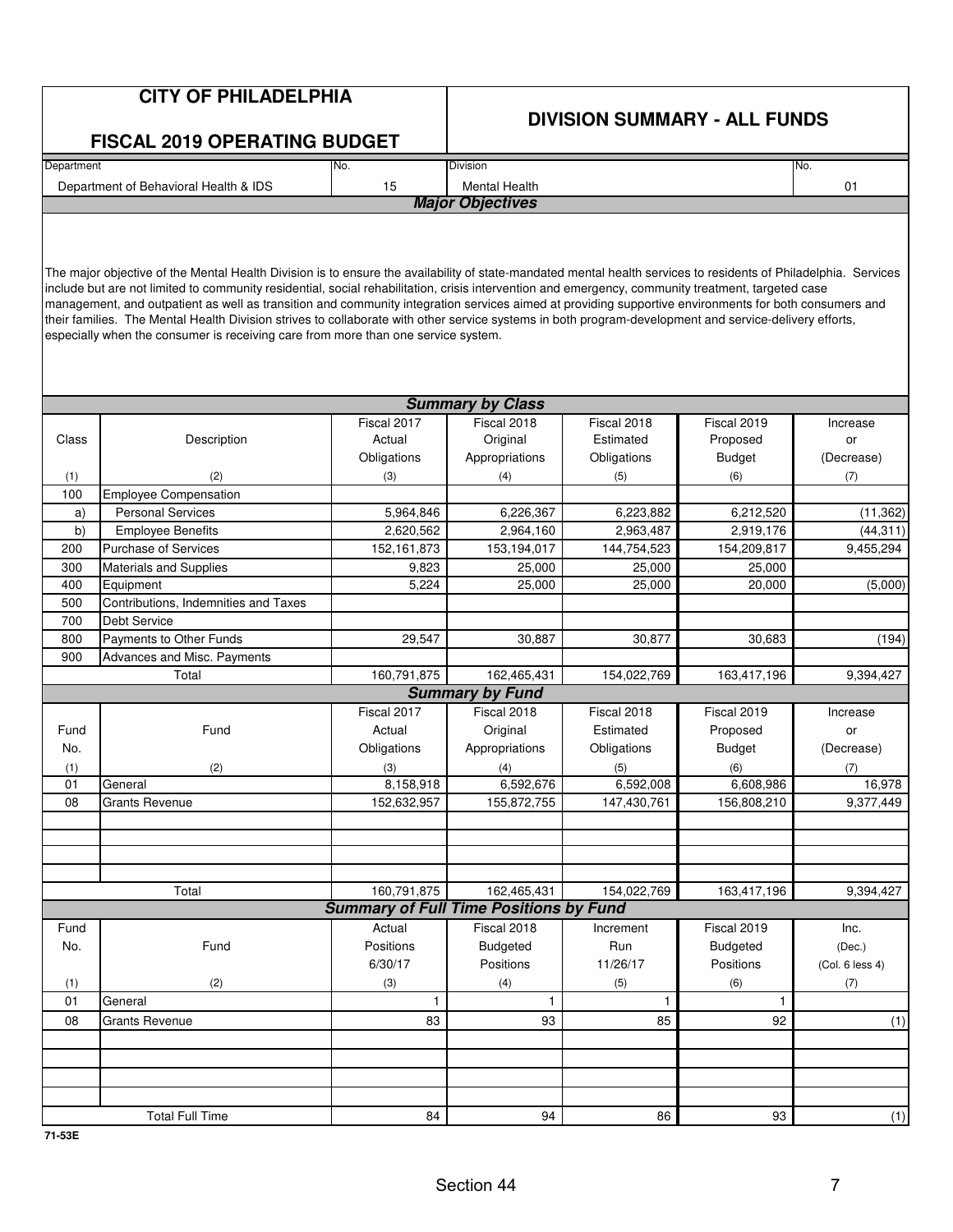# CITY OF PHILADELPHIA

## FISCAL 2019 OPERATING BUDGET

## DIVISION SUMMARY - ALL FUNDS

| Department | No. | Division | No. |
|---|---|---|---|
| Department of Behavioral Health & IDS | 15 | Mental Health | 01 |

### *Major Objectives*

The major objective of the Mental Health Division is to ensure the availability of state-mandated mental health services to residents of Philadelphia. Services include but are not limited to community residential, social rehabilitation, crisis intervention and emergency, community treatment, targeted case management, and outpatient as well as transition and community integration services aimed at providing supportive environments for both consumers and their families. The Mental Health Division strives to collaborate with other service systems in both program-development and service-delivery efforts, especially when the consumer is receiving care from more than one service system.

### *Summary by Class*

| Class | Description | Fiscal 2017 Actual Obligations | Fiscal 2018 Original Appropriations | Fiscal 2018 Estimated Obligations | Fiscal 2019 Proposed Budget | Increase or (Decrease) |
|---|---|---|---|---|---|---|
| (1) | (2) | (3) | (4) | (5) | (6) | (7) |
| 100 | Employee Compensation | | | | | |
| a) | Personal Services | 5,964,846 | 6,226,367 | 6,223,882 | 6,212,520 | (11,362) |
| b) | Employee Benefits | 2,620,562 | 2,964,160 | 2,963,487 | 2,919,176 | (44,311) |
| 200 | Purchase of Services | 152,161,873 | 153,194,017 | 144,754,523 | 154,209,817 | 9,455,294 |
| 300 | Materials and Supplies | 9,823 | 25,000 | 25,000 | 25,000 | |
| 400 | Equipment | 5,224 | 25,000 | 25,000 | 20,000 | (5,000) |
| 500 | Contributions, Indemnities and Taxes | | | | | |
| 700 | Debt Service | | | | | |
| 800 | Payments to Other Funds | 29,547 | 30,887 | 30,877 | 30,683 | (194) |
| 900 | Advances and Misc. Payments | | | | | |
| | Total | 160,791,875 | 162,465,431 | 154,022,769 | 163,417,196 | 9,394,427 |

### *Summary by Fund*

| Fund No. | Fund | Fiscal 2017 Actual Obligations | Fiscal 2018 Original Appropriations | Fiscal 2018 Estimated Obligations | Fiscal 2019 Proposed Budget | Increase or (Decrease) |
|---|---|---|---|---|---|---|
| (1) | (2) | (3) | (4) | (5) | (6) | (7) |
| 01 | General | 8,158,918 | 6,592,676 | 6,592,008 | 6,608,986 | 16,978 |
| 08 | Grants Revenue | 152,632,957 | 155,872,755 | 147,430,761 | 156,808,210 | 9,377,449 |
| | Total | 160,791,875 | 162,465,431 | 154,022,769 | 163,417,196 | 9,394,427 |

### *Summary of Full Time Positions by Fund*

| Fund No. | Fund | Actual Positions 6/30/17 | Fiscal 2018 Budgeted Positions | Increment Run 11/26/17 | Fiscal 2019 Budgeted Positions | Inc. (Dec.) (Col. 6 less 4) |
|---|---|---|---|---|---|---|
| (1) | (2) | (3) | (4) | (5) | (6) | (7) |
| 01 | General | 1 | 1 | 1 | 1 | |
| 08 | Grants Revenue | 83 | 93 | 85 | 92 | (1) |
| | Total Full Time | 84 | 94 | 86 | 93 | (1) |

71-53E

Section 44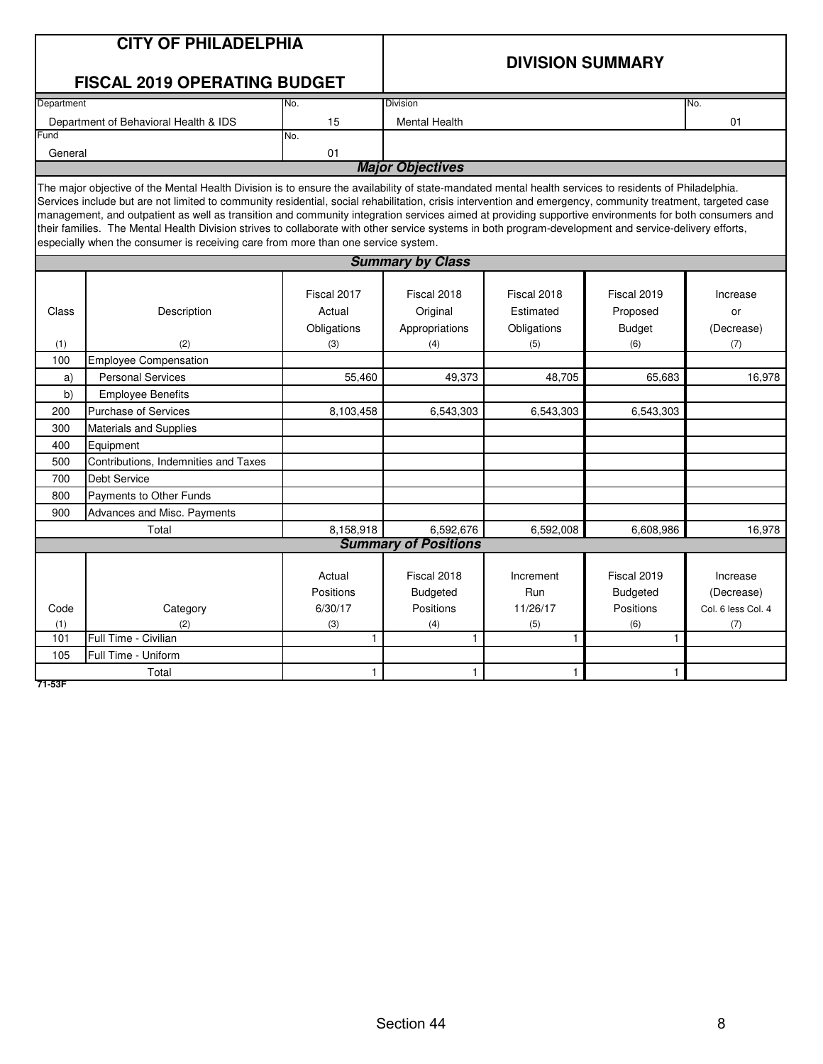# CITY OF PHILADELPHIA

## FISCAL 2019 OPERATING BUDGET

## DIVISION SUMMARY

| Department | No. | Division | No. |
|---|---|---|---|
| Department of Behavioral Health & IDS | 15 | Mental Health | 01 |
| **Fund** | **No.** | | |
| General | 01 | | |

### Major Objectives

The major objective of the Mental Health Division is to ensure the availability of state-mandated mental health services to residents of Philadelphia. Services include but are not limited to community residential, social rehabilitation, crisis intervention and emergency, community treatment, targeted case management, and outpatient as well as transition and community integration services aimed at providing supportive environments for both consumers and their families. The Mental Health Division strives to collaborate with other service systems in both program-development and service-delivery efforts, especially when the consumer is receiving care from more than one service system.

### Summary by Class

| Class<br>(1) | Description<br>(2) | Fiscal 2017 Actual Obligations<br>(3) | Fiscal 2018 Original Appropriations<br>(4) | Fiscal 2018 Estimated Obligations<br>(5) | Fiscal 2019 Proposed Budget<br>(6) | Increase or (Decrease)<br>(7) |
|---|---|---|---|---|---|---|
| 100 | Employee Compensation | | | | | |
| a) | Personal Services | 55,460 | 49,373 | 48,705 | 65,683 | 16,978 |
| b) | Employee Benefits | | | | | |
| 200 | Purchase of Services | 8,103,458 | 6,543,303 | 6,543,303 | 6,543,303 | |
| 300 | Materials and Supplies | | | | | |
| 400 | Equipment | | | | | |
| 500 | Contributions, Indemnities and Taxes | | | | | |
| 700 | Debt Service | | | | | |
| 800 | Payments to Other Funds | | | | | |
| 900 | Advances and Misc. Payments | | | | | |
| | Total | 8,158,918 | 6,592,676 | 6,592,008 | 6,608,986 | 16,978 |

### Summary of Positions

| Code<br>(1) | Category<br>(2) | Actual Positions 6/30/17<br>(3) | Fiscal 2018 Budgeted Positions<br>(4) | Increment Run 11/26/17<br>(5) | Fiscal 2019 Budgeted Positions<br>(6) | Increase (Decrease) Col. 6 less Col. 4<br>(7) |
|---|---|---|---|---|---|---|
| 101 | Full Time - Civilian | 1 | 1 | 1 | 1 | |
| 105 | Full Time - Uniform | | | | | |
| | Total | 1 | 1 | 1 | 1 | |

71-53F

Section 44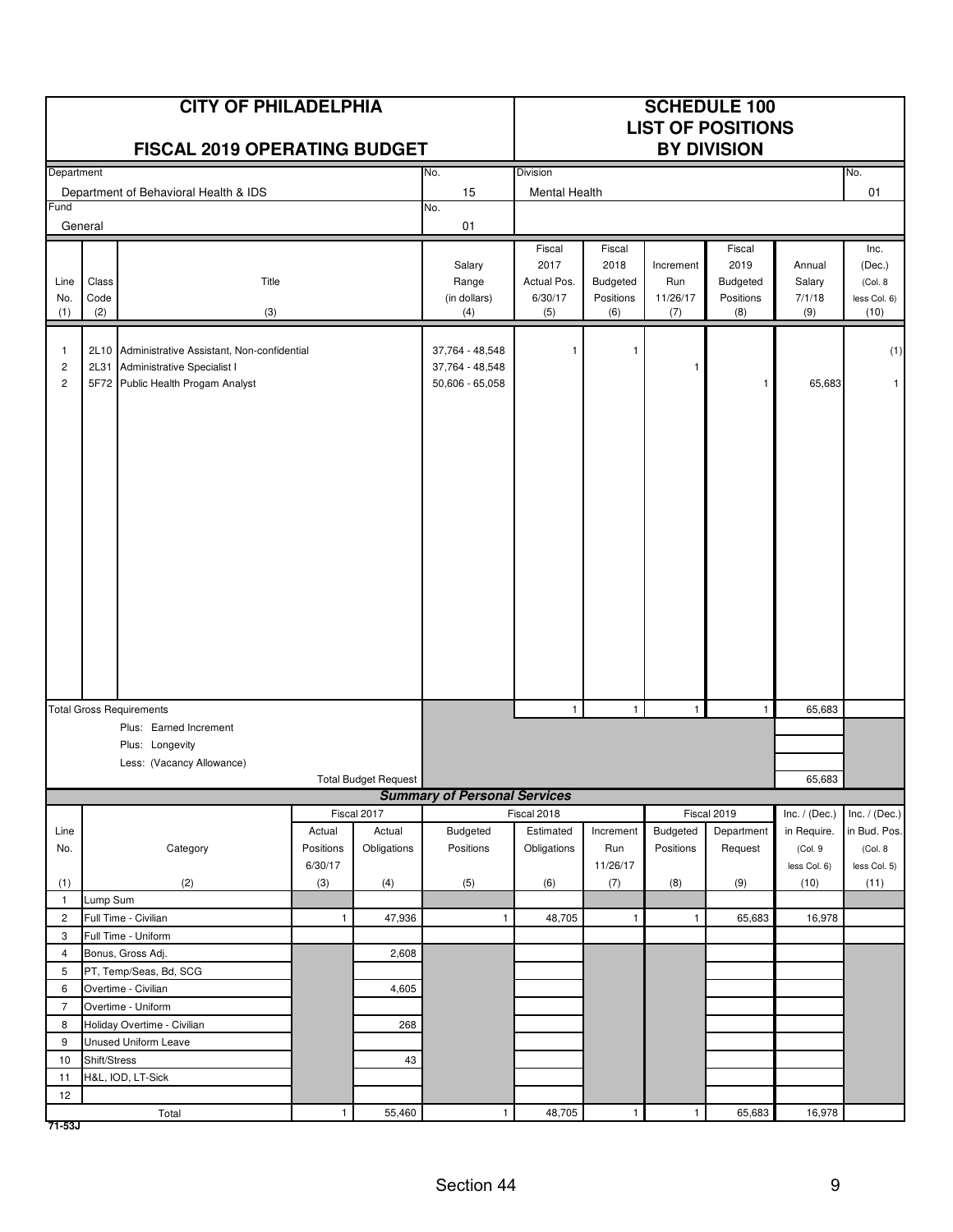# CITY OF PHILADELPHIA

## FISCAL 2019 OPERATING BUDGET

## SCHEDULE 100 LIST OF POSITIONS BY DIVISION

| Department | No. | Division | No. |
|---|---|---|---|
| Department of Behavioral Health & IDS | 15 | Mental Health | 01 |
| Fund: General | 01 | | |

| Line No. (1) | Class Code (2) | Title (3) | Salary Range (in dollars) (4) | Fiscal 2017 Actual Pos. 6/30/17 (5) | Fiscal 2018 Budgeted Positions (6) | Increment Run 11/26/17 (7) | Fiscal 2019 Budgeted Positions (8) | Annual Salary 7/1/18 (9) | Inc. (Dec.) (Col. 8 less Col. 6) (10) |
|---|---|---|---|---|---|---|---|---|---|
| 1 | 2L10 | Administrative Assistant, Non-confidential | 37,764 - 48,548 | 1 | 1 | | | | (1) |
| 2 | 2L31 | Administrative Specialist I | 37,764 - 48,548 | | | 1 | | | |
| 2 | 5F72 | Public Health Progam Analyst | 50,606 - 65,058 | | | | 1 | 65,683 | 1 |
| | | Total Gross Requirements | | 1 | 1 | 1 | 1 | 65,683 | |
| | | Plus: Earned Increment | | | | | | | |
| | | Plus: Longevity | | | | | | | |
| | | Less: (Vacancy Allowance) | | | | | | | |
| | | Total Budget Request | | | | | | 65,683 | |

### Summary of Personal Services

| Line No. (1) | Category (2) | Fiscal 2017 Actual Positions 6/30/17 (3) | Fiscal 2017 Actual Obligations (4) | Fiscal 2018 Budgeted Positions (5) | Fiscal 2018 Estimated Obligations (6) | Increment Run 11/26/17 (7) | Fiscal 2019 Budgeted Positions (8) | Fiscal 2019 Department Request (9) | Inc. / (Dec.) in Require. (Col. 9 less Col. 6) (10) | Inc. / (Dec.) in Bud. Pos. (Col. 8 less Col. 5) (11) |
|---|---|---|---|---|---|---|---|---|---|---|
| 1 | Lump Sum | | | | | | | | | |
| 2 | Full Time - Civilian | 1 | 47,936 | 1 | 48,705 | 1 | 1 | 65,683 | 16,978 | |
| 3 | Full Time - Uniform | | | | | | | | | |
| 4 | Bonus, Gross Adj. | | 2,608 | | | | | | | |
| 5 | PT, Temp/Seas, Bd, SCG | | | | | | | | | |
| 6 | Overtime - Civilian | | 4,605 | | | | | | | |
| 7 | Overtime - Uniform | | | | | | | | | |
| 8 | Holiday Overtime - Civilian | | 268 | | | | | | | |
| 9 | Unused Uniform Leave | | | | | | | | | |
| 10 | Shift/Stress | | 43 | | | | | | | |
| 11 | H&L, IOD, LT-Sick | | | | | | | | | |
| 12 | | | | | | | | | | |
| | Total | 1 | 55,460 | 1 | 48,705 | 1 | 1 | 65,683 | 16,978 | |

71-53J

Section 44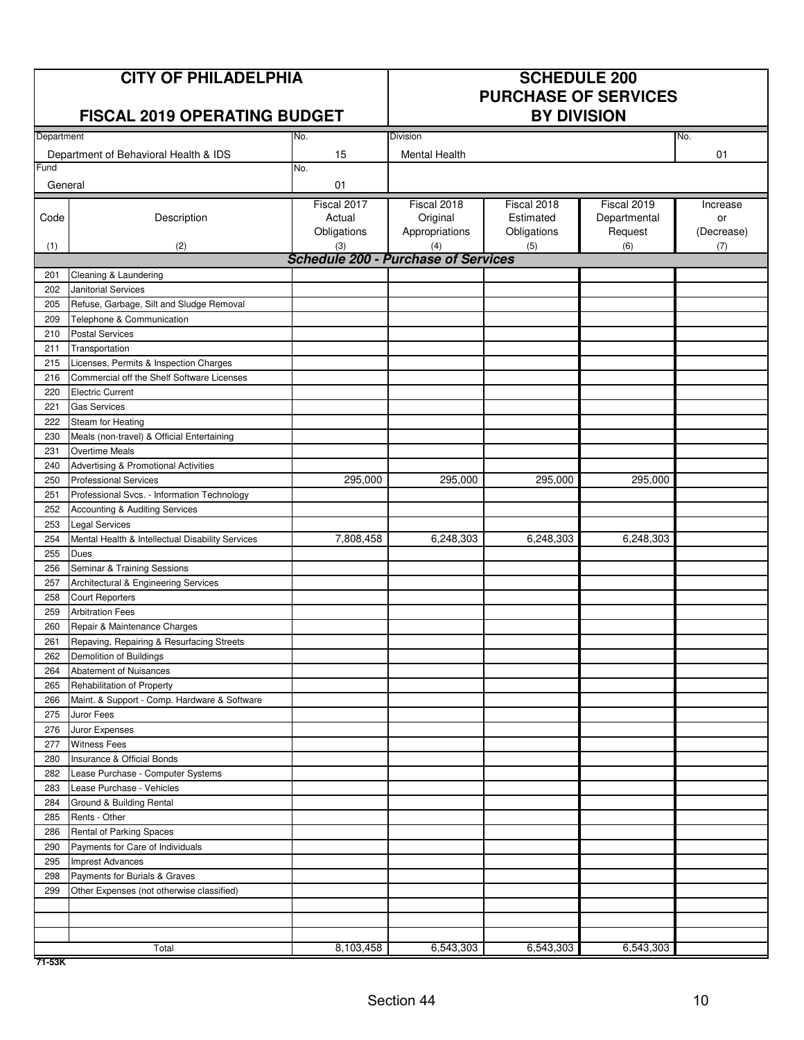| **CITY OF PHILADELPHIA** | | **SCHEDULE 200** | | | | |
|---|---|---|---|---|---|---|
| **FISCAL 2019 OPERATING BUDGET** | | **PURCHASE OF SERVICES BY DIVISION** | | | | |
| Department | | No. | Division | | | No. |
| Department of Behavioral Health & IDS | | 15 | Mental Health | | | 01 |
| Fund | | No. | | | | |
| General | | 01 | | | | |

| Code<br>(1) | Description<br>(2) | Fiscal 2017 Actual Obligations<br>(3) | Fiscal 2018 Original Appropriations<br>(4) | Fiscal 2018 Estimated Obligations<br>(5) | Fiscal 2019 Departmental Request<br>(6) | Increase or (Decrease)<br>(7) |
|---|---|---|---|---|---|---|
| | ***Schedule 200 - Purchase of Services*** | | | | | |
| 201 | Cleaning & Laundering | | | | | |
| 202 | Janitorial Services | | | | | |
| 205 | Refuse, Garbage, Silt and Sludge Removal | | | | | |
| 209 | Telephone & Communication | | | | | |
| 210 | Postal Services | | | | | |
| 211 | Transportation | | | | | |
| 215 | Licenses, Permits & Inspection Charges | | | | | |
| 216 | Commercial off the Shelf Software Licenses | | | | | |
| 220 | Electric Current | | | | | |
| 221 | Gas Services | | | | | |
| 222 | Steam for Heating | | | | | |
| 230 | Meals (non-travel) & Official Entertaining | | | | | |
| 231 | Overtime Meals | | | | | |
| 240 | Advertising & Promotional Activities | | | | | |
| 250 | Professional Services | 295,000 | 295,000 | 295,000 | 295,000 | |
| 251 | Professional Svcs. - Information Technology | | | | | |
| 252 | Accounting & Auditing Services | | | | | |
| 253 | Legal Services | | | | | |
| 254 | Mental Health & Intellectual Disability Services | 7,808,458 | 6,248,303 | 6,248,303 | 6,248,303 | |
| 255 | Dues | | | | | |
| 256 | Seminar & Training Sessions | | | | | |
| 257 | Architectural & Engineering Services | | | | | |
| 258 | Court Reporters | | | | | |
| 259 | Arbitration Fees | | | | | |
| 260 | Repair & Maintenance Charges | | | | | |
| 261 | Repaving, Repairing & Resurfacing Streets | | | | | |
| 262 | Demolition of Buildings | | | | | |
| 264 | Abatement of Nuisances | | | | | |
| 265 | Rehabilitation of Property | | | | | |
| 266 | Maint. & Support - Comp. Hardware & Software | | | | | |
| 275 | Juror Fees | | | | | |
| 276 | Juror Expenses | | | | | |
| 277 | Witness Fees | | | | | |
| 280 | Insurance & Official Bonds | | | | | |
| 282 | Lease Purchase - Computer Systems | | | | | |
| 283 | Lease Purchase - Vehicles | | | | | |
| 284 | Ground & Building Rental | | | | | |
| 285 | Rents - Other | | | | | |
| 286 | Rental of Parking Spaces | | | | | |
| 290 | Payments for Care of Individuals | | | | | |
| 295 | Imprest Advances | | | | | |
| 298 | Payments for Burials & Graves | | | | | |
| 299 | Other Expenses (not otherwise classified) | | | | | |
| | | | | | | |
| | | | | | | |
| | | | | | | |
| | Total | 8,103,458 | 6,543,303 | 6,543,303 | 6,543,303 | |

**71-53K**

Section 44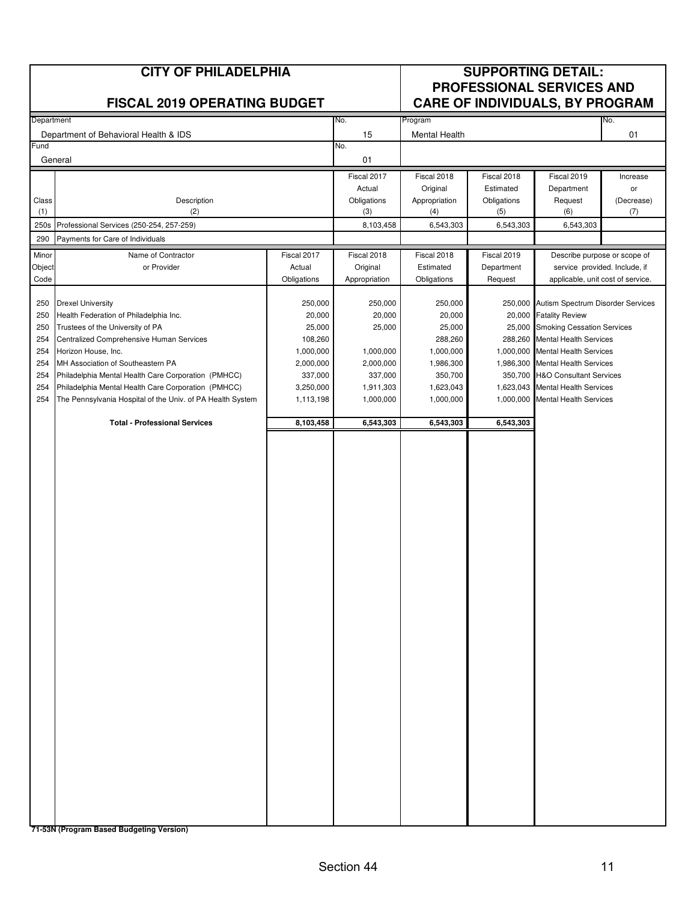| CITY OF PHILADELPHIA | | SUPPORTING DETAIL: | |
|---|---|---|---|
| FISCAL 2019 OPERATING BUDGET | | PROFESSIONAL SERVICES AND CARE OF INDIVIDUALS, BY PROGRAM | |

| Department | No. | Program | No. |
|---|---|---|---|
| Department of Behavioral Health & IDS | 15 | Mental Health | 01 |
| **Fund** | **No.** | | |
| General | 01 | | |

| Class (1) | Description (2) | Fiscal 2017 Actual Obligations (3) | Fiscal 2018 Original Appropriation (4) | Fiscal 2018 Estimated Obligations (5) | Fiscal 2019 Department Request (6) | Increase or (Decrease) (7) |
|---|---|---|---|---|---|---|
| 250s | Professional Services (250-254, 257-259) | 8,103,458 | 6,543,303 | 6,543,303 | 6,543,303 | |
| 290 | Payments for Care of Individuals | | | | | |

| Minor Object Code | Name of Contractor or Provider | Fiscal 2017 Actual Obligations | Fiscal 2018 Original Appropriation | Fiscal 2018 Estimated Obligations | Fiscal 2019 Department Request | Describe purpose or scope of service provided. Include, if applicable, unit cost of service. |
|---|---|---|---|---|---|---|
| 250 | Drexel University | 250,000 | 250,000 | 250,000 | 250,000 | Autism Spectrum Disorder Services |
| 250 | Health Federation of Philadelphia Inc. | 20,000 | 20,000 | 20,000 | 20,000 | Fatality Review |
| 250 | Trustees of the University of PA | 25,000 | 25,000 | 25,000 | 25,000 | Smoking Cessation Services |
| 254 | Centralized Comprehensive Human Services | 108,260 | | 288,260 | 288,260 | Mental Health Services |
| 254 | Horizon House, Inc. | 1,000,000 | 1,000,000 | 1,000,000 | 1,000,000 | Mental Health Services |
| 254 | MH Association of Southeastern PA | 2,000,000 | 2,000,000 | 1,986,300 | 1,986,300 | Mental Health Services |
| 254 | Philadelphia Mental Health Care Corporation (PMHCC) | 337,000 | 337,000 | 350,700 | 350,700 | H&O Consultant Services |
| 254 | Philadelphia Mental Health Care Corporation (PMHCC) | 3,250,000 | 1,911,303 | 1,623,043 | 1,623,043 | Mental Health Services |
| 254 | The Pennsylvania Hospital of the Univ. of PA Health System | 1,113,198 | 1,000,000 | 1,000,000 | 1,000,000 | Mental Health Services |
| | **Total - Professional Services** | **8,103,458** | **6,543,303** | **6,543,303** | **6,543,303** | |

**71-53N (Program Based Budgeting Version)**

Section 44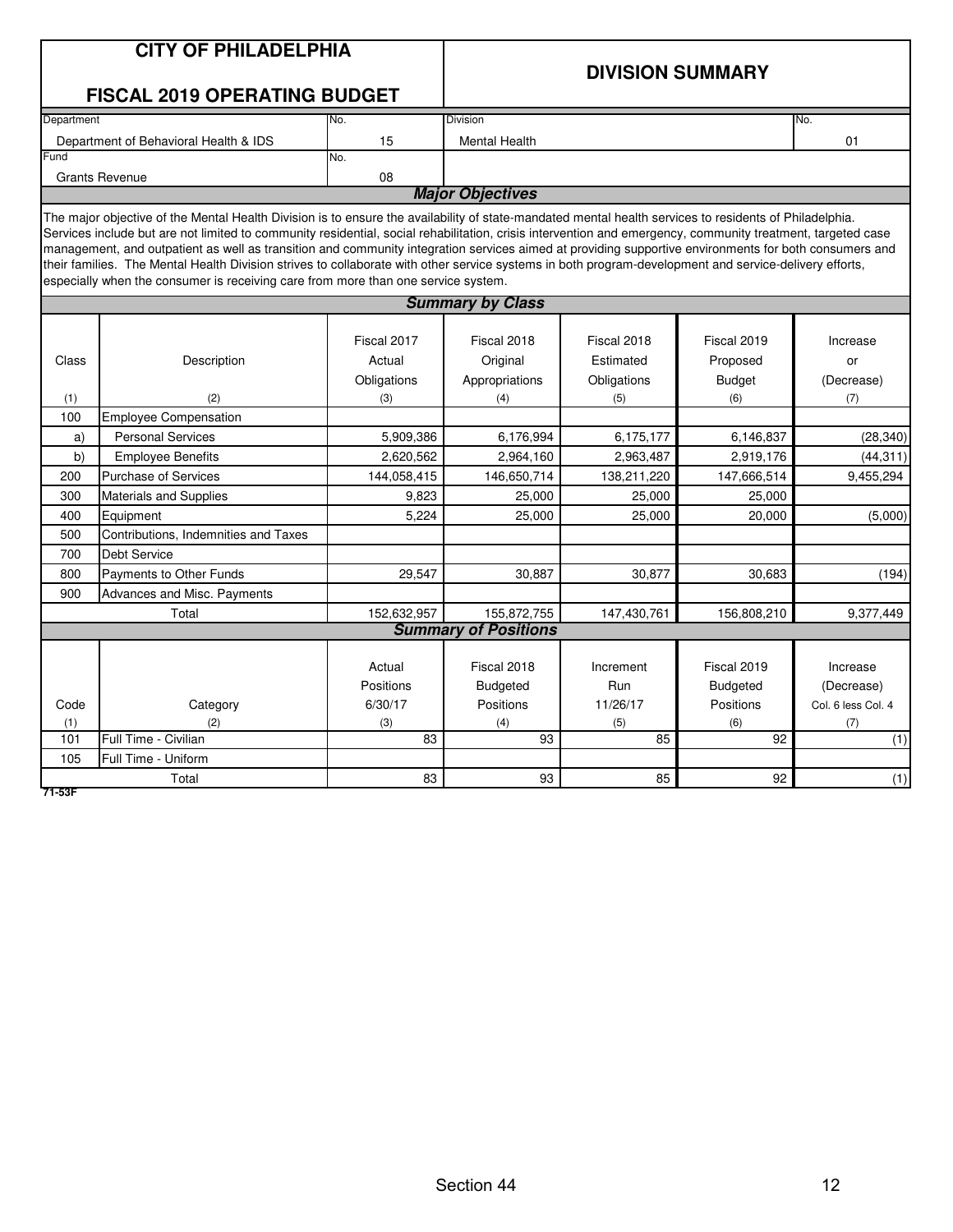# CITY OF PHILADELPHIA

## FISCAL 2019 OPERATING BUDGET

## DIVISION SUMMARY

| Department | No. | Division | No. |
|---|---|---|---|
| Department of Behavioral Health & IDS | 15 | Mental Health | 01 |
| **Fund** | **No.** | | |
| Grants Revenue | 08 | | |

### Major Objectives

The major objective of the Mental Health Division is to ensure the availability of state-mandated mental health services to residents of Philadelphia. Services include but are not limited to community residential, social rehabilitation, crisis intervention and emergency, community treatment, targeted case management, and outpatient as well as transition and community integration services aimed at providing supportive environments for both consumers and their families. The Mental Health Division strives to collaborate with other service systems in both program-development and service-delivery efforts, especially when the consumer is receiving care from more than one service system.

### Summary by Class

| Class (1) | Description (2) | Fiscal 2017 Actual Obligations (3) | Fiscal 2018 Original Appropriations (4) | Fiscal 2018 Estimated Obligations (5) | Fiscal 2019 Proposed Budget (6) | Increase or (Decrease) (7) |
|---|---|---|---|---|---|---|
| 100 | Employee Compensation | | | | | |
| a) | Personal Services | 5,909,386 | 6,176,994 | 6,175,177 | 6,146,837 | (28,340) |
| b) | Employee Benefits | 2,620,562 | 2,964,160 | 2,963,487 | 2,919,176 | (44,311) |
| 200 | Purchase of Services | 144,058,415 | 146,650,714 | 138,211,220 | 147,666,514 | 9,455,294 |
| 300 | Materials and Supplies | 9,823 | 25,000 | 25,000 | 25,000 | |
| 400 | Equipment | 5,224 | 25,000 | 25,000 | 20,000 | (5,000) |
| 500 | Contributions, Indemnities and Taxes | | | | | |
| 700 | Debt Service | | | | | |
| 800 | Payments to Other Funds | 29,547 | 30,887 | 30,877 | 30,683 | (194) |
| 900 | Advances and Misc. Payments | | | | | |
| | Total | 152,632,957 | 155,872,755 | 147,430,761 | 156,808,210 | 9,377,449 |

### Summary of Positions

| Code (1) | Category (2) | Actual Positions 6/30/17 (3) | Fiscal 2018 Budgeted Positions (4) | Increment Run 11/26/17 (5) | Fiscal 2019 Budgeted Positions (6) | Increase (Decrease) Col. 6 less Col. 4 (7) |
|---|---|---|---|---|---|---|
| 101 | Full Time - Civilian | 83 | 93 | 85 | 92 | (1) |
| 105 | Full Time - Uniform | | | | | |
| | Total | 83 | 93 | 85 | 92 | (1) |

71-53F

Section 44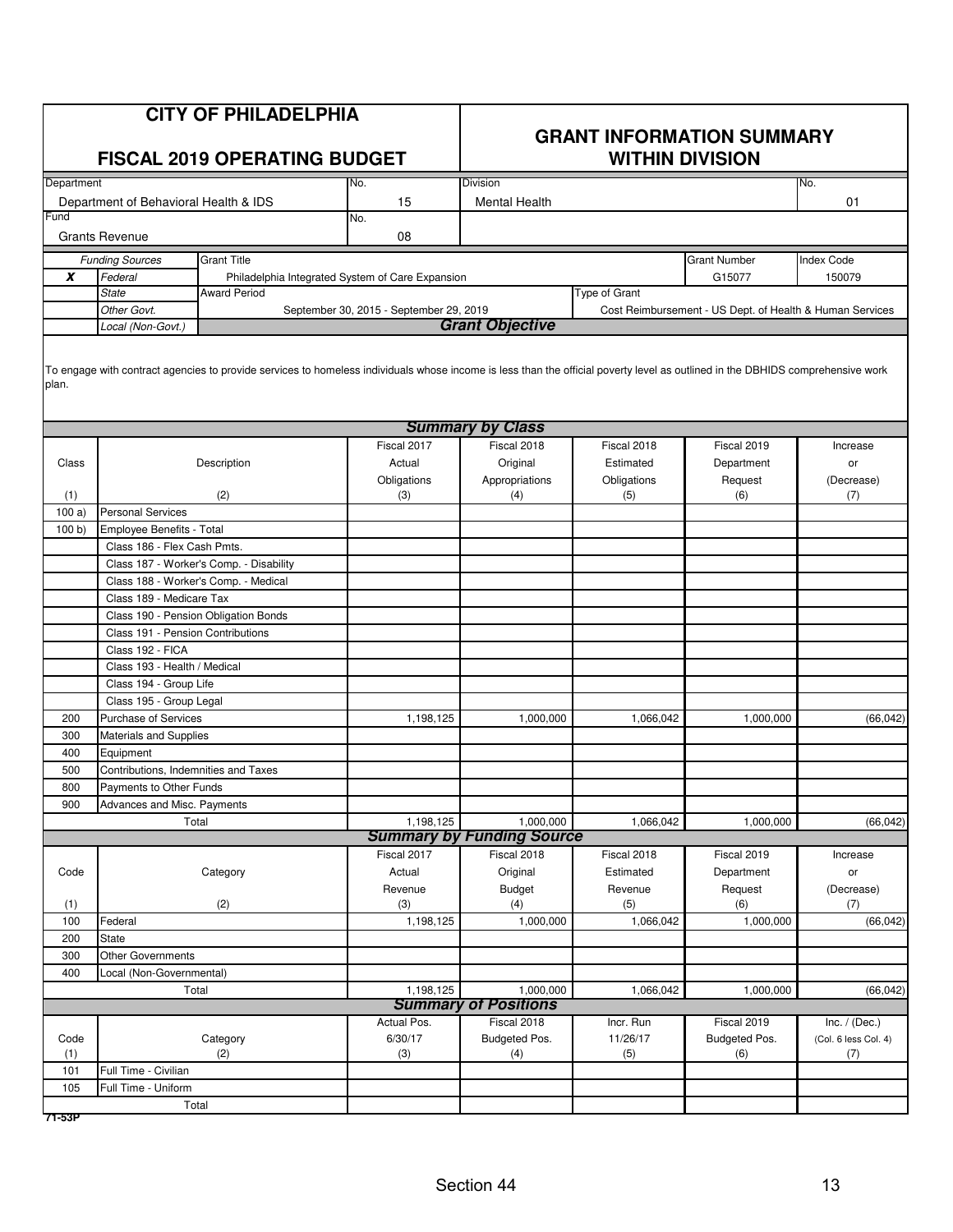# CITY OF PHILADELPHIA

## FISCAL 2019 OPERATING BUDGET

## GRANT INFORMATION SUMMARY WITHIN DIVISION

| Department | No. | Division | No. |
|---|---|---|---|
| Department of Behavioral Health & IDS | 15 | Mental Health | 01 |

| Fund | No. |
|---|---|
| Grants Revenue | 08 |

| | Funding Sources | Grant Title | Grant Number | Index Code |
|---|---|---|---|---|
| x | Federal | Philadelphia Integrated System of Care Expansion | G15077 | 150079 |
| | State | Award Period | Type of Grant | |
| | Other Govt. | September 30, 2015 - September 29, 2019 | Cost Reimbursement - US Dept. of Health & Human Services | |
| | Local (Non-Govt.) | | | |

### Grant Objective

To engage with contract agencies to provide services to homeless individuals whose income is less than the official poverty level as outlined in the DBHIDS comprehensive work plan.

### Summary by Class

| Class (1) | Description (2) | Fiscal 2017 Actual Obligations (3) | Fiscal 2018 Original Appropriations (4) | Fiscal 2018 Estimated Obligations (5) | Fiscal 2019 Department Request (6) | Increase or (Decrease) (7) |
|---|---|---|---|---|---|---|
| 100 a) | Personal Services | | | | | |
| 100 b) | Employee Benefits - Total | | | | | |
| | Class 186 - Flex Cash Pmts. | | | | | |
| | Class 187 - Worker's Comp. - Disability | | | | | |
| | Class 188 - Worker's Comp. - Medical | | | | | |
| | Class 189 - Medicare Tax | | | | | |
| | Class 190 - Pension Obligation Bonds | | | | | |
| | Class 191 - Pension Contributions | | | | | |
| | Class 192 - FICA | | | | | |
| | Class 193 - Health / Medical | | | | | |
| | Class 194 - Group Life | | | | | |
| | Class 195 - Group Legal | | | | | |
| 200 | Purchase of Services | 1,198,125 | 1,000,000 | 1,066,042 | 1,000,000 | (66,042) |
| 300 | Materials and Supplies | | | | | |
| 400 | Equipment | | | | | |
| 500 | Contributions, Indemnities and Taxes | | | | | |
| 800 | Payments to Other Funds | | | | | |
| 900 | Advances and Misc. Payments | | | | | |
| | Total | 1,198,125 | 1,000,000 | 1,066,042 | 1,000,000 | (66,042) |

### Summary by Funding Source

| Code (1) | Category (2) | Fiscal 2017 Actual Revenue (3) | Fiscal 2018 Original Budget (4) | Fiscal 2018 Estimated Revenue (5) | Fiscal 2019 Department Request (6) | Increase or (Decrease) (7) |
|---|---|---|---|---|---|---|
| 100 | Federal | 1,198,125 | 1,000,000 | 1,066,042 | 1,000,000 | (66,042) |
| 200 | State | | | | | |
| 300 | Other Governments | | | | | |
| 400 | Local (Non-Governmental) | | | | | |
| | Total | 1,198,125 | 1,000,000 | 1,066,042 | 1,000,000 | (66,042) |

### Summary of Positions

| Code (1) | Category (2) | Actual Pos. 6/30/17 (3) | Fiscal 2018 Budgeted Pos. (4) | Incr. Run 11/26/17 (5) | Fiscal 2019 Budgeted Pos. (6) | Inc. / (Dec.) (Col. 6 less Col. 4) (7) |
|---|---|---|---|---|---|---|
| 101 | Full Time - Civilian | | | | | |
| 105 | Full Time - Uniform | | | | | |
| | Total | | | | | |

71-53P

Section 44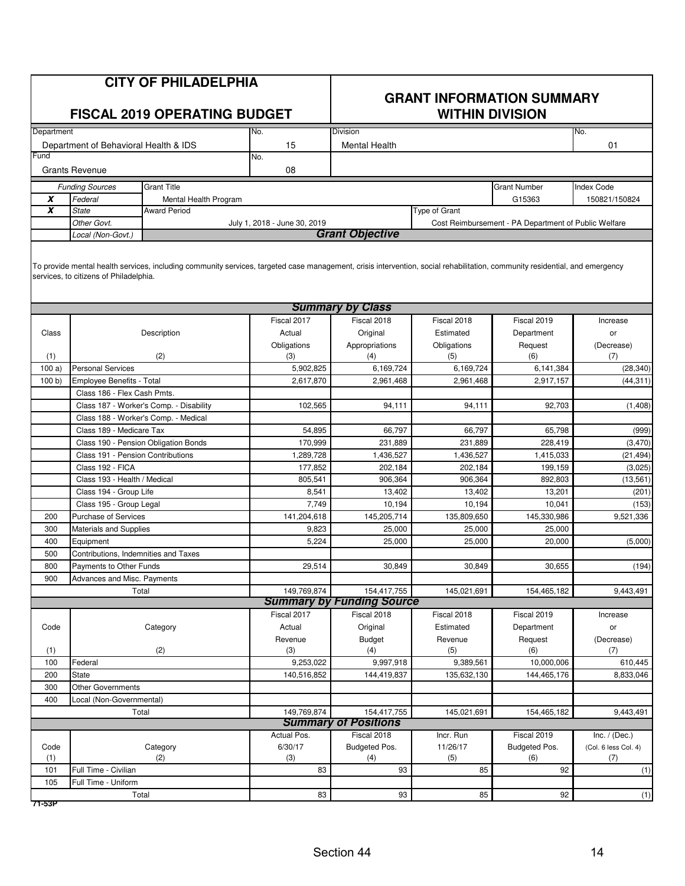# CITY OF PHILADELPHIA

## FISCAL 2019 OPERATING BUDGET

## GRANT INFORMATION SUMMARY WITHIN DIVISION

| Department | No. | Division | No. |
|---|---|---|---|
| Department of Behavioral Health & IDS | 15 | Mental Health | 01 |

| Fund | No. |
|---|---|
| Grants Revenue | 08 |

| | Funding Sources | Grant Title | Grant Number | Index Code |
|---|---|---|---|---|
| X | Federal | Mental Health Program | G15363 | 150821/150824 |
| X | State | Award Period: July 1, 2018 - June 30, 2019 | Type of Grant: Cost Reimbursement - PA Department of Public Welfare | |
| | Other Govt. | | | |
| | Local (Non-Govt.) | | | |

### Grant Objective

To provide mental health services, including community services, targeted case management, crisis intervention, social rehabilitation, community residential, and emergency services, to citizens of Philadelphia.

### Summary by Class

| Class (1) | Description (2) | Fiscal 2017 Actual Obligations (3) | Fiscal 2018 Original Appropriations (4) | Fiscal 2018 Estimated Obligations (5) | Fiscal 2019 Department Request (6) | Increase or (Decrease) (7) |
|---|---|---|---|---|---|---|
| 100 a) | Personal Services | 5,902,825 | 6,169,724 | 6,169,724 | 6,141,384 | (28,340) |
| 100 b) | Employee Benefits - Total | 2,617,870 | 2,961,468 | 2,961,468 | 2,917,157 | (44,311) |
| | Class 186 - Flex Cash Pmts. | | | | | |
| | Class 187 - Worker's Comp. - Disability | 102,565 | 94,111 | 94,111 | 92,703 | (1,408) |
| | Class 188 - Worker's Comp. - Medical | | | | | |
| | Class 189 - Medicare Tax | 54,895 | 66,797 | 66,797 | 65,798 | (999) |
| | Class 190 - Pension Obligation Bonds | 170,999 | 231,889 | 231,889 | 228,419 | (3,470) |
| | Class 191 - Pension Contributions | 1,289,728 | 1,436,527 | 1,436,527 | 1,415,033 | (21,494) |
| | Class 192 - FICA | 177,852 | 202,184 | 202,184 | 199,159 | (3,025) |
| | Class 193 - Health / Medical | 805,541 | 906,364 | 906,364 | 892,803 | (13,561) |
| | Class 194 - Group Life | 8,541 | 13,402 | 13,402 | 13,201 | (201) |
| | Class 195 - Group Legal | 7,749 | 10,194 | 10,194 | 10,041 | (153) |
| 200 | Purchase of Services | 141,204,618 | 145,205,714 | 135,809,650 | 145,330,986 | 9,521,336 |
| 300 | Materials and Supplies | 9,823 | 25,000 | 25,000 | 25,000 | |
| 400 | Equipment | 5,224 | 25,000 | 25,000 | 20,000 | (5,000) |
| 500 | Contributions, Indemnities and Taxes | | | | | |
| 800 | Payments to Other Funds | 29,514 | 30,849 | 30,849 | 30,655 | (194) |
| 900 | Advances and Misc. Payments | | | | | |
| | Total | 149,769,874 | 154,417,755 | 145,021,691 | 154,465,182 | 9,443,491 |

### Summary by Funding Source

| Code (1) | Category (2) | Fiscal 2017 Actual Revenue (3) | Fiscal 2018 Original Budget (4) | Fiscal 2018 Estimated Revenue (5) | Fiscal 2019 Department Request (6) | Increase or (Decrease) (7) |
|---|---|---|---|---|---|---|
| 100 | Federal | 9,253,022 | 9,997,918 | 9,389,561 | 10,000,006 | 610,445 |
| 200 | State | 140,516,852 | 144,419,837 | 135,632,130 | 144,465,176 | 8,833,046 |
| 300 | Other Governments | | | | | |
| 400 | Local (Non-Governmental) | | | | | |
| | Total | 149,769,874 | 154,417,755 | 145,021,691 | 154,465,182 | 9,443,491 |

### Summary of Positions

| Code (1) | Category (2) | Actual Pos. 6/30/17 (3) | Fiscal 2018 Budgeted Pos. (4) | Incr. Run 11/26/17 (5) | Fiscal 2019 Budgeted Pos. (6) | Inc. / (Dec.) (Col. 6 less Col. 4) (7) |
|---|---|---|---|---|---|---|
| 101 | Full Time - Civilian | 83 | 93 | 85 | 92 | (1) |
| 105 | Full Time - Uniform | | | | | |
| | Total | 83 | 93 | 85 | 92 | (1) |

71-53P

Section 44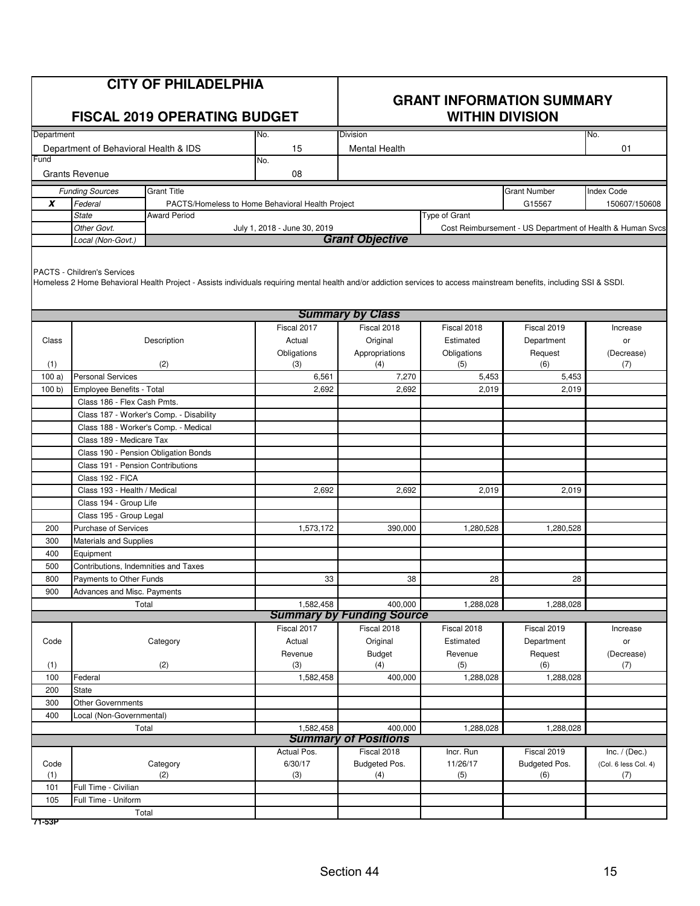# CITY OF PHILADELPHIA

## FISCAL 2019 OPERATING BUDGET

## GRANT INFORMATION SUMMARY WITHIN DIVISION

| Department | No. | Division | No. |
|---|---|---|---|
| Department of Behavioral Health & IDS | 15 | Mental Health | 01 |

| Fund | No. |
|---|---|
| Grants Revenue | 08 |

| | Funding Sources | Grant Title | Grant Number | Index Code |
|---|---|---|---|---|
| x | Federal | PACTS/Homeless to Home Behavioral Health Project | G15567 | 150607/150608 |
| | State | Award Period: July 1, 2018 - June 30, 2019 | Type of Grant: Cost Reimbursement - US Department of Health & Human Svcs | |
| | Other Govt. | | | |
| | Local (Non-Govt.) | | | |

### Grant Objective

PACTS - Children's Services
Homeless 2 Home Behavioral Health Project - Assists individuals requiring mental health and/or addiction services to access mainstream benefits, including SSI & SSDI.

### Summary by Class

| Class (1) | Description (2) | Fiscal 2017 Actual Obligations (3) | Fiscal 2018 Original Appropriations (4) | Fiscal 2018 Estimated Obligations (5) | Fiscal 2019 Department Request (6) | Increase or (Decrease) (7) |
|---|---|---|---|---|---|---|
| 100 a) | Personal Services | 6,561 | 7,270 | 5,453 | 5,453 | |
| 100 b) | Employee Benefits - Total | 2,692 | 2,692 | 2,019 | 2,019 | |
| | Class 186 - Flex Cash Pmts. | | | | | |
| | Class 187 - Worker's Comp. - Disability | | | | | |
| | Class 188 - Worker's Comp. - Medical | | | | | |
| | Class 189 - Medicare Tax | | | | | |
| | Class 190 - Pension Obligation Bonds | | | | | |
| | Class 191 - Pension Contributions | | | | | |
| | Class 192 - FICA | | | | | |
| | Class 193 - Health / Medical | 2,692 | 2,692 | 2,019 | 2,019 | |
| | Class 194 - Group Life | | | | | |
| | Class 195 - Group Legal | | | | | |
| 200 | Purchase of Services | 1,573,172 | 390,000 | 1,280,528 | 1,280,528 | |
| 300 | Materials and Supplies | | | | | |
| 400 | Equipment | | | | | |
| 500 | Contributions, Indemnities and Taxes | | | | | |
| 800 | Payments to Other Funds | 33 | 38 | 28 | 28 | |
| 900 | Advances and Misc. Payments | | | | | |
| | Total | 1,582,458 | 400,000 | 1,288,028 | 1,288,028 | |

### Summary by Funding Source

| Code (1) | Category (2) | Fiscal 2017 Actual Revenue (3) | Fiscal 2018 Original Budget (4) | Fiscal 2018 Estimated Revenue (5) | Fiscal 2019 Department Request (6) | Increase or (Decrease) (7) |
|---|---|---|---|---|---|---|
| 100 | Federal | 1,582,458 | 400,000 | 1,288,028 | 1,288,028 | |
| 200 | State | | | | | |
| 300 | Other Governments | | | | | |
| 400 | Local (Non-Governmental) | | | | | |
| | Total | 1,582,458 | 400,000 | 1,288,028 | 1,288,028 | |

### Summary of Positions

| Code (1) | Category (2) | Actual Pos. 6/30/17 (3) | Fiscal 2018 Budgeted Pos. (4) | Incr. Run 11/26/17 (5) | Fiscal 2019 Budgeted Pos. (6) | Inc. / (Dec.) (Col. 6 less Col. 4) (7) |
|---|---|---|---|---|---|---|
| 101 | Full Time - Civilian | | | | | |
| 105 | Full Time - Uniform | | | | | |
| | Total | | | | | |

71-53P

Section 44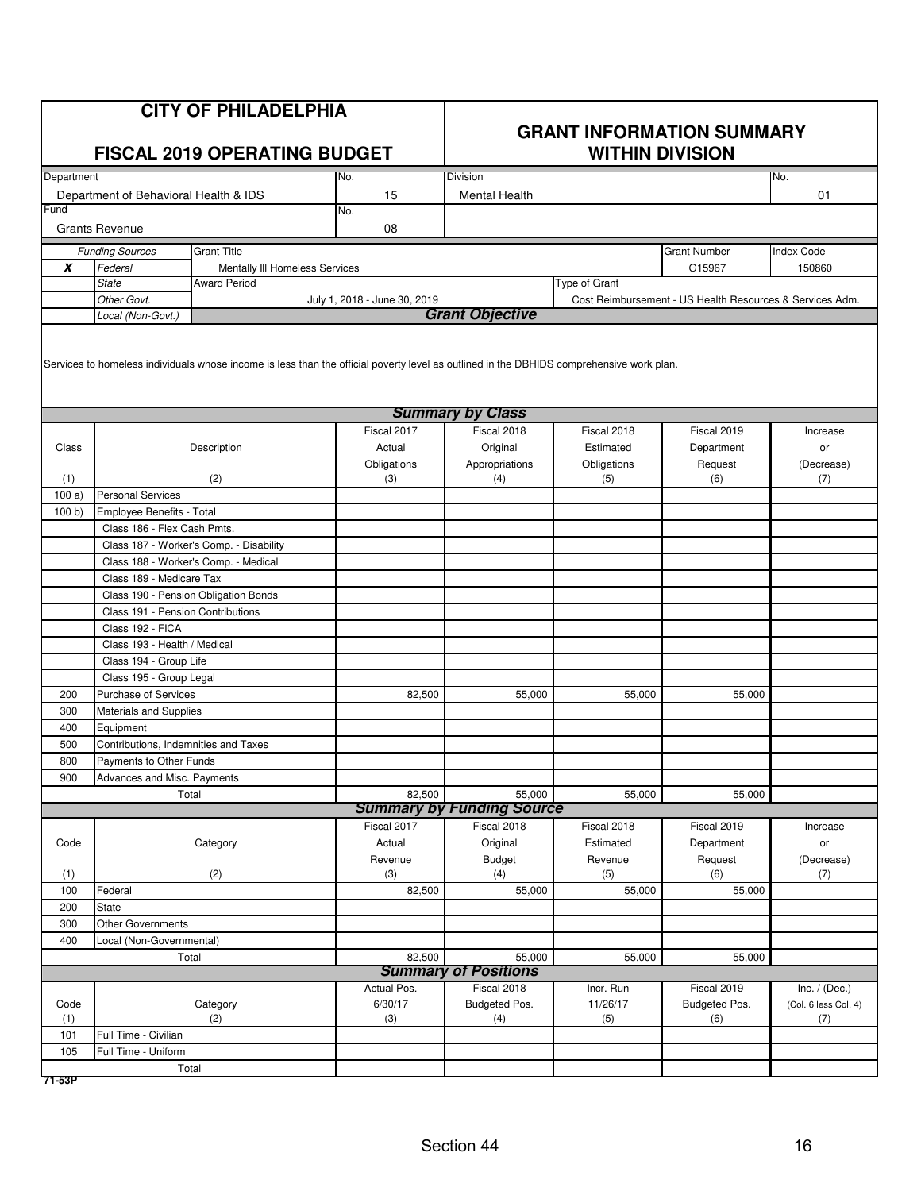# CITY OF PHILADELPHIA

## FISCAL 2019 OPERATING BUDGET

## GRANT INFORMATION SUMMARY WITHIN DIVISION

| Department | No. | Division | No. |
|---|---|---|---|
| Department of Behavioral Health & IDS | 15 | Mental Health | 01 |
| Fund | No. | | |
| Grants Revenue | 08 | | |

| | Funding Sources | Grant Title | Grant Number | Index Code |
|---|---|---|---|---|
| X | Federal | Mentally Ill Homeless Services | G15967 | 150860 |
| | State | Award Period | Type of Grant | |
| | Other Govt. | July 1, 2018 - June 30, 2019 | Cost Reimbursement - US Health Resources & Services Adm. | |
| | Local (Non-Govt.) | | | |

### Grant Objective

Services to homeless individuals whose income is less than the official poverty level as outlined in the DBHIDS comprehensive work plan.

### Summary by Class

| Class (1) | Description (2) | Fiscal 2017 Actual Obligations (3) | Fiscal 2018 Original Appropriations (4) | Fiscal 2018 Estimated Obligations (5) | Fiscal 2019 Department Request (6) | Increase or (Decrease) (7) |
|---|---|---|---|---|---|---|
| 100 a) | Personal Services | | | | | |
| 100 b) | Employee Benefits - Total | | | | | |
| | Class 186 - Flex Cash Pmts. | | | | | |
| | Class 187 - Worker's Comp. - Disability | | | | | |
| | Class 188 - Worker's Comp. - Medical | | | | | |
| | Class 189 - Medicare Tax | | | | | |
| | Class 190 - Pension Obligation Bonds | | | | | |
| | Class 191 - Pension Contributions | | | | | |
| | Class 192 - FICA | | | | | |
| | Class 193 - Health / Medical | | | | | |
| | Class 194 - Group Life | | | | | |
| | Class 195 - Group Legal | | | | | |
| 200 | Purchase of Services | 82,500 | 55,000 | 55,000 | 55,000 | |
| 300 | Materials and Supplies | | | | | |
| 400 | Equipment | | | | | |
| 500 | Contributions, Indemnities and Taxes | | | | | |
| 800 | Payments to Other Funds | | | | | |
| 900 | Advances and Misc. Payments | | | | | |
| | Total | 82,500 | 55,000 | 55,000 | 55,000 | |

### Summary by Funding Source

| Code (1) | Category (2) | Fiscal 2017 Actual Revenue (3) | Fiscal 2018 Original Budget (4) | Fiscal 2018 Estimated Revenue (5) | Fiscal 2019 Department Request (6) | Increase or (Decrease) (7) |
|---|---|---|---|---|---|---|
| 100 | Federal | 82,500 | 55,000 | 55,000 | 55,000 | |
| 200 | State | | | | | |
| 300 | Other Governments | | | | | |
| 400 | Local (Non-Governmental) | | | | | |
| | Total | 82,500 | 55,000 | 55,000 | 55,000 | |

### Summary of Positions

| Code (1) | Category (2) | Actual Pos. 6/30/17 (3) | Fiscal 2018 Budgeted Pos. (4) | Incr. Run 11/26/17 (5) | Fiscal 2019 Budgeted Pos. (6) | Inc. / (Dec.) (Col. 6 less Col. 4) (7) |
|---|---|---|---|---|---|---|
| 101 | Full Time - Civilian | | | | | |
| 105 | Full Time - Uniform | | | | | |
| | Total | | | | | |

71-53P

Section 44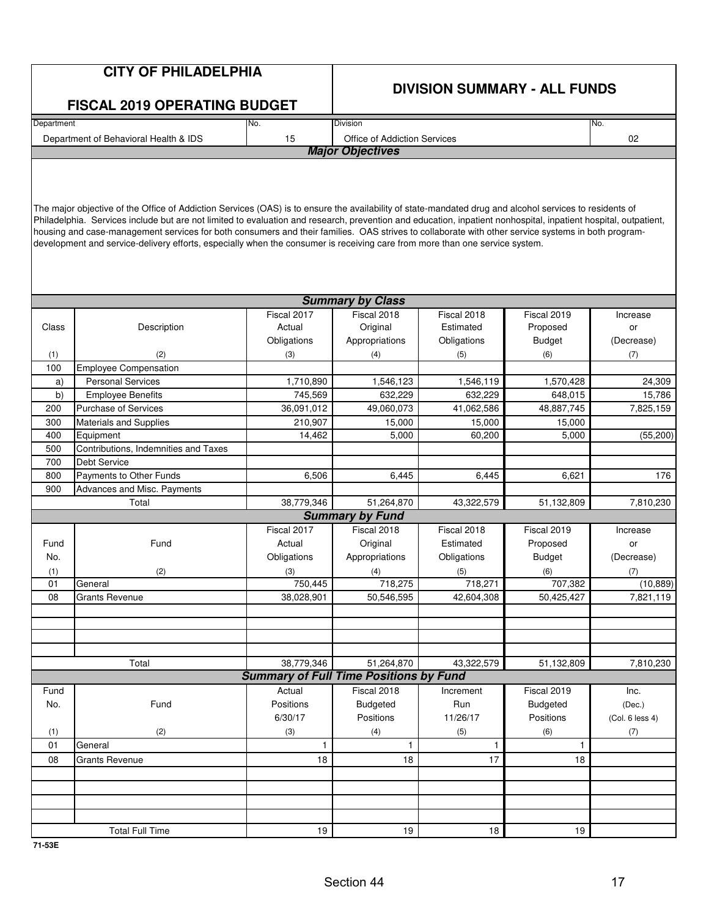# CITY OF PHILADELPHIA

## FISCAL 2019 OPERATING BUDGET

## DIVISION SUMMARY - ALL FUNDS

| Department | No. | Division | No. |
|---|---|---|---|
| Department of Behavioral Health & IDS | 15 | Office of Addiction Services | 02 |

### *Major Objectives*

The major objective of the Office of Addiction Services (OAS) is to ensure the availability of state-mandated drug and alcohol services to residents of Philadelphia. Services include but are not limited to evaluation and research, prevention and education, inpatient nonhospital, inpatient hospital, outpatient, housing and case-management services for both consumers and their families. OAS strives to collaborate with other service systems in both program-development and service-delivery efforts, especially when the consumer is receiving care from more than one service system.

### *Summary by Class*

| Class | Description | Fiscal 2017 Actual Obligations | Fiscal 2018 Original Appropriations | Fiscal 2018 Estimated Obligations | Fiscal 2019 Proposed Budget | Increase or (Decrease) |
|---|---|---|---|---|---|---|
| (1) | (2) | (3) | (4) | (5) | (6) | (7) |
| 100 | Employee Compensation | | | | | |
| a) | Personal Services | 1,710,890 | 1,546,123 | 1,546,119 | 1,570,428 | 24,309 |
| b) | Employee Benefits | 745,569 | 632,229 | 632,229 | 648,015 | 15,786 |
| 200 | Purchase of Services | 36,091,012 | 49,060,073 | 41,062,586 | 48,887,745 | 7,825,159 |
| 300 | Materials and Supplies | 210,907 | 15,000 | 15,000 | 15,000 | |
| 400 | Equipment | 14,462 | 5,000 | 60,200 | 5,000 | (55,200) |
| 500 | Contributions, Indemnities and Taxes | | | | | |
| 700 | Debt Service | | | | | |
| 800 | Payments to Other Funds | 6,506 | 6,445 | 6,445 | 6,621 | 176 |
| 900 | Advances and Misc. Payments | | | | | |
| | Total | 38,779,346 | 51,264,870 | 43,322,579 | 51,132,809 | 7,810,230 |

### *Summary by Fund*

| Fund No. | Fund | Fiscal 2017 Actual Obligations | Fiscal 2018 Original Appropriations | Fiscal 2018 Estimated Obligations | Fiscal 2019 Proposed Budget | Increase or (Decrease) |
|---|---|---|---|---|---|---|
| (1) | (2) | (3) | (4) | (5) | (6) | (7) |
| 01 | General | 750,445 | 718,275 | 718,271 | 707,382 | (10,889) |
| 08 | Grants Revenue | 38,028,901 | 50,546,595 | 42,604,308 | 50,425,427 | 7,821,119 |
| | Total | 38,779,346 | 51,264,870 | 43,322,579 | 51,132,809 | 7,810,230 |

### *Summary of Full Time Positions by Fund*

| Fund No. | Fund | Actual Positions 6/30/17 | Fiscal 2018 Budgeted Positions | Increment Run 11/26/17 | Fiscal 2019 Budgeted Positions | Inc. (Dec.) (Col. 6 less 4) |
|---|---|---|---|---|---|---|
| (1) | (2) | (3) | (4) | (5) | (6) | (7) |
| 01 | General | 1 | 1 | 1 | 1 | |
| 08 | Grants Revenue | 18 | 18 | 17 | 18 | |
| | Total Full Time | 19 | 19 | 18 | 19 | |

71-53E

Section 44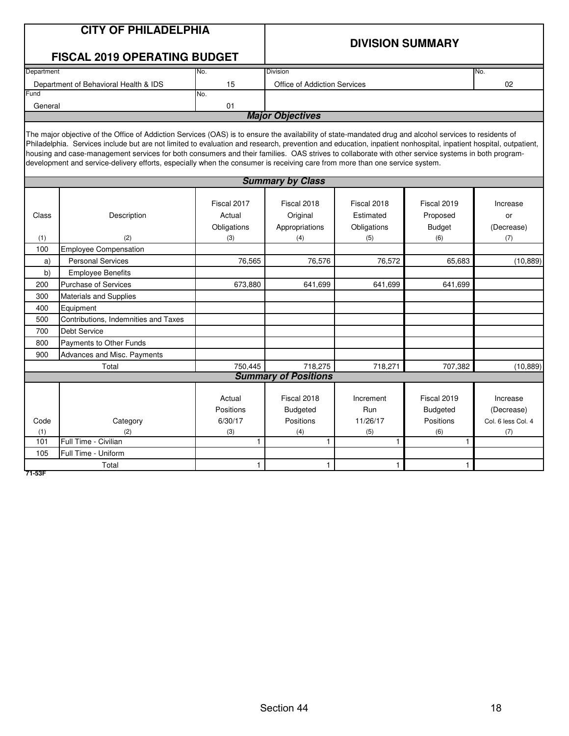# CITY OF PHILADELPHIA

## FISCAL 2019 OPERATING BUDGET

## DIVISION SUMMARY

| Department | No. | Division | No. |
|---|---|---|---|
| Department of Behavioral Health & IDS | 15 | Office of Addiction Services | 02 |
| Fund | No. | | |
| General | 01 | | |

### *Major Objectives*

The major objective of the Office of Addiction Services (OAS) is to ensure the availability of state-mandated drug and alcohol services to residents of Philadelphia. Services include but are not limited to evaluation and research, prevention and education, inpatient nonhospital, inpatient hospital, outpatient, housing and case-management services for both consumers and their families. OAS strives to collaborate with other service systems in both program-development and service-delivery efforts, especially when the consumer is receiving care from more than one service system.

### *Summary by Class*

| Class (1) | Description (2) | Fiscal 2017 Actual Obligations (3) | Fiscal 2018 Original Appropriations (4) | Fiscal 2018 Estimated Obligations (5) | Fiscal 2019 Proposed Budget (6) | Increase or (Decrease) (7) |
|---|---|---|---|---|---|---|
| 100 | Employee Compensation | | | | | |
| a) | Personal Services | 76,565 | 76,576 | 76,572 | 65,683 | (10,889) |
| b) | Employee Benefits | | | | | |
| 200 | Purchase of Services | 673,880 | 641,699 | 641,699 | 641,699 | |
| 300 | Materials and Supplies | | | | | |
| 400 | Equipment | | | | | |
| 500 | Contributions, Indemnities and Taxes | | | | | |
| 700 | Debt Service | | | | | |
| 800 | Payments to Other Funds | | | | | |
| 900 | Advances and Misc. Payments | | | | | |
| | Total | 750,445 | 718,275 | 718,271 | 707,382 | (10,889) |

### *Summary of Positions*

| Code (1) | Category (2) | Actual Positions 6/30/17 (3) | Fiscal 2018 Budgeted Positions (4) | Increment Run 11/26/17 (5) | Fiscal 2019 Budgeted Positions (6) | Increase (Decrease) Col. 6 less Col. 4 (7) |
|---|---|---|---|---|---|---|
| 101 | Full Time - Civilian | 1 | 1 | 1 | 1 | |
| 105 | Full Time - Uniform | | | | | |
| | Total | 1 | 1 | 1 | 1 | |

71-53F

Section 44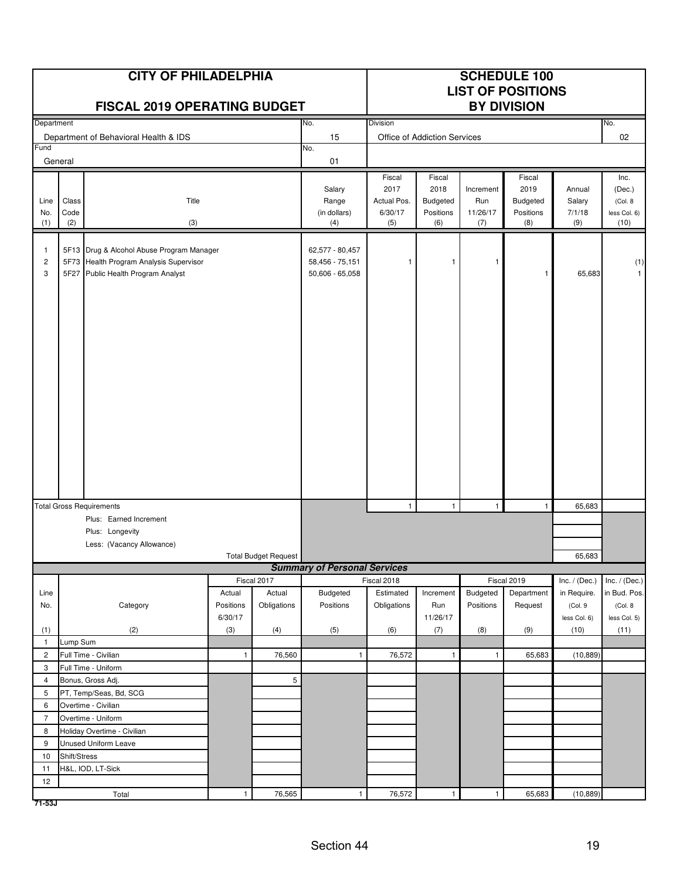# CITY OF PHILADELPHIA

## FISCAL 2019 OPERATING BUDGET

## SCHEDULE 100 LIST OF POSITIONS BY DIVISION

| Department | No. | Division | No. |
|---|---|---|---|
| Department of Behavioral Health & IDS | 15 | Office of Addiction Services | 02 |
| **Fund** | **No.** | | |
| General | 01 | | |

| Line No. (1) | Class Code (2) | Title (3) | Salary Range (in dollars) (4) | Fiscal 2017 Actual Pos. 6/30/17 (5) | Fiscal 2018 Budgeted Positions (6) | Increment Run 11/26/17 (7) | Fiscal 2019 Budgeted Positions (8) | Annual Salary 7/1/18 (9) | Inc. (Dec.) (Col. 8 less Col. 6) (10) |
|---|---|---|---|---|---|---|---|---|---|
| 1 | 5F13 | Drug & Alcohol Abuse Program Manager | 62,577 - 80,457 | | | | | | |
| 2 | 5F73 | Health Program Analysis Supervisor | 58,456 - 75,151 | 1 | 1 | 1 | | | (1) |
| 3 | 5F27 | Public Health Program Analyst | 50,606 - 65,058 | | | | 1 | 65,683 | 1 |
| | | Total Gross Requirements | | 1 | 1 | 1 | 1 | 65,683 | |
| | | Plus: Earned Increment | | | | | | | |
| | | Plus: Longevity | | | | | | | |
| | | Less: (Vacancy Allowance) | | | | | | | |
| | | Total Budget Request | | | | | | 65,683 | |

### Summary of Personal Services

| Line No. (1) | Category (2) | Fiscal 2017 Actual Positions 6/30/17 (3) | Fiscal 2017 Actual Obligations (4) | Fiscal 2018 Budgeted Positions (5) | Fiscal 2018 Estimated Obligations (6) | Increment Run 11/26/17 (7) | Fiscal 2019 Budgeted Positions (8) | Fiscal 2019 Department Request (9) | Inc. / (Dec.) in Require. (Col. 9 less Col. 6) (10) | Inc. / (Dec.) in Bud. Pos. (Col. 8 less Col. 5) (11) |
|---|---|---|---|---|---|---|---|---|---|---|
| 1 | Lump Sum | | | | | | | | | |
| 2 | Full Time - Civilian | 1 | 76,560 | 1 | 76,572 | 1 | 1 | 65,683 | (10,889) | |
| 3 | Full Time - Uniform | | | | | | | | | |
| 4 | Bonus, Gross Adj. | | 5 | | | | | | | |
| 5 | PT, Temp/Seas, Bd, SCG | | | | | | | | | |
| 6 | Overtime - Civilian | | | | | | | | | |
| 7 | Overtime - Uniform | | | | | | | | | |
| 8 | Holiday Overtime - Civilian | | | | | | | | | |
| 9 | Unused Uniform Leave | | | | | | | | | |
| 10 | Shift/Stress | | | | | | | | | |
| 11 | H&L, IOD, LT-Sick | | | | | | | | | |
| 12 | | | | | | | | | | |
| | Total | 1 | 76,565 | 1 | 76,572 | 1 | 1 | 65,683 | (10,889) | |

71-53J

Section 44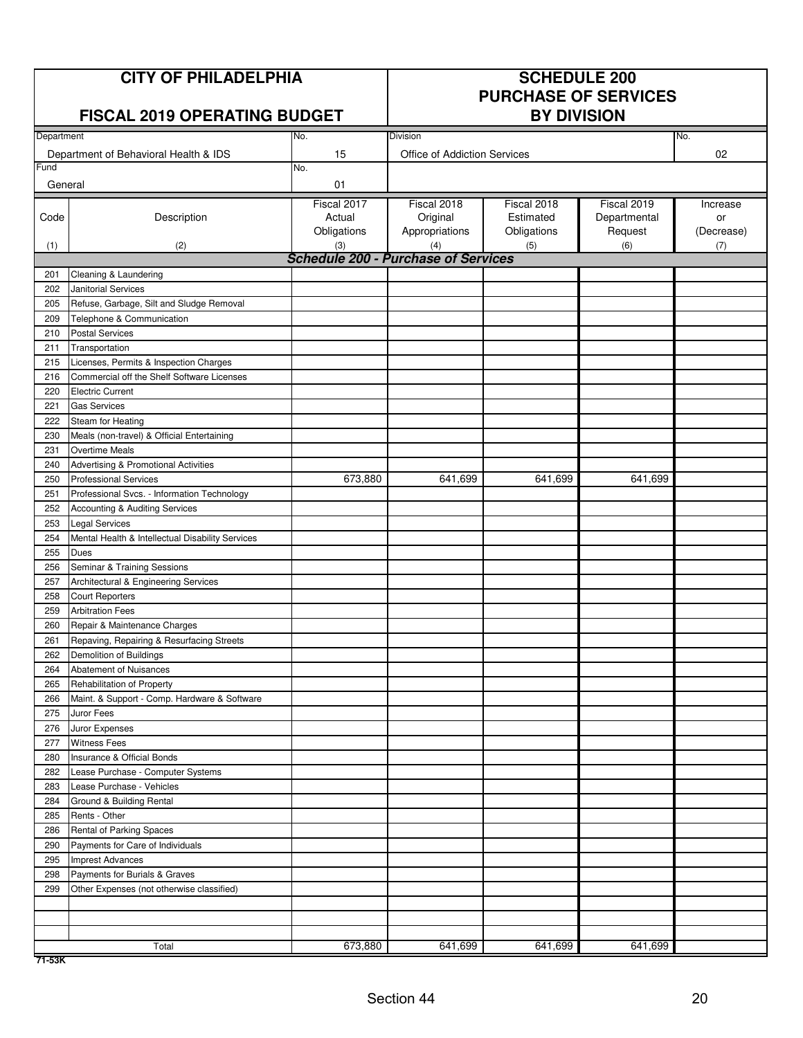# CITY OF PHILADELPHIA

## FISCAL 2019 OPERATING BUDGET

## SCHEDULE 200 PURCHASE OF SERVICES BY DIVISION

| Department | No. | Division | No. |
|---|---|---|---|
| Department of Behavioral Health & IDS | 15 | Office of Addiction Services | 02 |
| **Fund** | **No.** | | |
| General | 01 | | |

| Code (1) | Description (2) | Fiscal 2017 Actual Obligations (3) | Fiscal 2018 Original Appropriations (4) | Fiscal 2018 Estimated Obligations (5) | Fiscal 2019 Departmental Request (6) | Increase or (Decrease) (7) |
|---|---|---|---|---|---|---|
| | ***Schedule 200 - Purchase of Services*** | | | | | |
| 201 | Cleaning & Laundering | | | | | |
| 202 | Janitorial Services | | | | | |
| 205 | Refuse, Garbage, Silt and Sludge Removal | | | | | |
| 209 | Telephone & Communication | | | | | |
| 210 | Postal Services | | | | | |
| 211 | Transportation | | | | | |
| 215 | Licenses, Permits & Inspection Charges | | | | | |
| 216 | Commercial off the Shelf Software Licenses | | | | | |
| 220 | Electric Current | | | | | |
| 221 | Gas Services | | | | | |
| 222 | Steam for Heating | | | | | |
| 230 | Meals (non-travel) & Official Entertaining | | | | | |
| 231 | Overtime Meals | | | | | |
| 240 | Advertising & Promotional Activities | | | | | |
| 250 | Professional Services | 673,880 | 641,699 | 641,699 | 641,699 | |
| 251 | Professional Svcs. - Information Technology | | | | | |
| 252 | Accounting & Auditing Services | | | | | |
| 253 | Legal Services | | | | | |
| 254 | Mental Health & Intellectual Disability Services | | | | | |
| 255 | Dues | | | | | |
| 256 | Seminar & Training Sessions | | | | | |
| 257 | Architectural & Engineering Services | | | | | |
| 258 | Court Reporters | | | | | |
| 259 | Arbitration Fees | | | | | |
| 260 | Repair & Maintenance Charges | | | | | |
| 261 | Repaving, Repairing & Resurfacing Streets | | | | | |
| 262 | Demolition of Buildings | | | | | |
| 264 | Abatement of Nuisances | | | | | |
| 265 | Rehabilitation of Property | | | | | |
| 266 | Maint. & Support - Comp. Hardware & Software | | | | | |
| 275 | Juror Fees | | | | | |
| 276 | Juror Expenses | | | | | |
| 277 | Witness Fees | | | | | |
| 280 | Insurance & Official Bonds | | | | | |
| 282 | Lease Purchase - Computer Systems | | | | | |
| 283 | Lease Purchase - Vehicles | | | | | |
| 284 | Ground & Building Rental | | | | | |
| 285 | Rents - Other | | | | | |
| 286 | Rental of Parking Spaces | | | | | |
| 290 | Payments for Care of Individuals | | | | | |
| 295 | Imprest Advances | | | | | |
| 298 | Payments for Burials & Graves | | | | | |
| 299 | Other Expenses (not otherwise classified) | | | | | |
| | | | | | | |
| | | | | | | |
| | | | | | | |
| | Total | 673,880 | 641,699 | 641,699 | 641,699 | |

71-53K

Section 44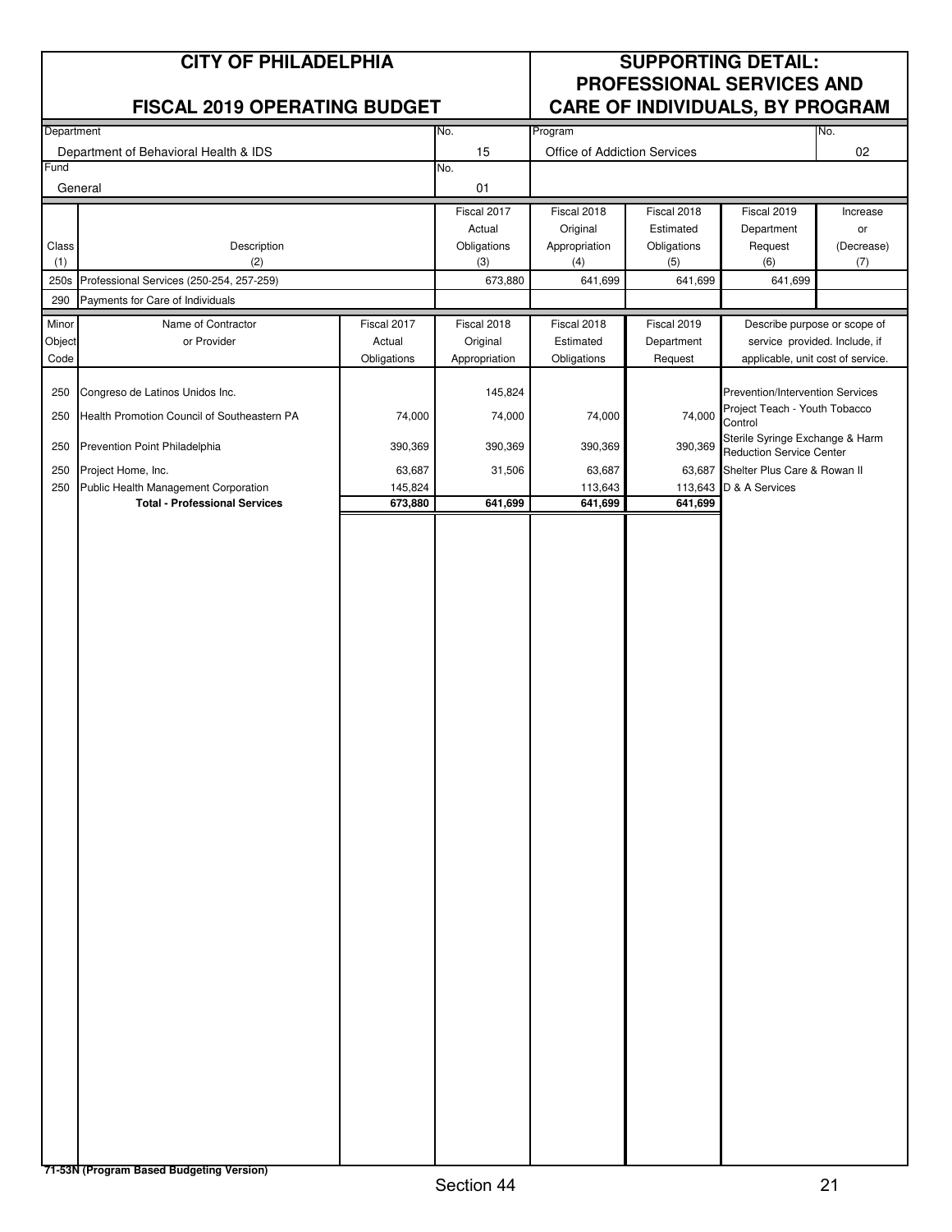# CITY OF PHILADELPHIA

## FISCAL 2019 OPERATING BUDGET

## SUPPORTING DETAIL: PROFESSIONAL SERVICES AND CARE OF INDIVIDUALS, BY PROGRAM

| Department | No. | Program | No. |
|---|---|---|---|
| Department of Behavioral Health & IDS | 15 | Office of Addiction Services | 02 |
| **Fund** | **No.** | | |
| General | 01 | | |

| Class (1) | Description (2) | Fiscal 2017 Actual Obligations (3) | Fiscal 2018 Original Appropriation (4) | Fiscal 2018 Estimated Obligations (5) | Fiscal 2019 Department Request (6) | Increase or (Decrease) (7) |
|---|---|---|---|---|---|---|
| 250s | Professional Services (250-254, 257-259) | 673,880 | 641,699 | 641,699 | 641,699 | |
| 290 | Payments for Care of Individuals | | | | | |

| Minor Object Code | Name of Contractor or Provider | Fiscal 2017 Actual Obligations | Fiscal 2018 Original Appropriation | Fiscal 2018 Estimated Obligations | Fiscal 2019 Department Request | Describe purpose or scope of service provided. Include, if applicable, unit cost of service. |
|---|---|---|---|---|---|---|
| 250 | Congreso de Latinos Unidos Inc. | | 145,824 | | | Prevention/Intervention Services |
| 250 | Health Promotion Council of Southeastern PA | 74,000 | 74,000 | 74,000 | 74,000 | Project Teach - Youth Tobacco Control |
| 250 | Prevention Point Philadelphia | 390,369 | 390,369 | 390,369 | 390,369 | Sterile Syringe Exchange & Harm Reduction Service Center |
| 250 | Project Home, Inc. | 63,687 | 31,506 | 63,687 | 63,687 | Shelter Plus Care & Rowan II |
| 250 | Public Health Management Corporation | 145,824 | | 113,643 | 113,643 | D & A Services |
| | **Total - Professional Services** | **673,880** | **641,699** | **641,699** | **641,699** | |

**71-53N (Program Based Budgeting Version)**

Section 44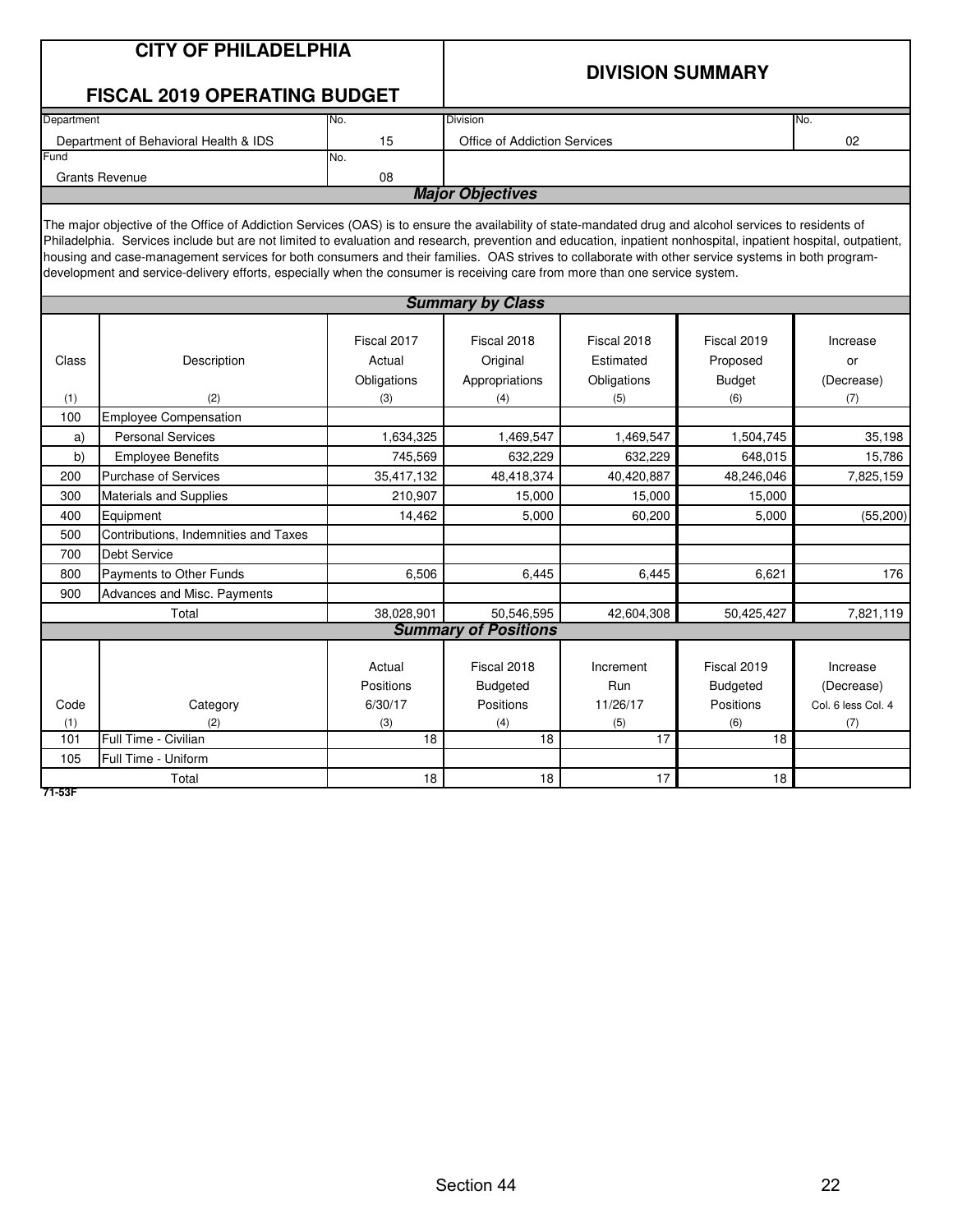# CITY OF PHILADELPHIA

## FISCAL 2019 OPERATING BUDGET

## DIVISION SUMMARY

| Department | No. | Division | No. |
|---|---|---|---|
| Department of Behavioral Health & IDS | 15 | Office of Addiction Services | 02 |
| **Fund** | **No.** | | |
| Grants Revenue | 08 | | |

### *Major Objectives*

The major objective of the Office of Addiction Services (OAS) is to ensure the availability of state-mandated drug and alcohol services to residents of Philadelphia. Services include but are not limited to evaluation and research, prevention and education, inpatient nonhospital, inpatient hospital, outpatient, housing and case-management services for both consumers and their families. OAS strives to collaborate with other service systems in both program-development and service-delivery efforts, especially when the consumer is receiving care from more than one service system.

### *Summary by Class*

| Class (1) | Description (2) | Fiscal 2017 Actual Obligations (3) | Fiscal 2018 Original Appropriations (4) | Fiscal 2018 Estimated Obligations (5) | Fiscal 2019 Proposed Budget (6) | Increase or (Decrease) (7) |
|---|---|---|---|---|---|---|
| 100 | Employee Compensation | | | | | |
| a) | Personal Services | 1,634,325 | 1,469,547 | 1,469,547 | 1,504,745 | 35,198 |
| b) | Employee Benefits | 745,569 | 632,229 | 632,229 | 648,015 | 15,786 |
| 200 | Purchase of Services | 35,417,132 | 48,418,374 | 40,420,887 | 48,246,046 | 7,825,159 |
| 300 | Materials and Supplies | 210,907 | 15,000 | 15,000 | 15,000 | |
| 400 | Equipment | 14,462 | 5,000 | 60,200 | 5,000 | (55,200) |
| 500 | Contributions, Indemnities and Taxes | | | | | |
| 700 | Debt Service | | | | | |
| 800 | Payments to Other Funds | 6,506 | 6,445 | 6,445 | 6,621 | 176 |
| 900 | Advances and Misc. Payments | | | | | |
| | Total | 38,028,901 | 50,546,595 | 42,604,308 | 50,425,427 | 7,821,119 |

### *Summary of Positions*

| Code (1) | Category (2) | Actual Positions 6/30/17 (3) | Fiscal 2018 Budgeted Positions (4) | Increment Run 11/26/17 (5) | Fiscal 2019 Budgeted Positions (6) | Increase (Decrease) Col. 6 less Col. 4 (7) |
|---|---|---|---|---|---|---|
| 101 | Full Time - Civilian | 18 | 18 | 17 | 18 | |
| 105 | Full Time - Uniform | | | | | |
| | Total | 18 | 18 | 17 | 18 | |

71-53F

Section 44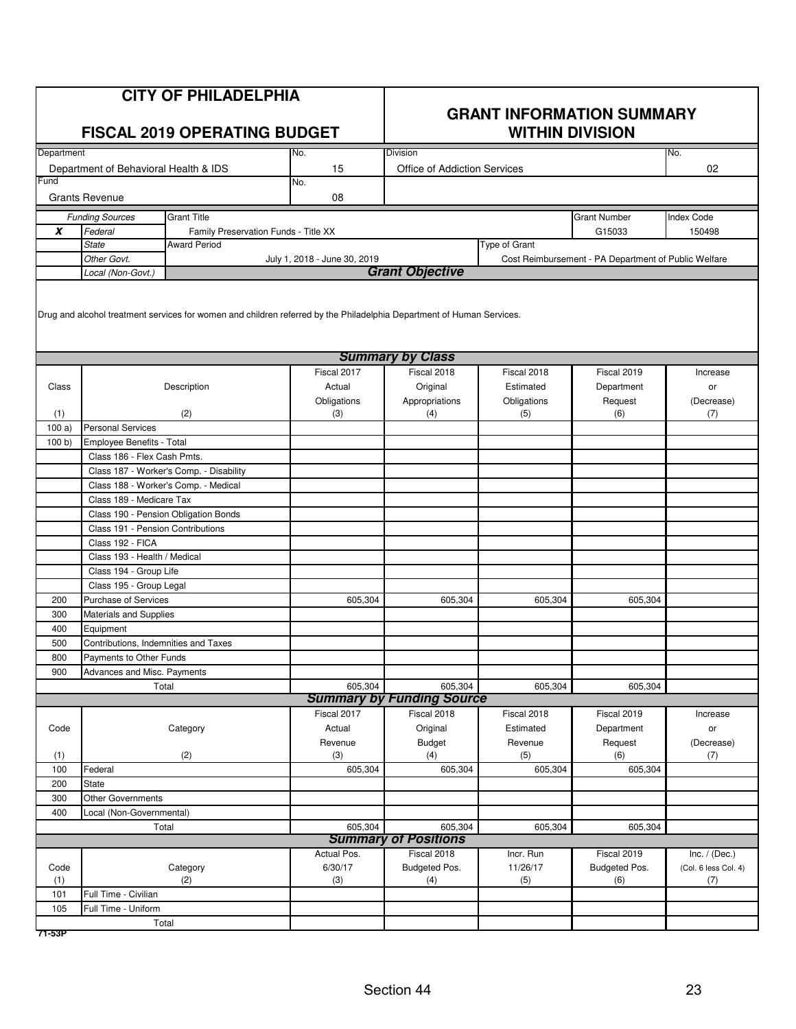# CITY OF PHILADELPHIA

## FISCAL 2019 OPERATING BUDGET

## GRANT INFORMATION SUMMARY WITHIN DIVISION

| Department | No. | Division | No. |
|---|---|---|---|
| Department of Behavioral Health & IDS | 15 | Office of Addiction Services | 02 |
| Fund | No. | | |
| Grants Revenue | 08 | | |

| | Funding Sources | Grant Title | Grant Number | Index Code |
|---|---|---|---|---|
| x | Federal | Family Preservation Funds - Title XX | G15033 | 150498 |
| | State | Award Period | Type of Grant | |
| | Other Govt. | July 1, 2018 - June 30, 2019 | Cost Reimbursement - PA Department of Public Welfare | |
| | Local (Non-Govt.) | | | |

### Grant Objective

Drug and alcohol treatment services for women and children referred by the Philadelphia Department of Human Services.

### Summary by Class

| Class (1) | Description (2) | Fiscal 2017 Actual Obligations (3) | Fiscal 2018 Original Appropriations (4) | Fiscal 2018 Estimated Obligations (5) | Fiscal 2019 Department Request (6) | Increase or (Decrease) (7) |
|---|---|---|---|---|---|---|
| 100 a) | Personal Services | | | | | |
| 100 b) | Employee Benefits - Total | | | | | |
| | Class 186 - Flex Cash Pmts. | | | | | |
| | Class 187 - Worker's Comp. - Disability | | | | | |
| | Class 188 - Worker's Comp. - Medical | | | | | |
| | Class 189 - Medicare Tax | | | | | |
| | Class 190 - Pension Obligation Bonds | | | | | |
| | Class 191 - Pension Contributions | | | | | |
| | Class 192 - FICA | | | | | |
| | Class 193 - Health / Medical | | | | | |
| | Class 194 - Group Life | | | | | |
| | Class 195 - Group Legal | | | | | |
| 200 | Purchase of Services | 605,304 | 605,304 | 605,304 | 605,304 | |
| 300 | Materials and Supplies | | | | | |
| 400 | Equipment | | | | | |
| 500 | Contributions, Indemnities and Taxes | | | | | |
| 800 | Payments to Other Funds | | | | | |
| 900 | Advances and Misc. Payments | | | | | |
| | Total | 605,304 | 605,304 | 605,304 | 605,304 | |

### Summary by Funding Source

| Code (1) | Category (2) | Fiscal 2017 Actual Revenue (3) | Fiscal 2018 Original Budget (4) | Fiscal 2018 Estimated Revenue (5) | Fiscal 2019 Department Request (6) | Increase or (Decrease) (7) |
|---|---|---|---|---|---|---|
| 100 | Federal | 605,304 | 605,304 | 605,304 | 605,304 | |
| 200 | State | | | | | |
| 300 | Other Governments | | | | | |
| 400 | Local (Non-Governmental) | | | | | |
| | Total | 605,304 | 605,304 | 605,304 | 605,304 | |

### Summary of Positions

| Code (1) | Category (2) | Actual Pos. 6/30/17 (3) | Fiscal 2018 Budgeted Pos. (4) | Incr. Run 11/26/17 (5) | Fiscal 2019 Budgeted Pos. (6) | Inc. / (Dec.) (Col. 6 less Col. 4) (7) |
|---|---|---|---|---|---|---|
| 101 | Full Time - Civilian | | | | | |
| 105 | Full Time - Uniform | | | | | |
| | Total | | | | | |

71-53P

Section 44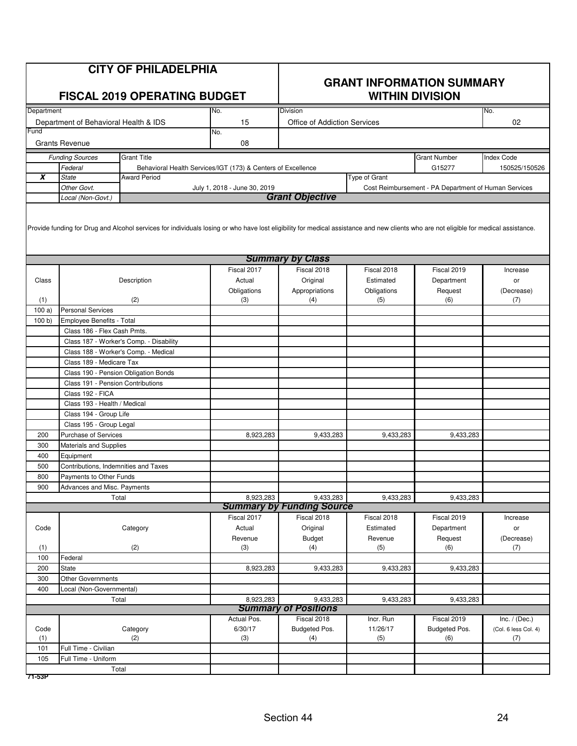# CITY OF PHILADELPHIA

## FISCAL 2019 OPERATING BUDGET

## GRANT INFORMATION SUMMARY WITHIN DIVISION

| Department | No. | Division | No. |
|---|---|---|---|
| Department of Behavioral Health & IDS | 15 | Office of Addiction Services | 02 |
| Fund | No. | | |
| Grants Revenue | 08 | | |

| | Funding Sources | Grant Title | Grant Number | Index Code |
|---|---|---|---|---|
| | Federal | Behavioral Health Services/IGT (173) & Centers of Excellence | G15277 | 150525/150526 |
| X | State | Award Period | Type of Grant | |
| | Other Govt. | July 1, 2018 - June 30, 2019 | Cost Reimbursement - PA Department of Human Services | |
| | Local (Non-Govt.) | | | |

### Grant Objective

Provide funding for Drug and Alcohol services for individuals losing or who have lost eligibility for medical assistance and new clients who are not eligible for medical assistance.

### Summary by Class

| Class (1) | Description (2) | Fiscal 2017 Actual Obligations (3) | Fiscal 2018 Original Appropriations (4) | Fiscal 2018 Estimated Obligations (5) | Fiscal 2019 Department Request (6) | Increase or (Decrease) (7) |
|---|---|---|---|---|---|---|
| 100 a) | Personal Services | | | | | |
| 100 b) | Employee Benefits - Total | | | | | |
| | Class 186 - Flex Cash Pmts. | | | | | |
| | Class 187 - Worker's Comp. - Disability | | | | | |
| | Class 188 - Worker's Comp. - Medical | | | | | |
| | Class 189 - Medicare Tax | | | | | |
| | Class 190 - Pension Obligation Bonds | | | | | |
| | Class 191 - Pension Contributions | | | | | |
| | Class 192 - FICA | | | | | |
| | Class 193 - Health / Medical | | | | | |
| | Class 194 - Group Life | | | | | |
| | Class 195 - Group Legal | | | | | |
| 200 | Purchase of Services | 8,923,283 | 9,433,283 | 9,433,283 | 9,433,283 | |
| 300 | Materials and Supplies | | | | | |
| 400 | Equipment | | | | | |
| 500 | Contributions, Indemnities and Taxes | | | | | |
| 800 | Payments to Other Funds | | | | | |
| 900 | Advances and Misc. Payments | | | | | |
| | Total | 8,923,283 | 9,433,283 | 9,433,283 | 9,433,283 | |

### Summary by Funding Source

| Code (1) | Category (2) | Fiscal 2017 Actual Revenue (3) | Fiscal 2018 Original Budget (4) | Fiscal 2018 Estimated Revenue (5) | Fiscal 2019 Department Request (6) | Increase or (Decrease) (7) |
|---|---|---|---|---|---|---|
| 100 | Federal | | | | | |
| 200 | State | 8,923,283 | 9,433,283 | 9,433,283 | 9,433,283 | |
| 300 | Other Governments | | | | | |
| 400 | Local (Non-Governmental) | | | | | |
| | Total | 8,923,283 | 9,433,283 | 9,433,283 | 9,433,283 | |

### Summary of Positions

| Code (1) | Category (2) | Actual Pos. 6/30/17 (3) | Fiscal 2018 Budgeted Pos. (4) | Incr. Run 11/26/17 (5) | Fiscal 2019 Budgeted Pos. (6) | Inc. / (Dec.) (Col. 6 less Col. 4) (7) |
|---|---|---|---|---|---|---|
| 101 | Full Time - Civilian | | | | | |
| 105 | Full Time - Uniform | | | | | |
| | Total | | | | | |

71-53P

Section 44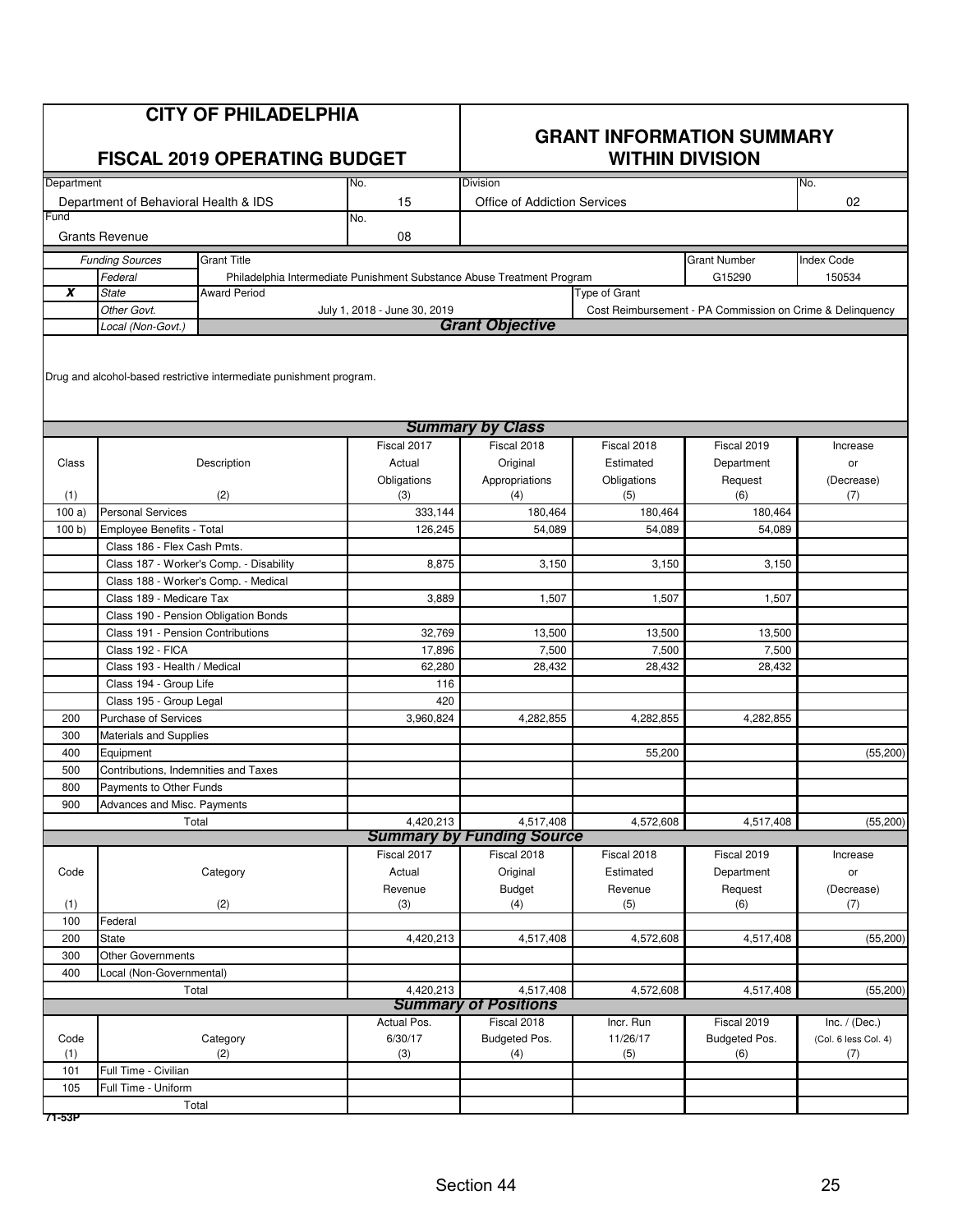# CITY OF PHILADELPHIA

## FISCAL 2019 OPERATING BUDGET

## GRANT INFORMATION SUMMARY WITHIN DIVISION

| Department | No. | Division | No. |
|---|---|---|---|
| Department of Behavioral Health & IDS | 15 | Office of Addiction Services | 02 |

| Fund | No. |
|---|---|
| Grants Revenue | 08 |

| | Funding Sources | Grant Title | Grant Number | Index Code |
|---|---|---|---|---|
| | Federal | Philadelphia Intermediate Punishment Substance Abuse Treatment Program | G15290 | 150534 |
| **X** | State | Award Period | Type of Grant | |
| | Other Govt. | July 1, 2018 - June 30, 2019 | Cost Reimbursement - PA Commission on Crime & Delinquency | |
| | Local (Non-Govt.) | | | |

### Grant Objective

Drug and alcohol-based restrictive intermediate punishment program.

### Summary by Class

| Class (1) | Description (2) | Fiscal 2017 Actual Obligations (3) | Fiscal 2018 Original Appropriations (4) | Fiscal 2018 Estimated Obligations (5) | Fiscal 2019 Department Request (6) | Increase or (Decrease) (7) |
|---|---|---|---|---|---|---|
| 100 a) | Personal Services | 333,144 | 180,464 | 180,464 | 180,464 | |
| 100 b) | Employee Benefits - Total | 126,245 | 54,089 | 54,089 | 54,089 | |
| | Class 186 - Flex Cash Pmts. | | | | | |
| | Class 187 - Worker's Comp. - Disability | 8,875 | 3,150 | 3,150 | 3,150 | |
| | Class 188 - Worker's Comp. - Medical | | | | | |
| | Class 189 - Medicare Tax | 3,889 | 1,507 | 1,507 | 1,507 | |
| | Class 190 - Pension Obligation Bonds | | | | | |
| | Class 191 - Pension Contributions | 32,769 | 13,500 | 13,500 | 13,500 | |
| | Class 192 - FICA | 17,896 | 7,500 | 7,500 | 7,500 | |
| | Class 193 - Health / Medical | 62,280 | 28,432 | 28,432 | 28,432 | |
| | Class 194 - Group Life | 116 | | | | |
| | Class 195 - Group Legal | 420 | | | | |
| 200 | Purchase of Services | 3,960,824 | 4,282,855 | 4,282,855 | 4,282,855 | |
| 300 | Materials and Supplies | | | | | |
| 400 | Equipment | | | 55,200 | | (55,200) |
| 500 | Contributions, Indemnities and Taxes | | | | | |
| 800 | Payments to Other Funds | | | | | |
| 900 | Advances and Misc. Payments | | | | | |
| | Total | 4,420,213 | 4,517,408 | 4,572,608 | 4,517,408 | (55,200) |

### Summary by Funding Source

| Code (1) | Category (2) | Fiscal 2017 Actual Revenue (3) | Fiscal 2018 Original Budget (4) | Fiscal 2018 Estimated Revenue (5) | Fiscal 2019 Department Request (6) | Increase or (Decrease) (7) |
|---|---|---|---|---|---|---|
| 100 | Federal | | | | | |
| 200 | State | 4,420,213 | 4,517,408 | 4,572,608 | 4,517,408 | (55,200) |
| 300 | Other Governments | | | | | |
| 400 | Local (Non-Governmental) | | | | | |
| | Total | 4,420,213 | 4,517,408 | 4,572,608 | 4,517,408 | (55,200) |

### Summary of Positions

| Code (1) | Category (2) | Actual Pos. 6/30/17 (3) | Fiscal 2018 Budgeted Pos. (4) | Incr. Run 11/26/17 (5) | Fiscal 2019 Budgeted Pos. (6) | Inc. / (Dec.) (Col. 6 less Col. 4) (7) |
|---|---|---|---|---|---|---|
| 101 | Full Time - Civilian | | | | | |
| 105 | Full Time - Uniform | | | | | |
| | Total | | | | | |

71-53P

Section 44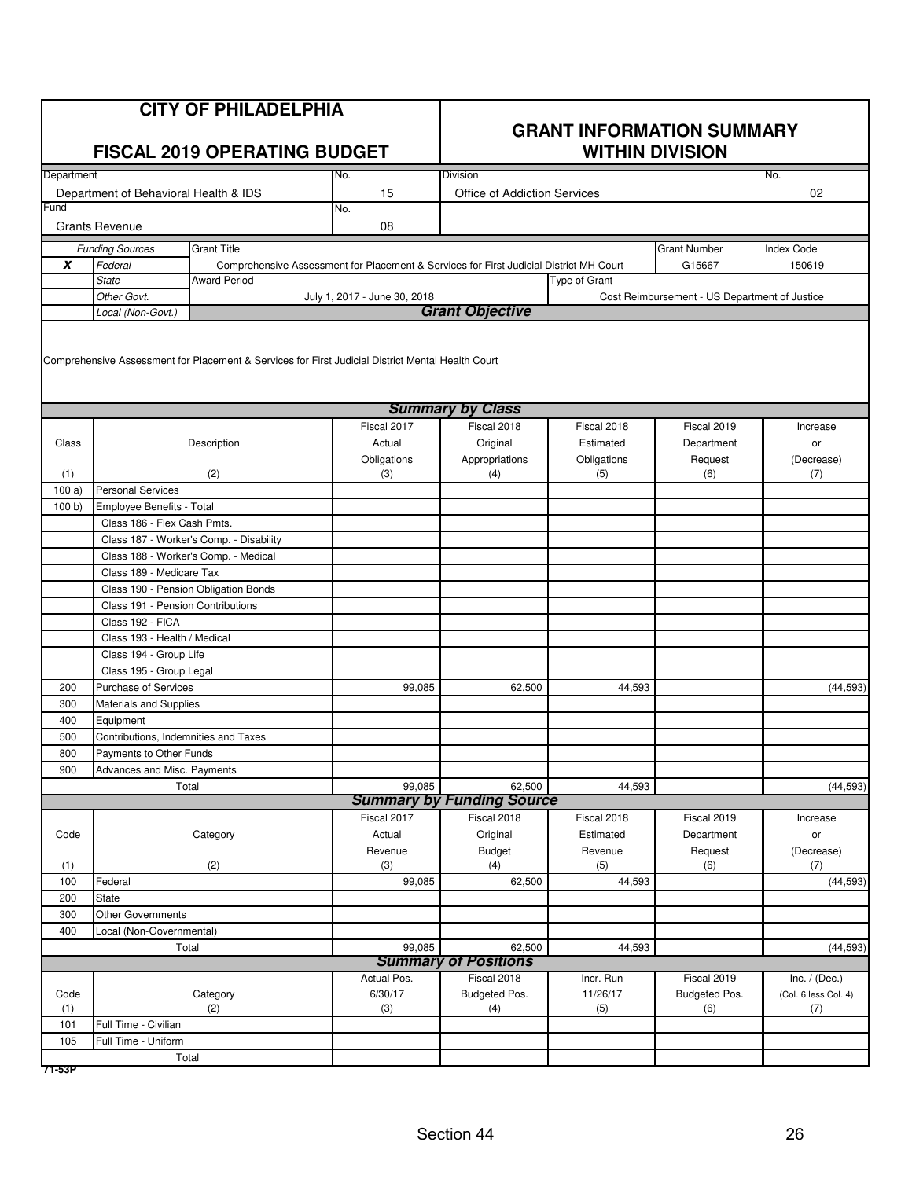## CITY OF PHILADELPHIA

### FISCAL 2019 OPERATING BUDGET

## GRANT INFORMATION SUMMARY WITHIN DIVISION

| Department | No. | Division | No. |
|---|---|---|---|
| Department of Behavioral Health & IDS | 15 | Office of Addiction Services | 02 |
| Fund | No. | | |
| Grants Revenue | 08 | | |

| | Funding Sources | Grant Title | Grant Number | Index Code |
|---|---|---|---|---|
| x | Federal | Comprehensive Assessment for Placement & Services for First Judicial District MH Court | G15667 | 150619 |
| | State | Award Period: July 1, 2017 - June 30, 2018 | Type of Grant: Cost Reimbursement - US Department of Justice | |
| | Other Govt. | | | |
| | Local (Non-Govt.) | | | |

**Grant Objective**

Comprehensive Assessment for Placement & Services for First Judicial District Mental Health Court

**Summary by Class**

| Class (1) | Description (2) | Fiscal 2017 Actual Obligations (3) | Fiscal 2018 Original Appropriations (4) | Fiscal 2018 Estimated Obligations (5) | Fiscal 2019 Department Request (6) | Increase or (Decrease) (7) |
|---|---|---|---|---|---|---|
| 100 a) | Personal Services | | | | | |
| 100 b) | Employee Benefits - Total | | | | | |
| | Class 186 - Flex Cash Pmts. | | | | | |
| | Class 187 - Worker's Comp. - Disability | | | | | |
| | Class 188 - Worker's Comp. - Medical | | | | | |
| | Class 189 - Medicare Tax | | | | | |
| | Class 190 - Pension Obligation Bonds | | | | | |
| | Class 191 - Pension Contributions | | | | | |
| | Class 192 - FICA | | | | | |
| | Class 193 - Health / Medical | | | | | |
| | Class 194 - Group Life | | | | | |
| | Class 195 - Group Legal | | | | | |
| 200 | Purchase of Services | 99,085 | 62,500 | 44,593 | | (44,593) |
| 300 | Materials and Supplies | | | | | |
| 400 | Equipment | | | | | |
| 500 | Contributions, Indemnities and Taxes | | | | | |
| 800 | Payments to Other Funds | | | | | |
| 900 | Advances and Misc. Payments | | | | | |
| | Total | 99,085 | 62,500 | 44,593 | | (44,593) |

**Summary by Funding Source**

| Code (1) | Category (2) | Fiscal 2017 Actual Revenue (3) | Fiscal 2018 Original Budget (4) | Fiscal 2018 Estimated Revenue (5) | Fiscal 2019 Department Request (6) | Increase or (Decrease) (7) |
|---|---|---|---|---|---|---|
| 100 | Federal | 99,085 | 62,500 | 44,593 | | (44,593) |
| 200 | State | | | | | |
| 300 | Other Governments | | | | | |
| 400 | Local (Non-Governmental) | | | | | |
| | Total | 99,085 | 62,500 | 44,593 | | (44,593) |

**Summary of Positions**

| Code (1) | Category (2) | Actual Pos. 6/30/17 (3) | Fiscal 2018 Budgeted Pos. (4) | Incr. Run 11/26/17 (5) | Fiscal 2019 Budgeted Pos. (6) | Inc. / (Dec.) (Col. 6 less Col. 4) (7) |
|---|---|---|---|---|---|---|
| 101 | Full Time - Civilian | | | | | |
| 105 | Full Time - Uniform | | | | | |
| | Total | | | | | |

71-53P

Section 44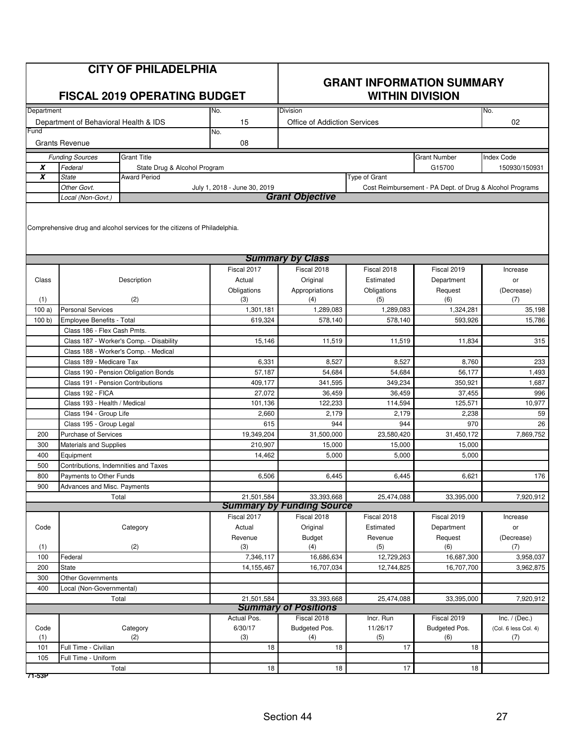# CITY OF PHILADELPHIA

## FISCAL 2019 OPERATING BUDGET

## GRANT INFORMATION SUMMARY WITHIN DIVISION

| Department | No. | Division | No. |
|---|---|---|---|
| Department of Behavioral Health & IDS | 15 | Office of Addiction Services | 02 |
| **Fund** | **No.** | | |
| Grants Revenue | 08 | | |

| | Funding Sources | Grant Title | Grant Number | Index Code |
|---|---|---|---|---|
| X | Federal | State Drug & Alcohol Program | G15700 | 150930/150931 |
| X | State | **Award Period** | **Type of Grant** | |
| | Other Govt. | July 1, 2018 - June 30, 2019 | Cost Reimbursement - PA Dept. of Drug & Alcohol Programs | |
| | Local (Non-Govt.) | | | |

### Grant Objective

Comprehensive drug and alcohol services for the citizens of Philadelphia.

### Summary by Class

| Class (1) | Description (2) | Fiscal 2017 Actual Obligations (3) | Fiscal 2018 Original Appropriations (4) | Fiscal 2018 Estimated Obligations (5) | Fiscal 2019 Department Request (6) | Increase or (Decrease) (7) |
|---|---|---|---|---|---|---|
| 100 a) | Personal Services | 1,301,181 | 1,289,083 | 1,289,083 | 1,324,281 | 35,198 |
| 100 b) | Employee Benefits - Total | 619,324 | 578,140 | 578,140 | 593,926 | 15,786 |
| | Class 186 - Flex Cash Pmts. | | | | | |
| | Class 187 - Worker's Comp. - Disability | 15,146 | 11,519 | 11,519 | 11,834 | 315 |
| | Class 188 - Worker's Comp. - Medical | | | | | |
| | Class 189 - Medicare Tax | 6,331 | 8,527 | 8,527 | 8,760 | 233 |
| | Class 190 - Pension Obligation Bonds | 57,187 | 54,684 | 54,684 | 56,177 | 1,493 |
| | Class 191 - Pension Contributions | 409,177 | 341,595 | 349,234 | 350,921 | 1,687 |
| | Class 192 - FICA | 27,072 | 36,459 | 36,459 | 37,455 | 996 |
| | Class 193 - Health / Medical | 101,136 | 122,233 | 114,594 | 125,571 | 10,977 |
| | Class 194 - Group Life | 2,660 | 2,179 | 2,179 | 2,238 | 59 |
| | Class 195 - Group Legal | 615 | 944 | 944 | 970 | 26 |
| 200 | Purchase of Services | 19,349,204 | 31,500,000 | 23,580,420 | 31,450,172 | 7,869,752 |
| 300 | Materials and Supplies | 210,907 | 15,000 | 15,000 | 15,000 | |
| 400 | Equipment | 14,462 | 5,000 | 5,000 | 5,000 | |
| 500 | Contributions, Indemnities and Taxes | | | | | |
| 800 | Payments to Other Funds | 6,506 | 6,445 | 6,445 | 6,621 | 176 |
| 900 | Advances and Misc. Payments | | | | | |
| | Total | 21,501,584 | 33,393,668 | 25,474,088 | 33,395,000 | 7,920,912 |

### Summary by Funding Source

| Code (1) | Category (2) | Fiscal 2017 Actual Revenue (3) | Fiscal 2018 Original Budget (4) | Fiscal 2018 Estimated Revenue (5) | Fiscal 2019 Department Request (6) | Increase or (Decrease) (7) |
|---|---|---|---|---|---|---|
| 100 | Federal | 7,346,117 | 16,686,634 | 12,729,263 | 16,687,300 | 3,958,037 |
| 200 | State | 14,155,467 | 16,707,034 | 12,744,825 | 16,707,700 | 3,962,875 |
| 300 | Other Governments | | | | | |
| 400 | Local (Non-Governmental) | | | | | |
| | Total | 21,501,584 | 33,393,668 | 25,474,088 | 33,395,000 | 7,920,912 |

### Summary of Positions

| Code (1) | Category (2) | Actual Pos. 6/30/17 (3) | Fiscal 2018 Budgeted Pos. (4) | Incr. Run 11/26/17 (5) | Fiscal 2019 Budgeted Pos. (6) | Inc. / (Dec.) (Col. 6 less Col. 4) (7) |
|---|---|---|---|---|---|---|
| 101 | Full Time - Civilian | 18 | 18 | 17 | 18 | |
| 105 | Full Time - Uniform | | | | | |
| | Total | 18 | 18 | 17 | 18 | |

71-53P

Section 44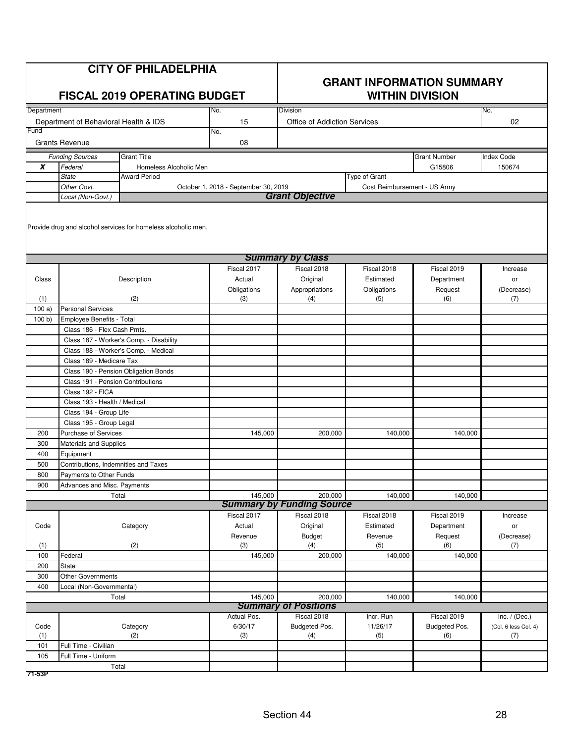| CITY OF PHILADELPHIA | | | GRANT INFORMATION SUMMARY | | |
|---|---|---|---|---|---|
| **FISCAL 2019 OPERATING BUDGET** | | | **WITHIN DIVISION** | | |
| Department | | No. | Division | | No. |
| Department of Behavioral Health & IDS | | 15 | Office of Addiction Services | | 02 |
| Fund | | No. | | | |
| Grants Revenue | | 08 | | | |

| | Funding Sources | Grant Title | | Grant Number | Index Code |
|---|---|---|---|---|---|
| **X** | Federal | Homeless Alcoholic Men | | G15806 | 150674 |
| | State | Award Period | Type of Grant | | |
| | Other Govt. | October 1, 2018 - September 30, 2019 | Cost Reimbursement - US Army | | |
| | Local (Non-Govt.) | | | | |

**Grant Objective**

Provide drug and alcohol services for homeless alcoholic men.

**Summary by Class**

| Class (1) | Description (2) | Fiscal 2017 Actual Obligations (3) | Fiscal 2018 Original Appropriations (4) | Fiscal 2018 Estimated Obligations (5) | Fiscal 2019 Department Request (6) | Increase or (Decrease) (7) |
|---|---|---|---|---|---|---|
| 100 a) | Personal Services | | | | | |
| 100 b) | Employee Benefits - Total | | | | | |
| | Class 186 - Flex Cash Pmts. | | | | | |
| | Class 187 - Worker's Comp. - Disability | | | | | |
| | Class 188 - Worker's Comp. - Medical | | | | | |
| | Class 189 - Medicare Tax | | | | | |
| | Class 190 - Pension Obligation Bonds | | | | | |
| | Class 191 - Pension Contributions | | | | | |
| | Class 192 - FICA | | | | | |
| | Class 193 - Health / Medical | | | | | |
| | Class 194 - Group Life | | | | | |
| | Class 195 - Group Legal | | | | | |
| 200 | Purchase of Services | 145,000 | 200,000 | 140,000 | 140,000 | |
| 300 | Materials and Supplies | | | | | |
| 400 | Equipment | | | | | |
| 500 | Contributions, Indemnities and Taxes | | | | | |
| 800 | Payments to Other Funds | | | | | |
| 900 | Advances and Misc. Payments | | | | | |
| | Total | 145,000 | 200,000 | 140,000 | 140,000 | |

**Summary by Funding Source**

| Code (1) | Category (2) | Fiscal 2017 Actual Revenue (3) | Fiscal 2018 Original Budget (4) | Fiscal 2018 Estimated Revenue (5) | Fiscal 2019 Department Request (6) | Increase or (Decrease) (7) |
|---|---|---|---|---|---|---|
| 100 | Federal | 145,000 | 200,000 | 140,000 | 140,000 | |
| 200 | State | | | | | |
| 300 | Other Governments | | | | | |
| 400 | Local (Non-Governmental) | | | | | |
| | Total | 145,000 | 200,000 | 140,000 | 140,000 | |

**Summary of Positions**

| Code (1) | Category (2) | Actual Pos. 6/30/17 (3) | Fiscal 2018 Budgeted Pos. (4) | Incr. Run 11/26/17 (5) | Fiscal 2019 Budgeted Pos. (6) | Inc. / (Dec.) (Col. 6 less Col. 4) (7) |
|---|---|---|---|---|---|---|
| 101 | Full Time - Civilian | | | | | |
| 105 | Full Time - Uniform | | | | | |
| | Total | | | | | |

71-53P

Section 44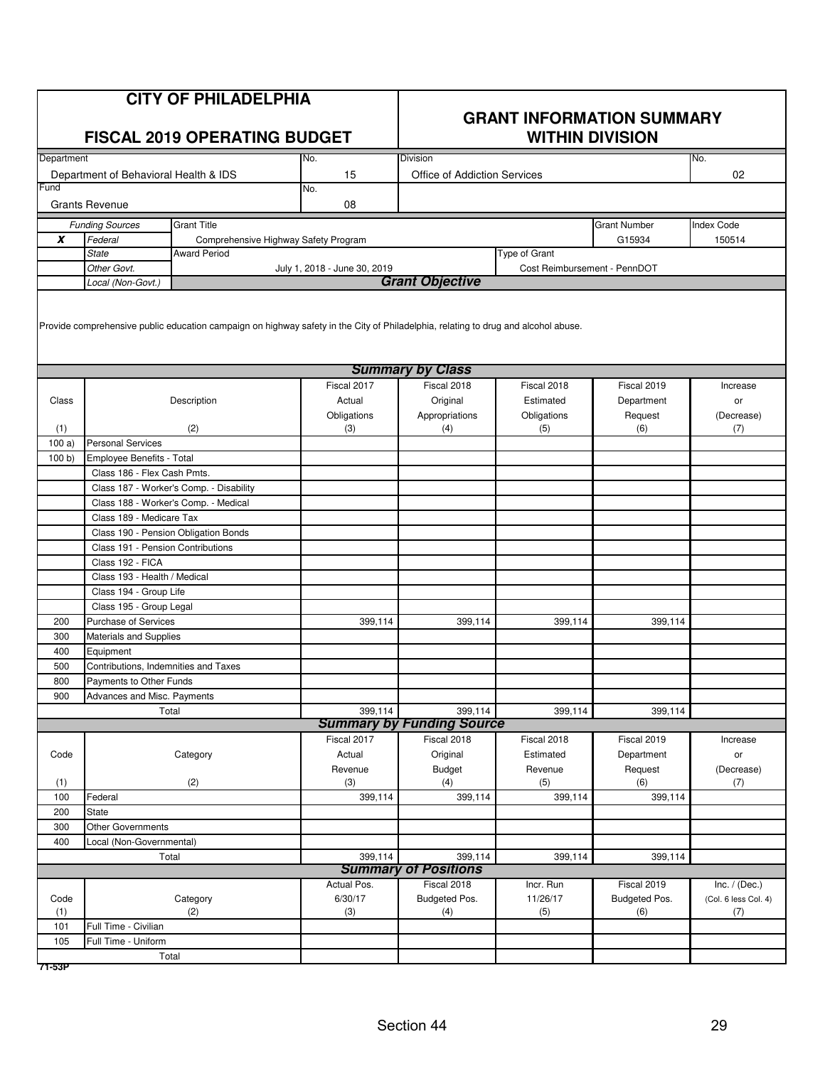# CITY OF PHILADELPHIA

## FISCAL 2019 OPERATING BUDGET

## GRANT INFORMATION SUMMARY WITHIN DIVISION

| Department | No. | Division | No. |
|---|---|---|---|
| Department of Behavioral Health & IDS | 15 | Office of Addiction Services | 02 |
| **Fund** | **No.** | | |
| Grants Revenue | 08 | | |

| | Funding Sources | Grant Title | Grant Number | Index Code |
|---|---|---|---|---|
| X | Federal | Comprehensive Highway Safety Program | G15934 | 150514 |
| | State | Award Period | Type of Grant | |
| | Other Govt. | July 1, 2018 - June 30, 2019 | Cost Reimbursement - PennDOT | |
| | Local (Non-Govt.) | | | |

### Grant Objective

Provide comprehensive public education campaign on highway safety in the City of Philadelphia, relating to drug and alcohol abuse.

### Summary by Class

| Class (1) | Description (2) | Fiscal 2017 Actual Obligations (3) | Fiscal 2018 Original Appropriations (4) | Fiscal 2018 Estimated Obligations (5) | Fiscal 2019 Department Request (6) | Increase or (Decrease) (7) |
|---|---|---|---|---|---|---|
| 100 a) | Personal Services | | | | | |
| 100 b) | Employee Benefits - Total | | | | | |
| | Class 186 - Flex Cash Pmts. | | | | | |
| | Class 187 - Worker's Comp. - Disability | | | | | |
| | Class 188 - Worker's Comp. - Medical | | | | | |
| | Class 189 - Medicare Tax | | | | | |
| | Class 190 - Pension Obligation Bonds | | | | | |
| | Class 191 - Pension Contributions | | | | | |
| | Class 192 - FICA | | | | | |
| | Class 193 - Health / Medical | | | | | |
| | Class 194 - Group Life | | | | | |
| | Class 195 - Group Legal | | | | | |
| 200 | Purchase of Services | 399,114 | 399,114 | 399,114 | 399,114 | |
| 300 | Materials and Supplies | | | | | |
| 400 | Equipment | | | | | |
| 500 | Contributions, Indemnities and Taxes | | | | | |
| 800 | Payments to Other Funds | | | | | |
| 900 | Advances and Misc. Payments | | | | | |
| | Total | 399,114 | 399,114 | 399,114 | 399,114 | |

### Summary by Funding Source

| Code (1) | Category (2) | Fiscal 2017 Actual Revenue (3) | Fiscal 2018 Original Budget (4) | Fiscal 2018 Estimated Revenue (5) | Fiscal 2019 Department Request (6) | Increase or (Decrease) (7) |
|---|---|---|---|---|---|---|
| 100 | Federal | 399,114 | 399,114 | 399,114 | 399,114 | |
| 200 | State | | | | | |
| 300 | Other Governments | | | | | |
| 400 | Local (Non-Governmental) | | | | | |
| | Total | 399,114 | 399,114 | 399,114 | 399,114 | |

### Summary of Positions

| Code (1) | Category (2) | Actual Pos. 6/30/17 (3) | Fiscal 2018 Budgeted Pos. (4) | Incr. Run 11/26/17 (5) | Fiscal 2019 Budgeted Pos. (6) | Inc. / (Dec.) (Col. 6 less Col. 4) (7) |
|---|---|---|---|---|---|---|
| 101 | Full Time - Civilian | | | | | |
| 105 | Full Time - Uniform | | | | | |
| | Total | | | | | |

71-53P

Section 44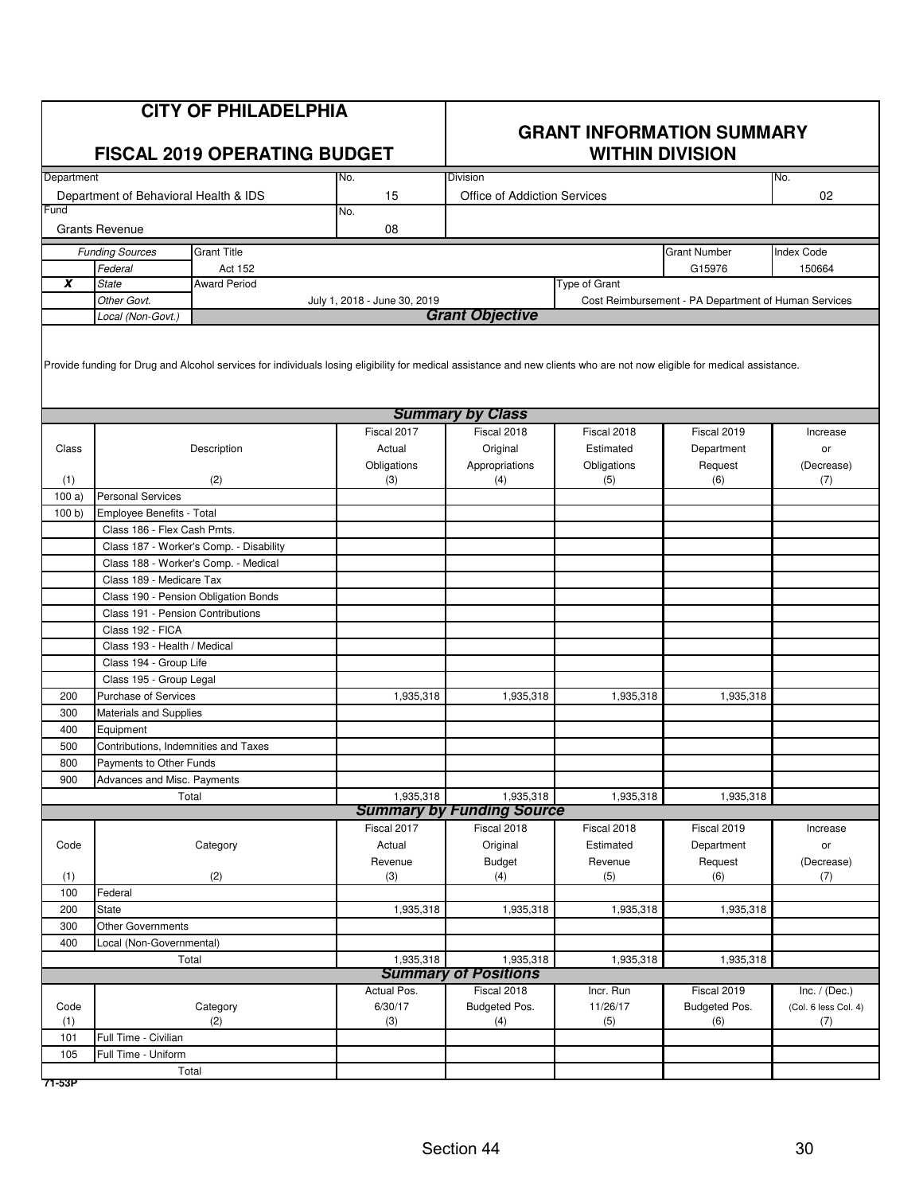# CITY OF PHILADELPHIA

## FISCAL 2019 OPERATING BUDGET

## GRANT INFORMATION SUMMARY WITHIN DIVISION

| Department | No. | Division | No. |
|---|---|---|---|
| Department of Behavioral Health & IDS | 15 | Office of Addiction Services | 02 |
| Fund | No. | | |
| Grants Revenue | 08 | | |

| | Funding Sources | Grant Title | | Grant Number | Index Code |
|---|---|---|---|---|---|
| | Federal | Act 152 | | G15976 | 150664 |
| **X** | State | Award Period | | Type of Grant | |
| | Other Govt. | July 1, 2018 - June 30, 2019 | | Cost Reimbursement - PA Department of Human Services | |
| | Local (Non-Govt.) | | | | |

### Grant Objective

Provide funding for Drug and Alcohol services for individuals losing eligibility for medical assistance and new clients who are not now eligible for medical assistance.

### Summary by Class

| Class (1) | Description (2) | Fiscal 2017 Actual Obligations (3) | Fiscal 2018 Original Appropriations (4) | Fiscal 2018 Estimated Obligations (5) | Fiscal 2019 Department Request (6) | Increase or (Decrease) (7) |
|---|---|---|---|---|---|---|
| 100 a) | Personal Services | | | | | |
| 100 b) | Employee Benefits - Total | | | | | |
| | Class 186 - Flex Cash Pmts. | | | | | |
| | Class 187 - Worker's Comp. - Disability | | | | | |
| | Class 188 - Worker's Comp. - Medical | | | | | |
| | Class 189 - Medicare Tax | | | | | |
| | Class 190 - Pension Obligation Bonds | | | | | |
| | Class 191 - Pension Contributions | | | | | |
| | Class 192 - FICA | | | | | |
| | Class 193 - Health / Medical | | | | | |
| | Class 194 - Group Life | | | | | |
| | Class 195 - Group Legal | | | | | |
| 200 | Purchase of Services | 1,935,318 | 1,935,318 | 1,935,318 | 1,935,318 | |
| 300 | Materials and Supplies | | | | | |
| 400 | Equipment | | | | | |
| 500 | Contributions, Indemnities and Taxes | | | | | |
| 800 | Payments to Other Funds | | | | | |
| 900 | Advances and Misc. Payments | | | | | |
| | Total | 1,935,318 | 1,935,318 | 1,935,318 | 1,935,318 | |

### Summary by Funding Source

| Code (1) | Category (2) | Fiscal 2017 Actual Revenue (3) | Fiscal 2018 Original Budget (4) | Fiscal 2018 Estimated Revenue (5) | Fiscal 2019 Department Request (6) | Increase or (Decrease) (7) |
|---|---|---|---|---|---|---|
| 100 | Federal | | | | | |
| 200 | State | 1,935,318 | 1,935,318 | 1,935,318 | 1,935,318 | |
| 300 | Other Governments | | | | | |
| 400 | Local (Non-Governmental) | | | | | |
| | Total | 1,935,318 | 1,935,318 | 1,935,318 | 1,935,318 | |

### Summary of Positions

| Code (1) | Category (2) | Actual Pos. 6/30/17 (3) | Fiscal 2018 Budgeted Pos. (4) | Incr. Run 11/26/17 (5) | Fiscal 2019 Budgeted Pos. (6) | Inc. / (Dec.) (Col. 6 less Col. 4) (7) |
|---|---|---|---|---|---|---|
| 101 | Full Time - Civilian | | | | | |
| 105 | Full Time - Uniform | | | | | |
| | Total | | | | | |

71-53P

Section 44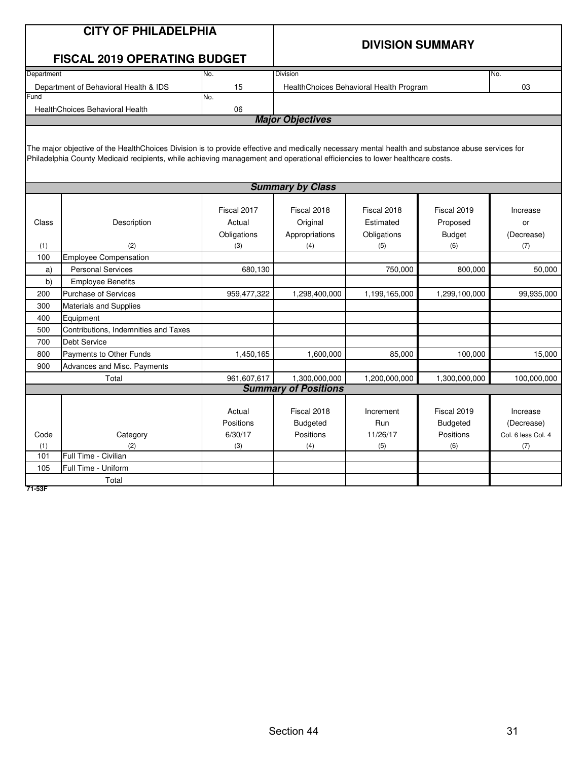| CITY OF PHILADELPHIA | | DIVISION SUMMARY | |
|---|---|---|---|
| FISCAL 2019 OPERATING BUDGET | | | |
| Department | No. | Division | No. |
| Department of Behavioral Health & IDS | 15 | HealthChoices Behavioral Health Program | 03 |
| Fund | No. | | |
| HealthChoices Behavioral Health | 06 | | |

***Major Objectives***

The major objective of the HealthChoices Division is to provide effective and medically necessary mental health and substance abuse services for Philadelphia County Medicaid recipients, while achieving management and operational efficiencies to lower healthcare costs.

***Summary by Class***

| Class (1) | Description (2) | Fiscal 2017 Actual Obligations (3) | Fiscal 2018 Original Appropriations (4) | Fiscal 2018 Estimated Obligations (5) | Fiscal 2019 Proposed Budget (6) | Increase or (Decrease) (7) |
|---|---|---|---|---|---|---|
| 100 | Employee Compensation | | | | | |
| a) | Personal Services | 680,130 | | 750,000 | 800,000 | 50,000 |
| b) | Employee Benefits | | | | | |
| 200 | Purchase of Services | 959,477,322 | 1,298,400,000 | 1,199,165,000 | 1,299,100,000 | 99,935,000 |
| 300 | Materials and Supplies | | | | | |
| 400 | Equipment | | | | | |
| 500 | Contributions, Indemnities and Taxes | | | | | |
| 700 | Debt Service | | | | | |
| 800 | Payments to Other Funds | 1,450,165 | 1,600,000 | 85,000 | 100,000 | 15,000 |
| 900 | Advances and Misc. Payments | | | | | |
| | Total | 961,607,617 | 1,300,000,000 | 1,200,000,000 | 1,300,000,000 | 100,000,000 |

***Summary of Positions***

| Code (1) | Category (2) | Actual Positions 6/30/17 (3) | Fiscal 2018 Budgeted Positions (4) | Increment Run 11/26/17 (5) | Fiscal 2019 Budgeted Positions (6) | Increase (Decrease) Col. 6 less Col. 4 (7) |
|---|---|---|---|---|---|---|
| 101 | Full Time - Civilian | | | | | |
| 105 | Full Time - Uniform | | | | | |
| | Total | | | | | |

71-53F

Section 44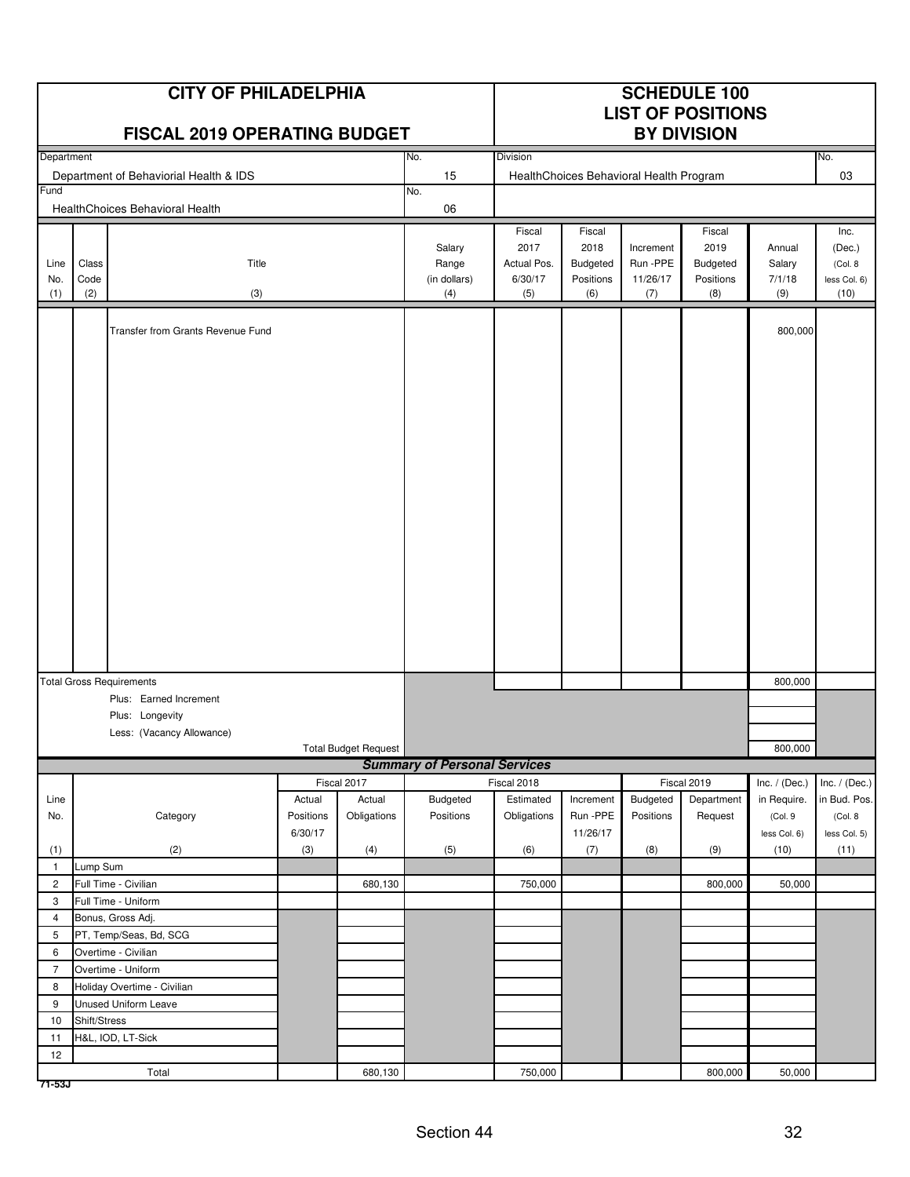# CITY OF PHILADELPHIA

## FISCAL 2019 OPERATING BUDGET

# SCHEDULE 100
## LIST OF POSITIONS
## BY DIVISION

| Department | No. | Division | No. |
|---|---|---|---|
| Department of Behaviorial Health & IDS | 15 | HealthChoices Behavioral Health Program | 03 |
| **Fund** | **No.** | | |
| HealthChoices Behavioral Health | 06 | | |

| Line No. (1) | Class Code (2) | Title (3) | Salary Range (in dollars) (4) | Fiscal 2017 Actual Pos. 6/30/17 (5) | Fiscal 2018 Budgeted Positions (6) | Increment Run -PPE 11/26/17 (7) | Fiscal 2019 Budgeted Positions (8) | Annual Salary 7/1/18 (9) | Inc. (Dec.) (Col. 8 less Col. 6) (10) |
|---|---|---|---|---|---|---|---|---|---|
| | | Transfer from Grants Revenue Fund | | | | | | 800,000 | |
| | | Total Gross Requirements | | | | | | 800,000 | |
| | | Plus: Earned Increment | | | | | | | |
| | | Plus: Longevity | | | | | | | |
| | | Less: (Vacancy Allowance) | | | | | | | |
| | | Total Budget Request | | | | | | 800,000 | |

### *Summary of Personal Services*

| Line No. (1) | Category (2) | Fiscal 2017 Actual Positions 6/30/17 (3) | Fiscal 2017 Actual Obligations (4) | Fiscal 2018 Budgeted Positions (5) | Fiscal 2018 Estimated Obligations (6) | Increment Run -PPE 11/26/17 (7) | Fiscal 2019 Budgeted Positions (8) | Fiscal 2019 Department Request (9) | Inc. / (Dec.) in Require. (Col. 9 less Col. 6) (10) | Inc. / (Dec.) in Bud. Pos. (Col. 8 less Col. 5) (11) |
|---|---|---|---|---|---|---|---|---|---|---|
| 1 | Lump Sum | | | | | | | | | |
| 2 | Full Time - Civilian | | 680,130 | | 750,000 | | | 800,000 | 50,000 | |
| 3 | Full Time - Uniform | | | | | | | | | |
| 4 | Bonus, Gross Adj. | | | | | | | | | |
| 5 | PT, Temp/Seas, Bd, SCG | | | | | | | | | |
| 6 | Overtime - Civilian | | | | | | | | | |
| 7 | Overtime - Uniform | | | | | | | | | |
| 8 | Holiday Overtime - Civilian | | | | | | | | | |
| 9 | Unused Uniform Leave | | | | | | | | | |
| 10 | Shift/Stress | | | | | | | | | |
| 11 | H&L, IOD, LT-Sick | | | | | | | | | |
| 12 | | | | | | | | | | |
| | Total | | 680,130 | | 750,000 | | | 800,000 | 50,000 | |

71-53J

Section 44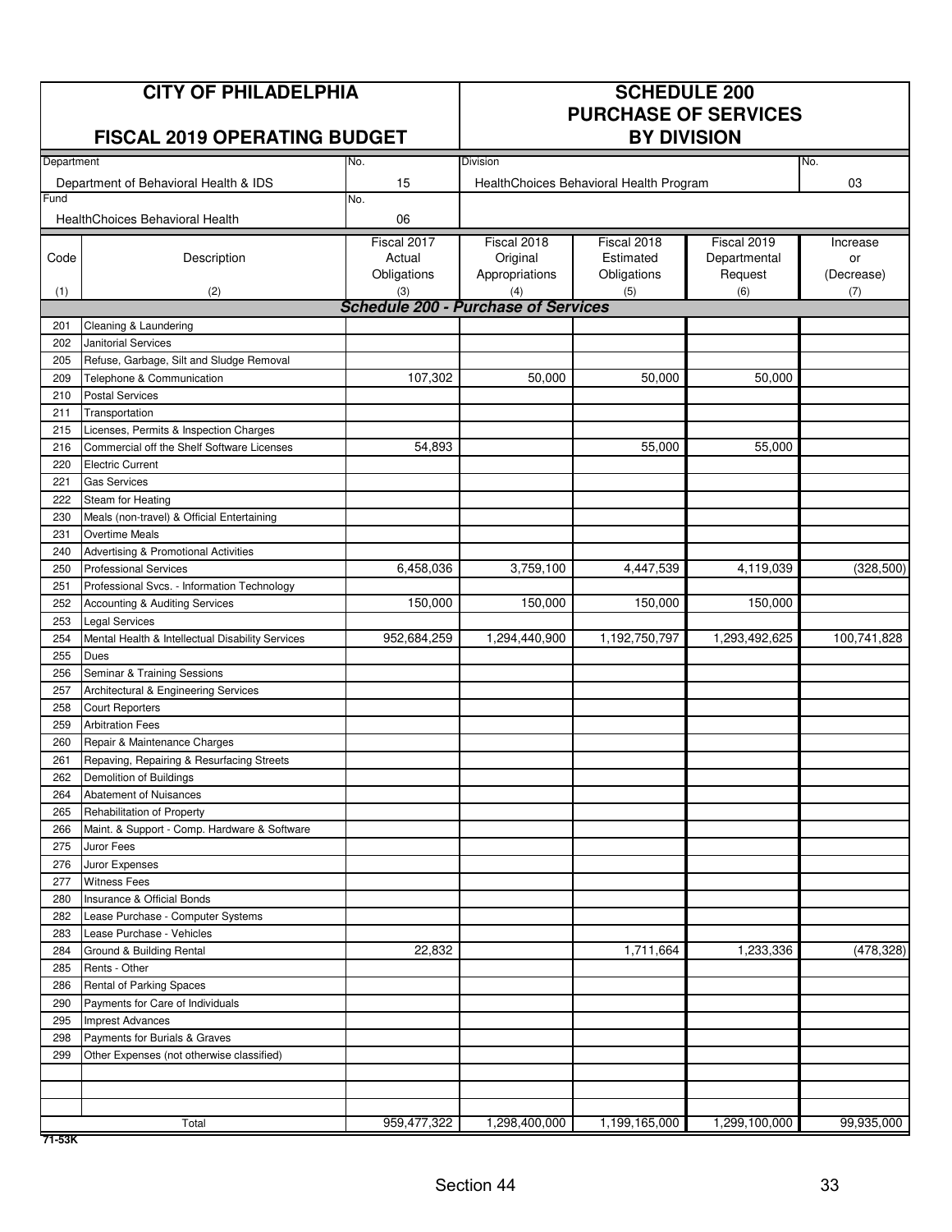| CITY OF PHILADELPHIA | | | SCHEDULE 200 | | | |
|---|---|---|---|---|---|---|
| **FISCAL 2019 OPERATING BUDGET** | | | **PURCHASE OF SERVICES BY DIVISION** | | | |
| Department: Department of Behavioral Health & IDS | | No. 15 | Division: HealthChoices Behavioral Health Program | | | No. 03 |
| Fund: HealthChoices Behavioral Health | | No. 06 | | | | |

| Code (1) | Description (2) | Fiscal 2017 Actual Obligations (3) | Fiscal 2018 Original Appropriations (4) | Fiscal 2018 Estimated Obligations (5) | Fiscal 2019 Departmental Request (6) | Increase or (Decrease) (7) |
|---|---|---|---|---|---|---|
| | ***Schedule 200 - Purchase of Services*** | | | | | |
| 201 | Cleaning & Laundering | | | | | |
| 202 | Janitorial Services | | | | | |
| 205 | Refuse, Garbage, Silt and Sludge Removal | | | | | |
| 209 | Telephone & Communication | 107,302 | 50,000 | 50,000 | 50,000 | |
| 210 | Postal Services | | | | | |
| 211 | Transportation | | | | | |
| 215 | Licenses, Permits & Inspection Charges | | | | | |
| 216 | Commercial off the Shelf Software Licenses | 54,893 | | 55,000 | 55,000 | |
| 220 | Electric Current | | | | | |
| 221 | Gas Services | | | | | |
| 222 | Steam for Heating | | | | | |
| 230 | Meals (non-travel) & Official Entertaining | | | | | |
| 231 | Overtime Meals | | | | | |
| 240 | Advertising & Promotional Activities | | | | | |
| 250 | Professional Services | 6,458,036 | 3,759,100 | 4,447,539 | 4,119,039 | (328,500) |
| 251 | Professional Svcs. - Information Technology | | | | | |
| 252 | Accounting & Auditing Services | 150,000 | 150,000 | 150,000 | 150,000 | |
| 253 | Legal Services | | | | | |
| 254 | Mental Health & Intellectual Disability Services | 952,684,259 | 1,294,440,900 | 1,192,750,797 | 1,293,492,625 | 100,741,828 |
| 255 | Dues | | | | | |
| 256 | Seminar & Training Sessions | | | | | |
| 257 | Architectural & Engineering Services | | | | | |
| 258 | Court Reporters | | | | | |
| 259 | Arbitration Fees | | | | | |
| 260 | Repair & Maintenance Charges | | | | | |
| 261 | Repaving, Repairing & Resurfacing Streets | | | | | |
| 262 | Demolition of Buildings | | | | | |
| 264 | Abatement of Nuisances | | | | | |
| 265 | Rehabilitation of Property | | | | | |
| 266 | Maint. & Support - Comp. Hardware & Software | | | | | |
| 275 | Juror Fees | | | | | |
| 276 | Juror Expenses | | | | | |
| 277 | Witness Fees | | | | | |
| 280 | Insurance & Official Bonds | | | | | |
| 282 | Lease Purchase - Computer Systems | | | | | |
| 283 | Lease Purchase - Vehicles | | | | | |
| 284 | Ground & Building Rental | 22,832 | | 1,711,664 | 1,233,336 | (478,328) |
| 285 | Rents - Other | | | | | |
| 286 | Rental of Parking Spaces | | | | | |
| 290 | Payments for Care of Individuals | | | | | |
| 295 | Imprest Advances | | | | | |
| 298 | Payments for Burials & Graves | | | | | |
| 299 | Other Expenses (not otherwise classified) | | | | | |
| | | | | | | |
| | | | | | | |
| | | | | | | |
| | Total | 959,477,322 | 1,298,400,000 | 1,199,165,000 | 1,299,100,000 | 99,935,000 |

71-53K

Section 44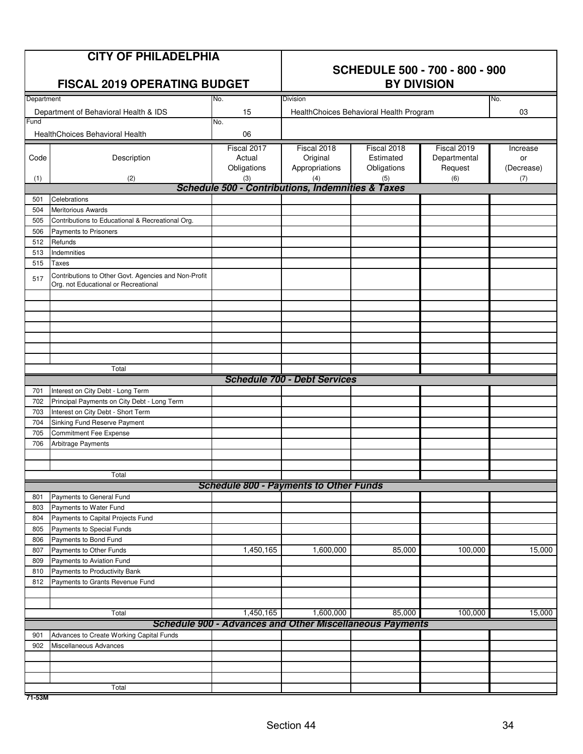# CITY OF PHILADELPHIA

## FISCAL 2019 OPERATING BUDGET

## SCHEDULE 500 - 700 - 800 - 900 BY DIVISION

| Department | No. | Division | No. |
|---|---|---|---|
| Department of Behavioral Health & IDS | 15 | HealthChoices Behavioral Health Program | 03 |

| Fund | No. |
|---|---|
| HealthChoices Behavioral Health | 06 |

| Code (1) | Description (2) | Fiscal 2017 Actual Obligations (3) | Fiscal 2018 Original Appropriations (4) | Fiscal 2018 Estimated Obligations (5) | Fiscal 2019 Departmental Request (6) | Increase or (Decrease) (7) |
|---|---|---|---|---|---|---|
| | ***Schedule 500 - Contributions, Indemnities & Taxes*** | | | | | |
| 501 | Celebrations | | | | | |
| 504 | Meritorious Awards | | | | | |
| 505 | Contributions to Educational & Recreational Org. | | | | | |
| 506 | Payments to Prisoners | | | | | |
| 512 | Refunds | | | | | |
| 513 | Indemnities | | | | | |
| 515 | Taxes | | | | | |
| 517 | Contributions to Other Govt. Agencies and Non-Profit Org. not Educational or Recreational | | | | | |
| | Total | | | | | |
| | ***Schedule 700 - Debt Services*** | | | | | |
| 701 | Interest on City Debt - Long Term | | | | | |
| 702 | Principal Payments on City Debt - Long Term | | | | | |
| 703 | Interest on City Debt - Short Term | | | | | |
| 704 | Sinking Fund Reserve Payment | | | | | |
| 705 | Commitment Fee Expense | | | | | |
| 706 | Arbitrage Payments | | | | | |
| | Total | | | | | |
| | ***Schedule 800 - Payments to Other Funds*** | | | | | |
| 801 | Payments to General Fund | | | | | |
| 803 | Payments to Water Fund | | | | | |
| 804 | Payments to Capital Projects Fund | | | | | |
| 805 | Payments to Special Funds | | | | | |
| 806 | Payments to Bond Fund | | | | | |
| 807 | Payments to Other Funds | 1,450,165 | 1,600,000 | 85,000 | 100,000 | 15,000 |
| 809 | Payments to Aviation Fund | | | | | |
| 810 | Payments to Productivity Bank | | | | | |
| 812 | Payments to Grants Revenue Fund | | | | | |
| | Total | 1,450,165 | 1,600,000 | 85,000 | 100,000 | 15,000 |
| | ***Schedule 900 - Advances and Other Miscellaneous Payments*** | | | | | |
| 901 | Advances to Create Working Capital Funds | | | | | |
| 902 | Miscellaneous Advances | | | | | |
| | Total | | | | | |

71-53M

Section 44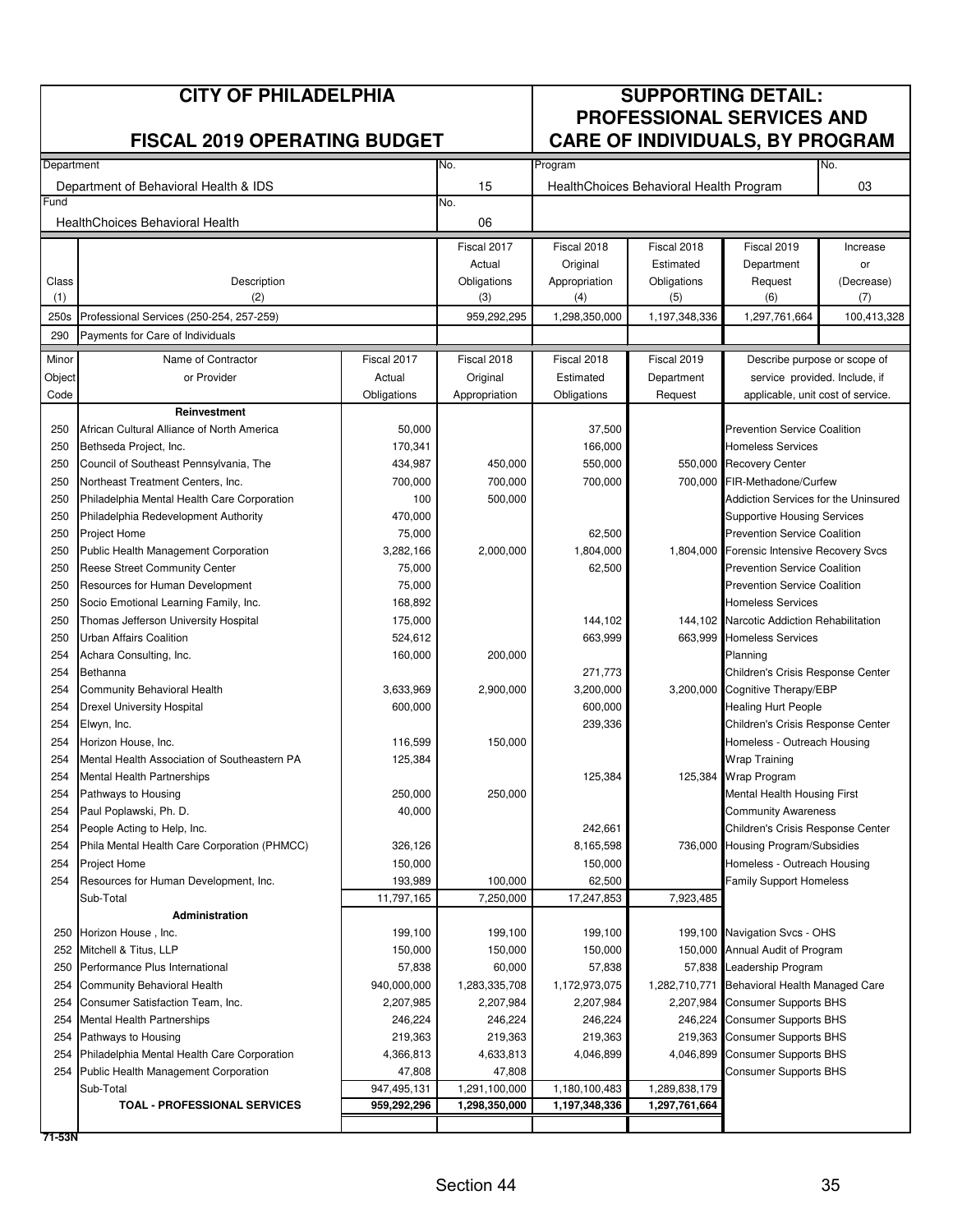# CITY OF PHILADELPHIA

## FISCAL 2019 OPERATING BUDGET

## SUPPORTING DETAIL: PROFESSIONAL SERVICES AND CARE OF INDIVIDUALS, BY PROGRAM

| Department | No. | Program | No. |
|---|---|---|---|
| Department of Behavioral Health & IDS | 15 | HealthChoices Behavioral Health Program | 03 |
| **Fund** | **No.** | | |
| HealthChoices Behavioral Health | 06 | | |

| Class (1) | Description (2) | Fiscal 2017 Actual Obligations (3) | Fiscal 2018 Original Appropriation (4) | Fiscal 2018 Estimated Obligations (5) | Fiscal 2019 Department Request (6) | Increase or (Decrease) (7) |
|---|---|---|---|---|---|---|
| 250s | Professional Services (250-254, 257-259) | 959,292,295 | 1,298,350,000 | 1,197,348,336 | 1,297,761,664 | 100,413,328 |
| 290 | Payments for Care of Individuals | | | | | |

| Minor Object Code | Name of Contractor or Provider | Fiscal 2017 Actual Obligations | Fiscal 2018 Original Appropriation | Fiscal 2018 Estimated Obligations | Fiscal 2019 Department Request | Describe purpose or scope of service provided. Include, if applicable, unit cost of service. |
|---|---|---|---|---|---|---|
| | **Reinvestment** | | | | | |
| 250 | African Cultural Alliance of North America | 50,000 | | 37,500 | | Prevention Service Coalition |
| 250 | Bethseda Project, Inc. | 170,341 | | 166,000 | | Homeless Services |
| 250 | Council of Southeast Pennsylvania, The | 434,987 | 450,000 | 550,000 | 550,000 | Recovery Center |
| 250 | Northeast Treatment Centers, Inc. | 700,000 | 700,000 | 700,000 | 700,000 | FIR-Methadone/Curfew |
| 250 | Philadelphia Mental Health Care Corporation | 100 | 500,000 | | | Addiction Services for the Uninsured |
| 250 | Philadelphia Redevelopment Authority | 470,000 | | | | Supportive Housing Services |
| 250 | Project Home | 75,000 | | 62,500 | | Prevention Service Coalition |
| 250 | Public Health Management Corporation | 3,282,166 | 2,000,000 | 1,804,000 | 1,804,000 | Forensic Intensive Recovery Svcs |
| 250 | Reese Street Community Center | 75,000 | | 62,500 | | Prevention Service Coalition |
| 250 | Resources for Human Development | 75,000 | | | | Prevention Service Coalition |
| 250 | Socio Emotional Learning Family, Inc. | 168,892 | | | | Homeless Services |
| 250 | Thomas Jefferson University Hospital | 175,000 | | 144,102 | 144,102 | Narcotic Addiction Rehabilitation |
| 250 | Urban Affairs Coalition | 524,612 | | 663,999 | 663,999 | Homeless Services |
| 254 | Achara Consulting, Inc. | 160,000 | 200,000 | | | Planning |
| 254 | Bethanna | | | 271,773 | | Children's Crisis Response Center |
| 254 | Community Behavioral Health | 3,633,969 | 2,900,000 | 3,200,000 | 3,200,000 | Cognitive Therapy/EBP |
| 254 | Drexel University Hospital | 600,000 | | 600,000 | | Healing Hurt People |
| 254 | Elwyn, Inc. | | | 239,336 | | Children's Crisis Response Center |
| 254 | Horizon House, Inc. | 116,599 | 150,000 | | | Homeless - Outreach Housing |
| 254 | Mental Health Association of Southeastern PA | 125,384 | | | | Wrap Training |
| 254 | Mental Health Partnerships | | | 125,384 | 125,384 | Wrap Program |
| 254 | Pathways to Housing | 250,000 | 250,000 | | | Mental Health Housing First |
| 254 | Paul Poplawski, Ph. D. | 40,000 | | | | Community Awareness |
| 254 | People Acting to Help, Inc. | | | 242,661 | | Children's Crisis Response Center |
| 254 | Phila Mental Health Care Corporation (PHMCC) | 326,126 | | 8,165,598 | 736,000 | Housing Program/Subsidies |
| 254 | Project Home | 150,000 | | 150,000 | | Homeless - Outreach Housing |
| 254 | Resources for Human Development, Inc. | 193,989 | 100,000 | 62,500 | | Family Support Homeless |
| | Sub-Total | 11,797,165 | 7,250,000 | 17,247,853 | 7,923,485 | |
| | **Administration** | | | | | |
| 250 | Horizon House , Inc. | 199,100 | 199,100 | 199,100 | 199,100 | Navigation Svcs - OHS |
| 252 | Mitchell & Titus, LLP | 150,000 | 150,000 | 150,000 | 150,000 | Annual Audit of Program |
| 250 | Performance Plus International | 57,838 | 60,000 | 57,838 | 57,838 | Leadership Program |
| 254 | Community Behavioral Health | 940,000,000 | 1,283,335,708 | 1,172,973,075 | 1,282,710,771 | Behavioral Health Managed Care |
| 254 | Consumer Satisfaction Team, Inc. | 2,207,985 | 2,207,984 | 2,207,984 | 2,207,984 | Consumer Supports BHS |
| 254 | Mental Health Partnerships | 246,224 | 246,224 | 246,224 | 246,224 | Consumer Supports BHS |
| 254 | Pathways to Housing | 219,363 | 219,363 | 219,363 | 219,363 | Consumer Supports BHS |
| 254 | Philadelphia Mental Health Care Corporation | 4,366,813 | 4,633,813 | 4,046,899 | 4,046,899 | Consumer Supports BHS |
| 254 | Public Health Management Corporation | 47,808 | 47,808 | | | Consumer Supports BHS |
| | Sub-Total | 947,495,131 | 1,291,100,000 | 1,180,100,483 | 1,289,838,179 | |
| | **TOAL - PROFESSIONAL SERVICES** | **959,292,296** | **1,298,350,000** | **1,197,348,336** | **1,297,761,664** | |

71-53N

Section 44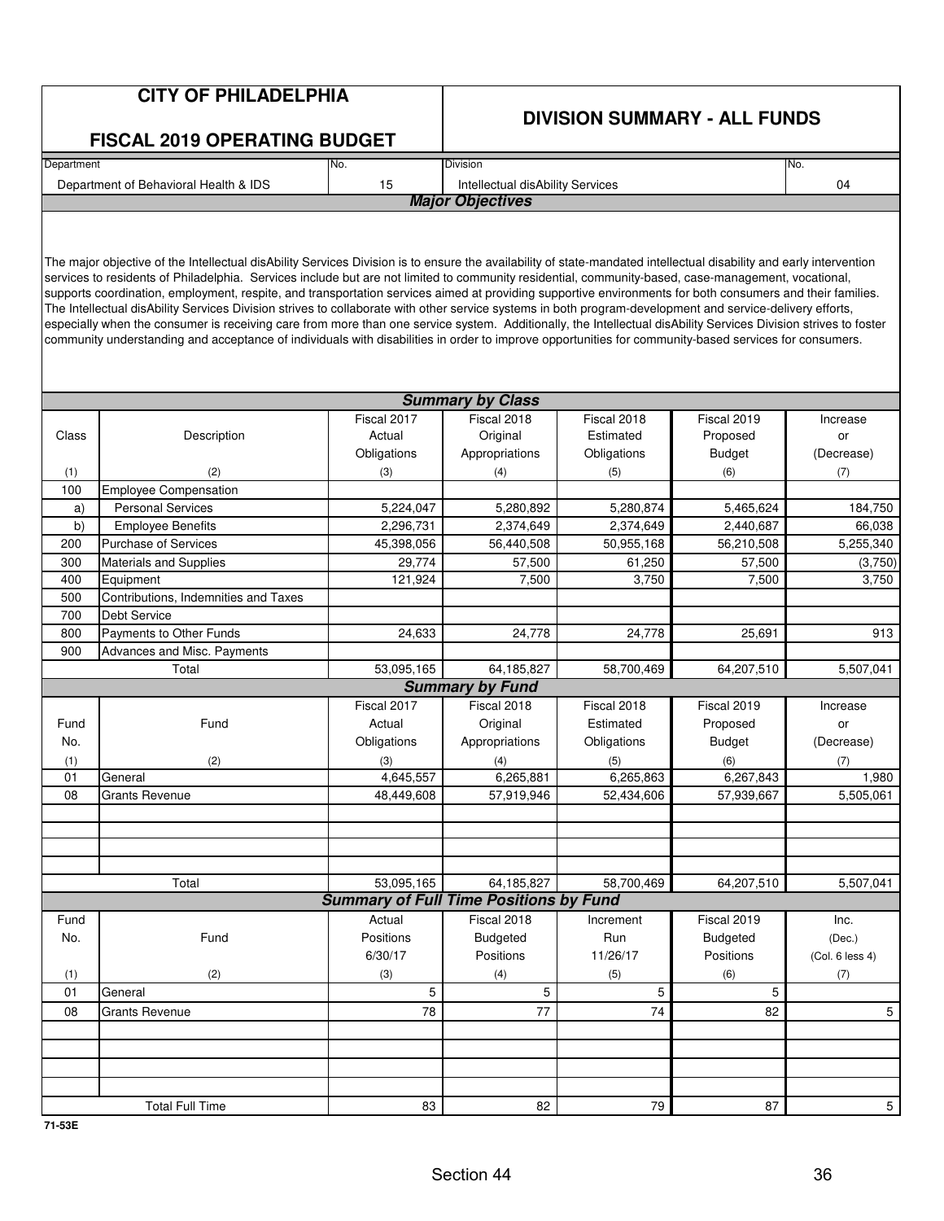# CITY OF PHILADELPHIA

## FISCAL 2019 OPERATING BUDGET

## DIVISION SUMMARY - ALL FUNDS

| Department | No. | Division | No. |
|---|---|---|---|
| Department of Behavioral Health & IDS | 15 | Intellectual disAbility Services | 04 |

### *Major Objectives*

The major objective of the Intellectual disAbility Services Division is to ensure the availability of state-mandated intellectual disability and early intervention services to residents of Philadelphia. Services include but are not limited to community residential, community-based, case-management, vocational, supports coordination, employment, respite, and transportation services aimed at providing supportive environments for both consumers and their families. The Intellectual disAbility Services Division strives to collaborate with other service systems in both program-development and service-delivery efforts, especially when the consumer is receiving care from more than one service system. Additionally, the Intellectual disAbility Services Division strives to foster community understanding and acceptance of individuals with disabilities in order to improve opportunities for community-based services for consumers.

### *Summary by Class*

| Class | Description | Fiscal 2017 Actual Obligations | Fiscal 2018 Original Appropriations | Fiscal 2018 Estimated Obligations | Fiscal 2019 Proposed Budget | Increase or (Decrease) |
|---|---|---|---|---|---|---|
| (1) | (2) | (3) | (4) | (5) | (6) | (7) |
| 100 | Employee Compensation | | | | | |
| a) | Personal Services | 5,224,047 | 5,280,892 | 5,280,874 | 5,465,624 | 184,750 |
| b) | Employee Benefits | 2,296,731 | 2,374,649 | 2,374,649 | 2,440,687 | 66,038 |
| 200 | Purchase of Services | 45,398,056 | 56,440,508 | 50,955,168 | 56,210,508 | 5,255,340 |
| 300 | Materials and Supplies | 29,774 | 57,500 | 61,250 | 57,500 | (3,750) |
| 400 | Equipment | 121,924 | 7,500 | 3,750 | 7,500 | 3,750 |
| 500 | Contributions, Indemnities and Taxes | | | | | |
| 700 | Debt Service | | | | | |
| 800 | Payments to Other Funds | 24,633 | 24,778 | 24,778 | 25,691 | 913 |
| 900 | Advances and Misc. Payments | | | | | |
| | Total | 53,095,165 | 64,185,827 | 58,700,469 | 64,207,510 | 5,507,041 |

### *Summary by Fund*

| Fund No. | Fund | Fiscal 2017 Actual Obligations | Fiscal 2018 Original Appropriations | Fiscal 2018 Estimated Obligations | Fiscal 2019 Proposed Budget | Increase or (Decrease) |
|---|---|---|---|---|---|---|
| (1) | (2) | (3) | (4) | (5) | (6) | (7) |
| 01 | General | 4,645,557 | 6,265,881 | 6,265,863 | 6,267,843 | 1,980 |
| 08 | Grants Revenue | 48,449,608 | 57,919,946 | 52,434,606 | 57,939,667 | 5,505,061 |
| | Total | 53,095,165 | 64,185,827 | 58,700,469 | 64,207,510 | 5,507,041 |

### *Summary of Full Time Positions by Fund*

| Fund No. | Fund | Actual Positions 6/30/17 | Fiscal 2018 Budgeted Positions | Increment Run 11/26/17 | Fiscal 2019 Budgeted Positions | Inc. (Dec.) (Col. 6 less 4) |
|---|---|---|---|---|---|---|
| (1) | (2) | (3) | (4) | (5) | (6) | (7) |
| 01 | General | 5 | 5 | 5 | 5 | |
| 08 | Grants Revenue | 78 | 77 | 74 | 82 | 5 |
| | Total Full Time | 83 | 82 | 79 | 87 | 5 |

71-53E

Section 44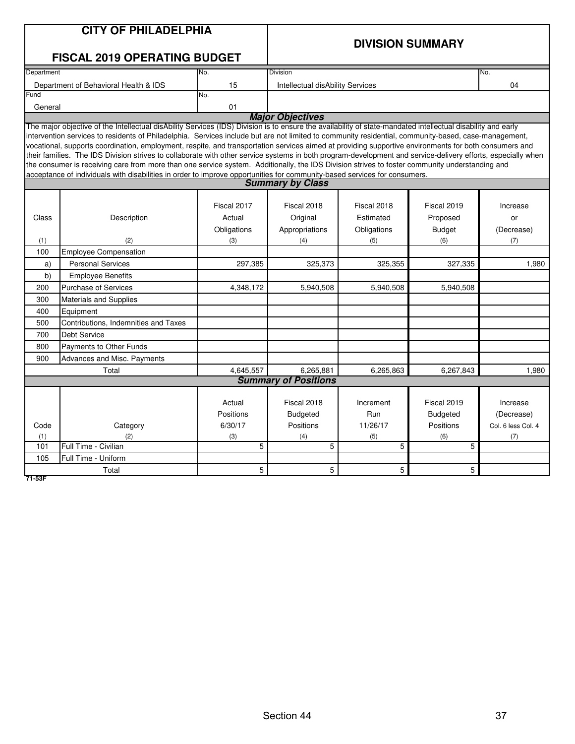**CITY OF PHILADELPHIA**

**FISCAL 2019 OPERATING BUDGET**

**DIVISION SUMMARY**

| Department | No. | Division | No. |
|---|---|---|---|
| Department of Behavioral Health & IDS | 15 | Intellectual disAbility Services | 04 |
| Fund | No. | | |
| General | 01 | | |

***Major Objectives***

The major objective of the Intellectual disAbility Services (IDS) Division is to ensure the availability of state-mandated intellectual disability and early intervention services to residents of Philadelphia. Services include but are not limited to community residential, community-based, case-management, vocational, supports coordination, employment, respite, and transportation services aimed at providing supportive environments for both consumers and their families. The IDS Division strives to collaborate with other service systems in both program-development and service-delivery efforts, especially when the consumer is receiving care from more than one service system. Additionally, the IDS Division strives to foster community understanding and acceptance of individuals with disabilities in order to improve opportunities for community-based services for consumers.

***Summary by Class***

| Class (1) | Description (2) | Fiscal 2017 Actual Obligations (3) | Fiscal 2018 Original Appropriations (4) | Fiscal 2018 Estimated Obligations (5) | Fiscal 2019 Proposed Budget (6) | Increase or (Decrease) (7) |
|---|---|---|---|---|---|---|
| 100 | Employee Compensation | | | | | |
| a) | Personal Services | 297,385 | 325,373 | 325,355 | 327,335 | 1,980 |
| b) | Employee Benefits | | | | | |
| 200 | Purchase of Services | 4,348,172 | 5,940,508 | 5,940,508 | 5,940,508 | |
| 300 | Materials and Supplies | | | | | |
| 400 | Equipment | | | | | |
| 500 | Contributions, Indemnities and Taxes | | | | | |
| 700 | Debt Service | | | | | |
| 800 | Payments to Other Funds | | | | | |
| 900 | Advances and Misc. Payments | | | | | |
| | Total | 4,645,557 | 6,265,881 | 6,265,863 | 6,267,843 | 1,980 |

***Summary of Positions***

| Code (1) | Category (2) | Actual Positions 6/30/17 (3) | Fiscal 2018 Budgeted Positions (4) | Increment Run 11/26/17 (5) | Fiscal 2019 Budgeted Positions (6) | Increase (Decrease) Col. 6 less Col. 4 (7) |
|---|---|---|---|---|---|---|
| 101 | Full Time - Civilian | 5 | 5 | 5 | 5 | |
| 105 | Full Time - Uniform | | | | | |
| | Total | 5 | 5 | 5 | 5 | |

71-53F

Section 44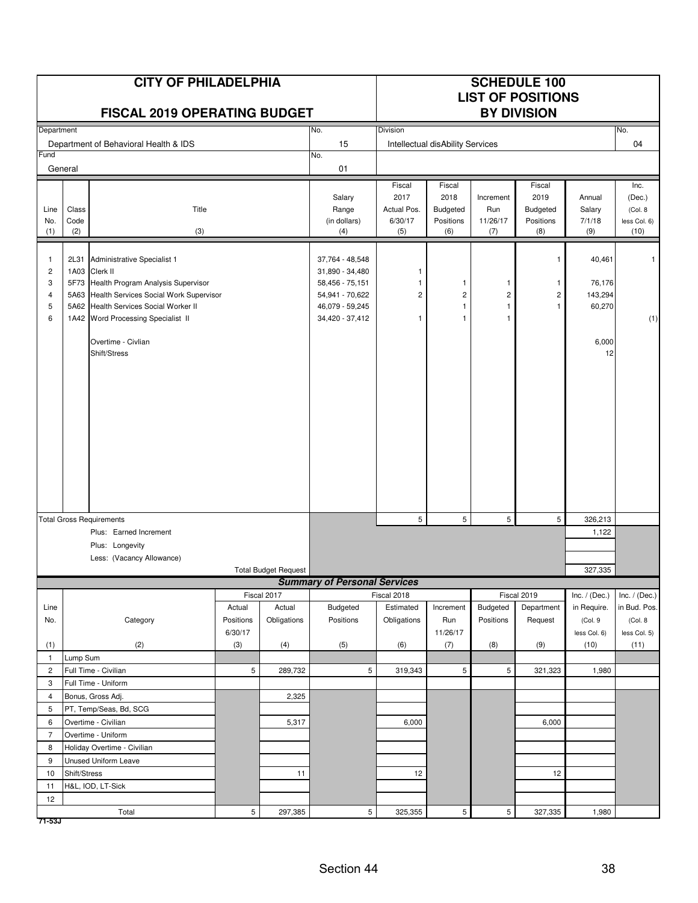# CITY OF PHILADELPHIA

## FISCAL 2019 OPERATING BUDGET

# SCHEDULE 100
## LIST OF POSITIONS
## BY DIVISION

| Department | No. | Division | No. |
|---|---|---|---|
| Department of Behavioral Health & IDS | 15 | Intellectual disAbility Services | 04 |
| **Fund** | **No.** | | |
| General | 01 | | |

| Line No. (1) | Class Code (2) | Title (3) | Salary Range (in dollars) (4) | Fiscal 2017 Actual Pos. 6/30/17 (5) | Fiscal 2018 Budgeted Positions (6) | Increment Run 11/26/17 (7) | Fiscal 2019 Budgeted Positions (8) | Annual Salary 7/1/18 (9) | Inc. (Dec.) (Col. 8 less Col. 6) (10) |
|---|---|---|---|---|---|---|---|---|---|
| 1 | 2L31 | Administrative Specialist 1 | 37,764 - 48,548 | | | | 1 | 40,461 | 1 |
| 2 | 1A03 | Clerk II | 31,890 - 34,480 | 1 | | | | | |
| 3 | 5F73 | Health Program Analysis Supervisor | 58,456 - 75,151 | 1 | 1 | 1 | 1 | 76,176 | |
| 4 | 5A63 | Health Services Social Work Supervisor | 54,941 - 70,622 | 2 | 2 | 2 | 2 | 143,294 | |
| 5 | 5A62 | Health Services Social Worker II | 46,079 - 59,245 | | 1 | 1 | 1 | 60,270 | |
| 6 | 1A42 | Word Processing Specialist II | 34,420 - 37,412 | 1 | 1 | 1 | | | (1) |
| | | Overtime - Civlian | | | | | | 6,000 | |
| | | Shift/Stress | | | | | | 12 | |
| | | Total Gross Requirements | | 5 | 5 | 5 | 5 | 326,213 | |
| | | Plus: Earned Increment | | | | | | 1,122 | |
| | | Plus: Longevity | | | | | | | |
| | | Less: (Vacancy Allowance) | | | | | | | |
| | | Total Budget Request | | | | | | 327,335 | |

### Summary of Personal Services

| Line No. (1) | Category (2) | Fiscal 2017 Actual Positions 6/30/17 (3) | Fiscal 2017 Actual Obligations (4) | Fiscal 2018 Budgeted Positions (5) | Fiscal 2018 Estimated Obligations (6) | Increment Run 11/26/17 (7) | Fiscal 2019 Budgeted Positions (8) | Fiscal 2019 Department Request (9) | Inc. / (Dec.) in Require. (Col. 9 less Col. 6) (10) | Inc. / (Dec.) in Bud. Pos. (Col. 8 less Col. 5) (11) |
|---|---|---|---|---|---|---|---|---|---|---|
| 1 | Lump Sum | | | | | | | | | |
| 2 | Full Time - Civilian | 5 | 289,732 | 5 | 319,343 | 5 | 5 | 321,323 | 1,980 | |
| 3 | Full Time - Uniform | | | | | | | | | |
| 4 | Bonus, Gross Adj. | | 2,325 | | | | | | | |
| 5 | PT, Temp/Seas, Bd, SCG | | | | | | | | | |
| 6 | Overtime - Civilian | | 5,317 | | 6,000 | | | 6,000 | | |
| 7 | Overtime - Uniform | | | | | | | | | |
| 8 | Holiday Overtime - Civilian | | | | | | | | | |
| 9 | Unused Uniform Leave | | | | | | | | | |
| 10 | Shift/Stress | | 11 | | 12 | | | 12 | | |
| 11 | H&L, IOD, LT-Sick | | | | | | | | | |
| 12 | | | | | | | | | | |
| | Total | 5 | 297,385 | 5 | 325,355 | 5 | 5 | 327,335 | 1,980 | |

71-53J

Section 44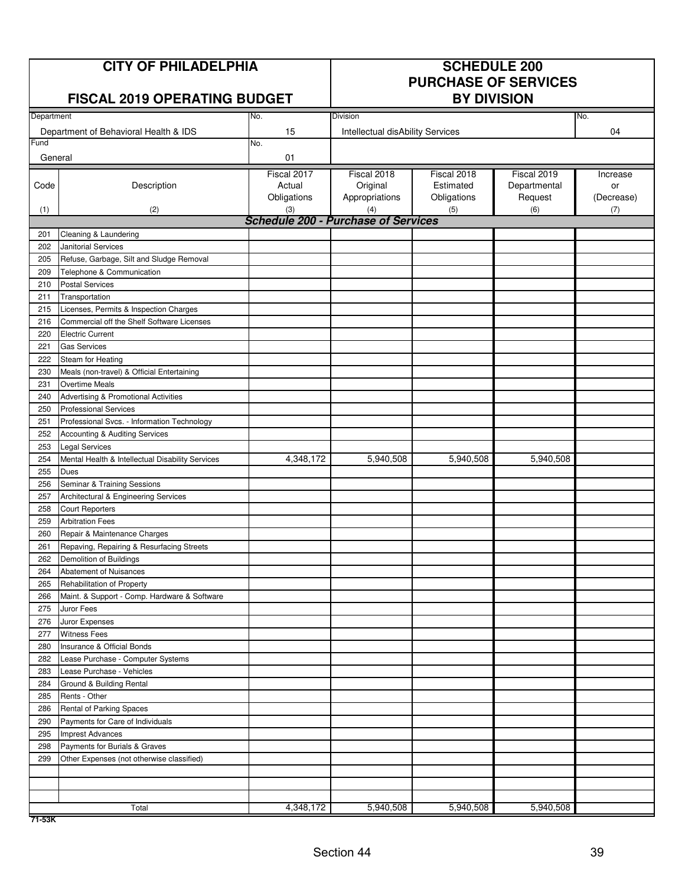| CITY OF PHILADELPHIA | | | SCHEDULE 200 | | | |
|---|---|---|---|---|---|---|
| FISCAL 2019 OPERATING BUDGET | | | PURCHASE OF SERVICES BY DIVISION | | | |
| Department: Department of Behavioral Health & IDS | | No. 15 | Division: Intellectual disAbility Services | | | No. 04 |
| Fund: General | | No. 01 | | | | |

| Code | Description | Fiscal 2017 Actual Obligations | Fiscal 2018 Original Appropriations | Fiscal 2018 Estimated Obligations | Fiscal 2019 Departmental Request | Increase or (Decrease) |
|---|---|---|---|---|---|---|
| (1) | (2) | (3) | (4) | (5) | (6) | (7) |
| | ***Schedule 200 - Purchase of Services*** | | | | | |
| 201 | Cleaning & Laundering | | | | | |
| 202 | Janitorial Services | | | | | |
| 205 | Refuse, Garbage, Silt and Sludge Removal | | | | | |
| 209 | Telephone & Communication | | | | | |
| 210 | Postal Services | | | | | |
| 211 | Transportation | | | | | |
| 215 | Licenses, Permits & Inspection Charges | | | | | |
| 216 | Commercial off the Shelf Software Licenses | | | | | |
| 220 | Electric Current | | | | | |
| 221 | Gas Services | | | | | |
| 222 | Steam for Heating | | | | | |
| 230 | Meals (non-travel) & Official Entertaining | | | | | |
| 231 | Overtime Meals | | | | | |
| 240 | Advertising & Promotional Activities | | | | | |
| 250 | Professional Services | | | | | |
| 251 | Professional Svcs. - Information Technology | | | | | |
| 252 | Accounting & Auditing Services | | | | | |
| 253 | Legal Services | | | | | |
| 254 | Mental Health & Intellectual Disability Services | 4,348,172 | 5,940,508 | 5,940,508 | 5,940,508 | |
| 255 | Dues | | | | | |
| 256 | Seminar & Training Sessions | | | | | |
| 257 | Architectural & Engineering Services | | | | | |
| 258 | Court Reporters | | | | | |
| 259 | Arbitration Fees | | | | | |
| 260 | Repair & Maintenance Charges | | | | | |
| 261 | Repaving, Repairing & Resurfacing Streets | | | | | |
| 262 | Demolition of Buildings | | | | | |
| 264 | Abatement of Nuisances | | | | | |
| 265 | Rehabilitation of Property | | | | | |
| 266 | Maint. & Support - Comp. Hardware & Software | | | | | |
| 275 | Juror Fees | | | | | |
| 276 | Juror Expenses | | | | | |
| 277 | Witness Fees | | | | | |
| 280 | Insurance & Official Bonds | | | | | |
| 282 | Lease Purchase - Computer Systems | | | | | |
| 283 | Lease Purchase - Vehicles | | | | | |
| 284 | Ground & Building Rental | | | | | |
| 285 | Rents - Other | | | | | |
| 286 | Rental of Parking Spaces | | | | | |
| 290 | Payments for Care of Individuals | | | | | |
| 295 | Imprest Advances | | | | | |
| 298 | Payments for Burials & Graves | | | | | |
| 299 | Other Expenses (not otherwise classified) | | | | | |
| | | | | | | |
| | | | | | | |
| | | | | | | |
| | Total | 4,348,172 | 5,940,508 | 5,940,508 | 5,940,508 | |

71-53K

Section 44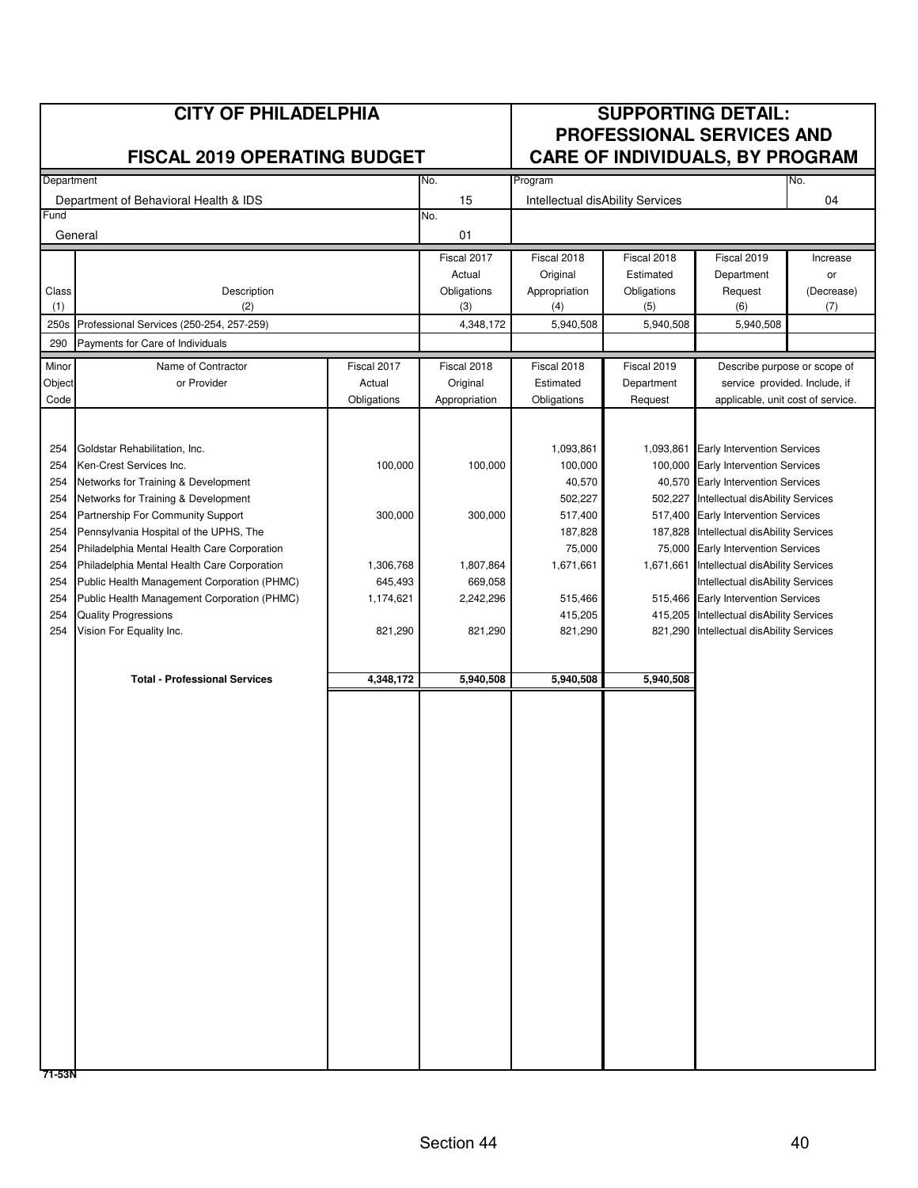# CITY OF PHILADELPHIA

## FISCAL 2019 OPERATING BUDGET

## SUPPORTING DETAIL: PROFESSIONAL SERVICES AND CARE OF INDIVIDUALS, BY PROGRAM

| Department | No. | Program | No. |
|---|---|---|---|
| Department of Behavioral Health & IDS | 15 | Intellectual disAbility Services | 04 |
| **Fund** | **No.** | | |
| General | 01 | | |

| Class (1) | Description (2) | Fiscal 2017 Actual Obligations (3) | Fiscal 2018 Original Appropriation (4) | Fiscal 2018 Estimated Obligations (5) | Fiscal 2019 Department Request (6) | Increase or (Decrease) (7) |
|---|---|---|---|---|---|---|
| 250s | Professional Services (250-254, 257-259) | 4,348,172 | 5,940,508 | 5,940,508 | 5,940,508 | |
| 290 | Payments for Care of Individuals | | | | | |

| Minor Object Code | Name of Contractor or Provider | Fiscal 2017 Actual Obligations | Fiscal 2018 Original Appropriation | Fiscal 2018 Estimated Obligations | Fiscal 2019 Department Request | Describe purpose or scope of service provided. Include, if applicable, unit cost of service. |
|---|---|---|---|---|---|---|
| 254 | Goldstar Rehabilitation, Inc. | | | 1,093,861 | 1,093,861 | Early Intervention Services |
| 254 | Ken-Crest Services Inc. | 100,000 | 100,000 | 100,000 | 100,000 | Early Intervention Services |
| 254 | Networks for Training & Development | | | 40,570 | 40,570 | Early Intervention Services |
| 254 | Networks for Training & Development | | | 502,227 | 502,227 | Intellectual disAbility Services |
| 254 | Partnership For Community Support | 300,000 | 300,000 | 517,400 | 517,400 | Early Intervention Services |
| 254 | Pennsylvania Hospital of the UPHS, The | | | 187,828 | 187,828 | Intellectual disAbility Services |
| 254 | Philadelphia Mental Health Care Corporation | | | 75,000 | 75,000 | Early Intervention Services |
| 254 | Philadelphia Mental Health Care Corporation | 1,306,768 | 1,807,864 | 1,671,661 | 1,671,661 | Intellectual disAbility Services |
| 254 | Public Health Management Corporation (PHMC) | 645,493 | 669,058 | | | Intellectual disAbility Services |
| 254 | Public Health Management Corporation (PHMC) | 1,174,621 | 2,242,296 | 515,466 | 515,466 | Early Intervention Services |
| 254 | Quality Progressions | | | 415,205 | 415,205 | Intellectual disAbility Services |
| 254 | Vision For Equality Inc. | 821,290 | 821,290 | 821,290 | 821,290 | Intellectual disAbility Services |
| | **Total - Professional Services** | **4,348,172** | **5,940,508** | **5,940,508** | **5,940,508** | |

71-53N

Section 44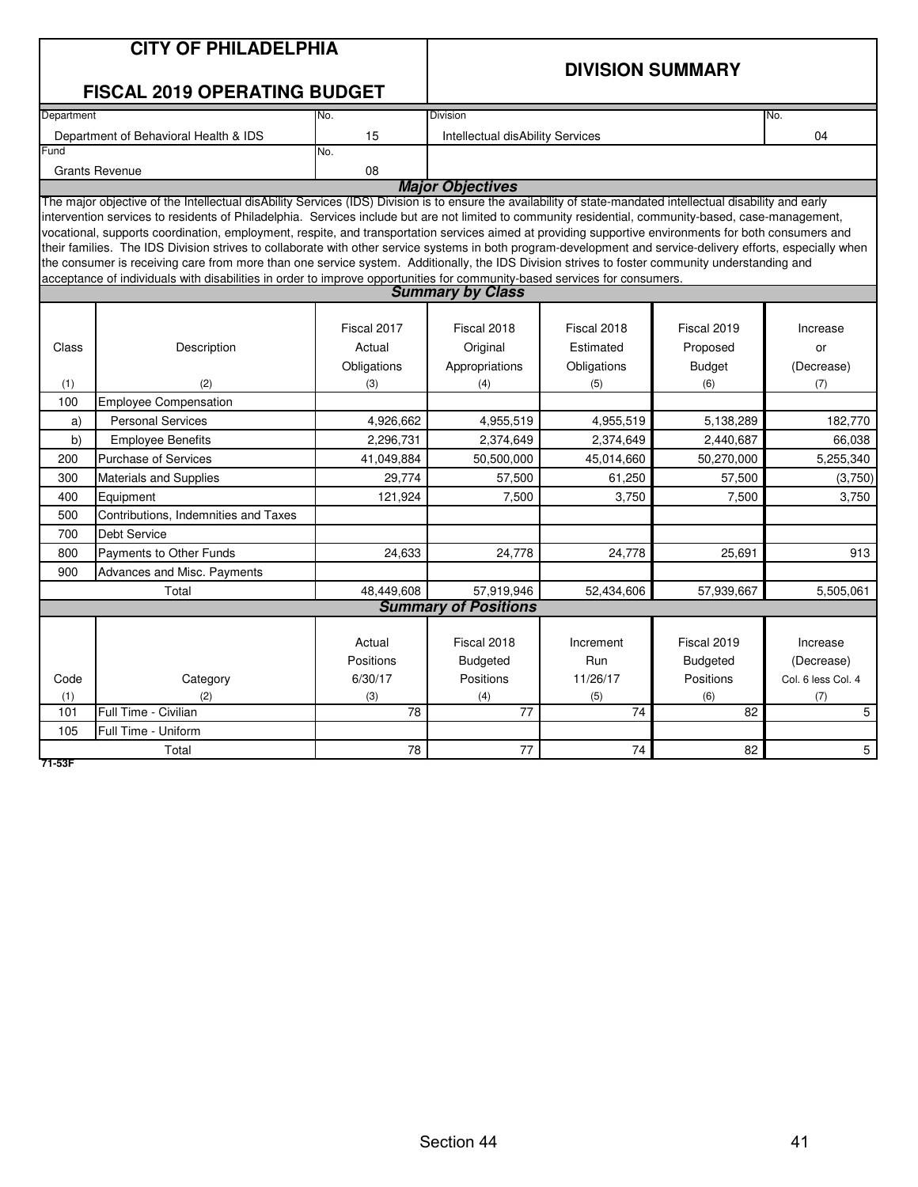# CITY OF PHILADELPHIA

## FISCAL 2019 OPERATING BUDGET

## DIVISION SUMMARY

| Department | No. | Division | No. |
|---|---|---|---|
| Department of Behavioral Health & IDS | 15 | Intellectual disAbility Services | 04 |
| **Fund** | **No.** | | |
| Grants Revenue | 08 | | |

### Major Objectives

The major objective of the Intellectual disAbility Services (IDS) Division is to ensure the availability of state-mandated intellectual disability and early intervention services to residents of Philadelphia. Services include but are not limited to community residential, community-based, case-management, vocational, supports coordination, employment, respite, and transportation services aimed at providing supportive environments for both consumers and their families. The IDS Division strives to collaborate with other service systems in both program-development and service-delivery efforts, especially when the consumer is receiving care from more than one service system. Additionally, the IDS Division strives to foster community understanding and acceptance of individuals with disabilities in order to improve opportunities for community-based services for consumers.

### Summary by Class

| Class (1) | Description (2) | Fiscal 2017 Actual Obligations (3) | Fiscal 2018 Original Appropriations (4) | Fiscal 2018 Estimated Obligations (5) | Fiscal 2019 Proposed Budget (6) | Increase or (Decrease) (7) |
|---|---|---|---|---|---|---|
| 100 | Employee Compensation | | | | | |
| a) | Personal Services | 4,926,662 | 4,955,519 | 4,955,519 | 5,138,289 | 182,770 |
| b) | Employee Benefits | 2,296,731 | 2,374,649 | 2,374,649 | 2,440,687 | 66,038 |
| 200 | Purchase of Services | 41,049,884 | 50,500,000 | 45,014,660 | 50,270,000 | 5,255,340 |
| 300 | Materials and Supplies | 29,774 | 57,500 | 61,250 | 57,500 | (3,750) |
| 400 | Equipment | 121,924 | 7,500 | 3,750 | 7,500 | 3,750 |
| 500 | Contributions, Indemnities and Taxes | | | | | |
| 700 | Debt Service | | | | | |
| 800 | Payments to Other Funds | 24,633 | 24,778 | 24,778 | 25,691 | 913 |
| 900 | Advances and Misc. Payments | | | | | |
| | Total | 48,449,608 | 57,919,946 | 52,434,606 | 57,939,667 | 5,505,061 |

### Summary of Positions

| Code (1) | Category (2) | Actual Positions 6/30/17 (3) | Fiscal 2018 Budgeted Positions (4) | Increment Run 11/26/17 (5) | Fiscal 2019 Budgeted Positions (6) | Increase (Decrease) Col. 6 less Col. 4 (7) |
|---|---|---|---|---|---|---|
| 101 | Full Time - Civilian | 78 | 77 | 74 | 82 | 5 |
| 105 | Full Time - Uniform | | | | | |
| | Total | 78 | 77 | 74 | 82 | 5 |

71-53F

Section 44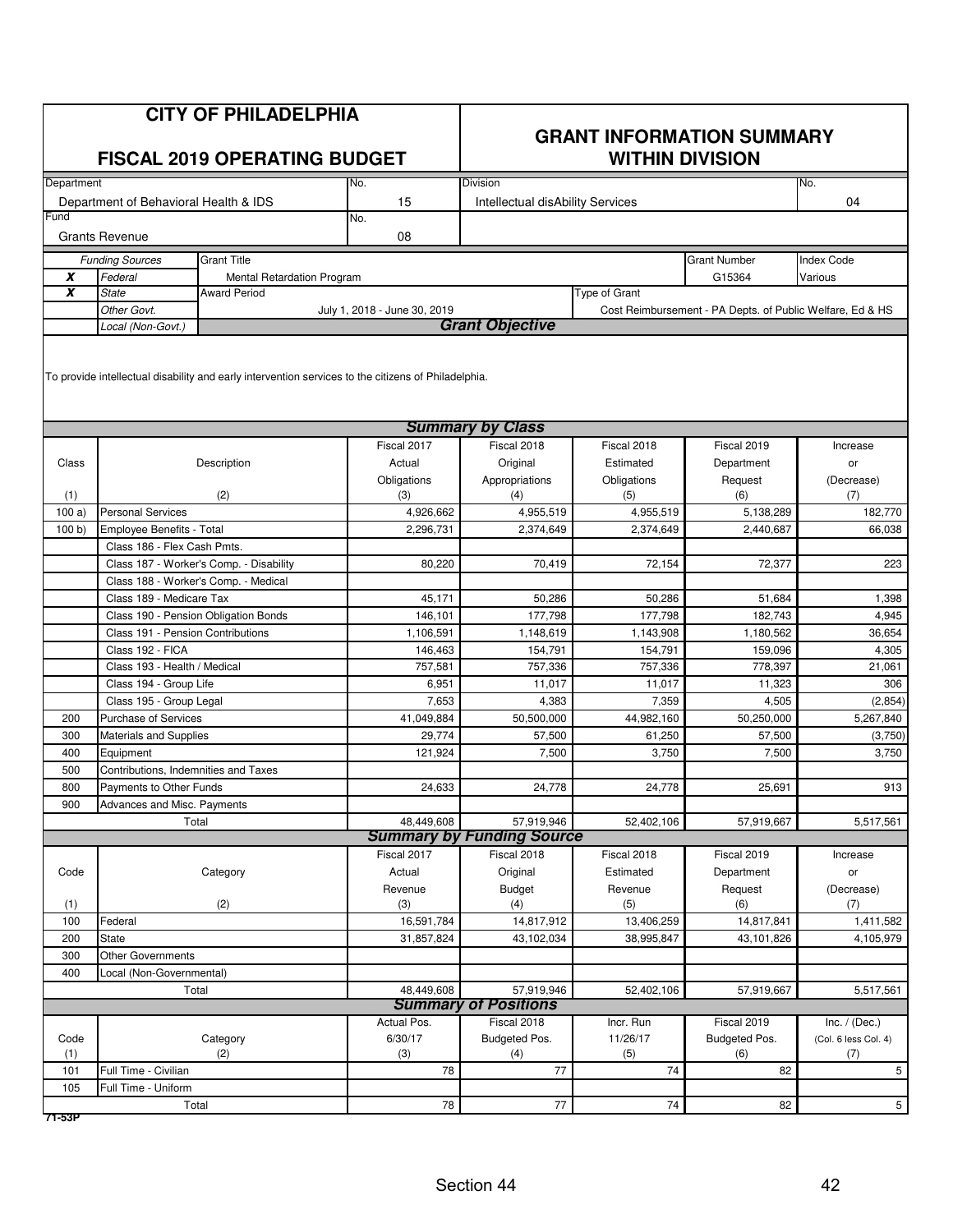# CITY OF PHILADELPHIA

## FISCAL 2019 OPERATING BUDGET

## GRANT INFORMATION SUMMARY WITHIN DIVISION

| Department | No. | Division | No. |
|---|---|---|---|
| Department of Behavioral Health & IDS | 15 | Intellectual disAbility Services | 04 |
| **Fund** | **No.** | | |
| Grants Revenue | 08 | | |

| | *Funding Sources* | Grant Title | | Grant Number | Index Code |
|---|---|---|---|---|---|
| ***X*** | *Federal* | Mental Retardation Program | | G15364 | Various |
| ***X*** | *State* | Award Period | | Type of Grant | |
| | *Other Govt.* | July 1, 2018 - June 30, 2019 | | Cost Reimbursement - PA Depts. of Public Welfare, Ed & HS | |
| | *Local (Non-Govt.)* | | | | |

### *Grant Objective*

To provide intellectual disability and early intervention services to the citizens of Philadelphia.

### *Summary by Class*

| Class (1) | Description (2) | Fiscal 2017 Actual Obligations (3) | Fiscal 2018 Original Appropriations (4) | Fiscal 2018 Estimated Obligations (5) | Fiscal 2019 Department Request (6) | Increase or (Decrease) (7) |
|---|---|---|---|---|---|---|
| 100 a) | Personal Services | 4,926,662 | 4,955,519 | 4,955,519 | 5,138,289 | 182,770 |
| 100 b) | Employee Benefits - Total | 2,296,731 | 2,374,649 | 2,374,649 | 2,440,687 | 66,038 |
| | Class 186 - Flex Cash Pmts. | | | | | |
| | Class 187 - Worker's Comp. - Disability | 80,220 | 70,419 | 72,154 | 72,377 | 223 |
| | Class 188 - Worker's Comp. - Medical | | | | | |
| | Class 189 - Medicare Tax | 45,171 | 50,286 | 50,286 | 51,684 | 1,398 |
| | Class 190 - Pension Obligation Bonds | 146,101 | 177,798 | 177,798 | 182,743 | 4,945 |
| | Class 191 - Pension Contributions | 1,106,591 | 1,148,619 | 1,143,908 | 1,180,562 | 36,654 |
| | Class 192 - FICA | 146,463 | 154,791 | 154,791 | 159,096 | 4,305 |
| | Class 193 - Health / Medical | 757,581 | 757,336 | 757,336 | 778,397 | 21,061 |
| | Class 194 - Group Life | 6,951 | 11,017 | 11,017 | 11,323 | 306 |
| | Class 195 - Group Legal | 7,653 | 4,383 | 7,359 | 4,505 | (2,854) |
| 200 | Purchase of Services | 41,049,884 | 50,500,000 | 44,982,160 | 50,250,000 | 5,267,840 |
| 300 | Materials and Supplies | 29,774 | 57,500 | 61,250 | 57,500 | (3,750) |
| 400 | Equipment | 121,924 | 7,500 | 3,750 | 7,500 | 3,750 |
| 500 | Contributions, Indemnities and Taxes | | | | | |
| 800 | Payments to Other Funds | 24,633 | 24,778 | 24,778 | 25,691 | 913 |
| 900 | Advances and Misc. Payments | | | | | |
| | Total | 48,449,608 | 57,919,946 | 52,402,106 | 57,919,667 | 5,517,561 |

### *Summary by Funding Source*

| Code (1) | Category (2) | Fiscal 2017 Actual Revenue (3) | Fiscal 2018 Original Budget (4) | Fiscal 2018 Estimated Revenue (5) | Fiscal 2019 Department Request (6) | Increase or (Decrease) (7) |
|---|---|---|---|---|---|---|
| 100 | Federal | 16,591,784 | 14,817,912 | 13,406,259 | 14,817,841 | 1,411,582 |
| 200 | State | 31,857,824 | 43,102,034 | 38,995,847 | 43,101,826 | 4,105,979 |
| 300 | Other Governments | | | | | |
| 400 | Local (Non-Governmental) | | | | | |
| | Total | 48,449,608 | 57,919,946 | 52,402,106 | 57,919,667 | 5,517,561 |

### *Summary of Positions*

| Code (1) | Category (2) | Actual Pos. 6/30/17 (3) | Fiscal 2018 Budgeted Pos. (4) | Incr. Run 11/26/17 (5) | Fiscal 2019 Budgeted Pos. (6) | Inc. / (Dec.) (Col. 6 less Col. 4) (7) |
|---|---|---|---|---|---|---|
| 101 | Full Time - Civilian | 78 | 77 | 74 | 82 | 5 |
| 105 | Full Time - Uniform | | | | | |
| | Total | 78 | 77 | 74 | 82 | 5 |

71-53P

Section 44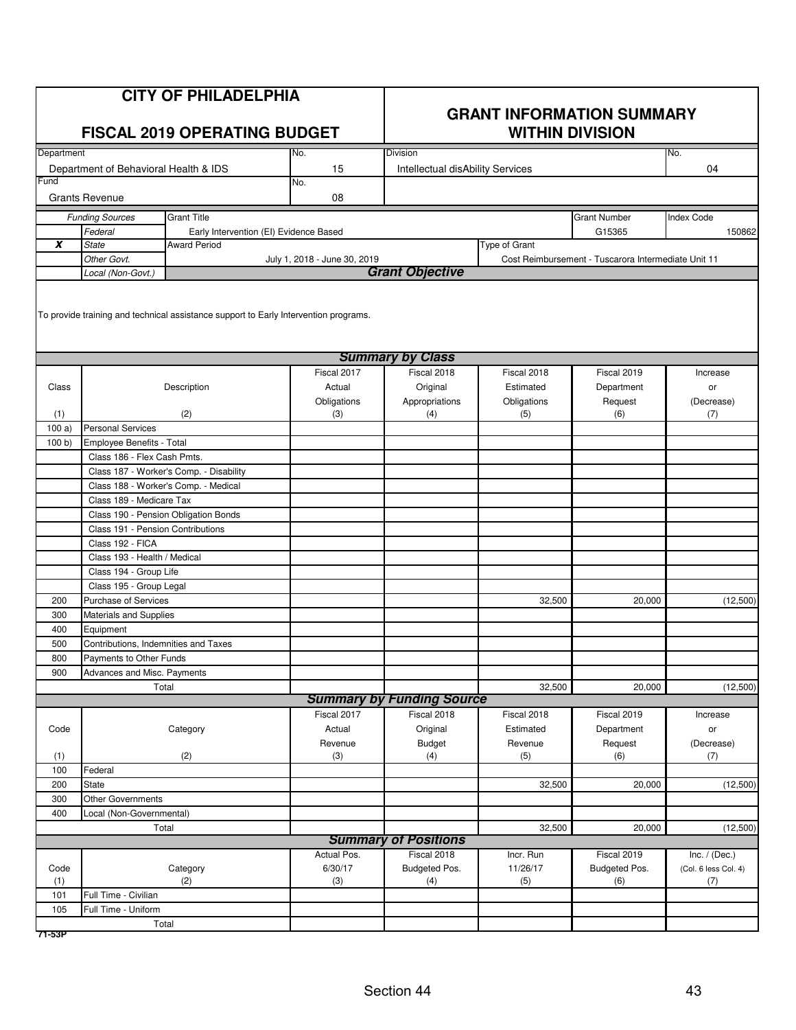# CITY OF PHILADELPHIA

## FISCAL 2019 OPERATING BUDGET

## GRANT INFORMATION SUMMARY WITHIN DIVISION

| Department | No. | Division | No. |
|---|---|---|---|
| Department of Behavioral Health & IDS | 15 | Intellectual disAbility Services | 04 |

| Fund | No. |
|---|---|
| Grants Revenue | 08 |

| | Funding Sources | Grant Title | Grant Number | Index Code |
|---|---|---|---|---|
| | Federal | Early Intervention (EI) Evidence Based | G15365 | 150862 |
| X | State | Award Period | Type of Grant | |
| | Other Govt. | July 1, 2018 - June 30, 2019 | Cost Reimbursement - Tuscarora Intermediate Unit 11 | |
| | Local (Non-Govt.) | | | |

### Grant Objective

To provide training and technical assistance support to Early Intervention programs.

### Summary by Class

| Class (1) | Description (2) | Fiscal 2017 Actual Obligations (3) | Fiscal 2018 Original Appropriations (4) | Fiscal 2018 Estimated Obligations (5) | Fiscal 2019 Department Request (6) | Increase or (Decrease) (7) |
|---|---|---|---|---|---|---|
| 100 a) | Personal Services | | | | | |
| 100 b) | Employee Benefits - Total | | | | | |
| | Class 186 - Flex Cash Pmts. | | | | | |
| | Class 187 - Worker's Comp. - Disability | | | | | |
| | Class 188 - Worker's Comp. - Medical | | | | | |
| | Class 189 - Medicare Tax | | | | | |
| | Class 190 - Pension Obligation Bonds | | | | | |
| | Class 191 - Pension Contributions | | | | | |
| | Class 192 - FICA | | | | | |
| | Class 193 - Health / Medical | | | | | |
| | Class 194 - Group Life | | | | | |
| | Class 195 - Group Legal | | | | | |
| 200 | Purchase of Services | | | 32,500 | 20,000 | (12,500) |
| 300 | Materials and Supplies | | | | | |
| 400 | Equipment | | | | | |
| 500 | Contributions, Indemnities and Taxes | | | | | |
| 800 | Payments to Other Funds | | | | | |
| 900 | Advances and Misc. Payments | | | | | |
| | Total | | | 32,500 | 20,000 | (12,500) |

### Summary by Funding Source

| Code (1) | Category (2) | Fiscal 2017 Actual Revenue (3) | Fiscal 2018 Original Budget (4) | Fiscal 2018 Estimated Revenue (5) | Fiscal 2019 Department Request (6) | Increase or (Decrease) (7) |
|---|---|---|---|---|---|---|
| 100 | Federal | | | | | |
| 200 | State | | | 32,500 | 20,000 | (12,500) |
| 300 | Other Governments | | | | | |
| 400 | Local (Non-Governmental) | | | | | |
| | Total | | | 32,500 | 20,000 | (12,500) |

### Summary of Positions

| Code (1) | Category (2) | Actual Pos. 6/30/17 (3) | Fiscal 2018 Budgeted Pos. (4) | Incr. Run 11/26/17 (5) | Fiscal 2019 Budgeted Pos. (6) | Inc. / (Dec.) (Col. 6 less Col. 4) (7) |
|---|---|---|---|---|---|---|
| 101 | Full Time - Civilian | | | | | |
| 105 | Full Time - Uniform | | | | | |
| | Total | | | | | |

71-53P

Section 44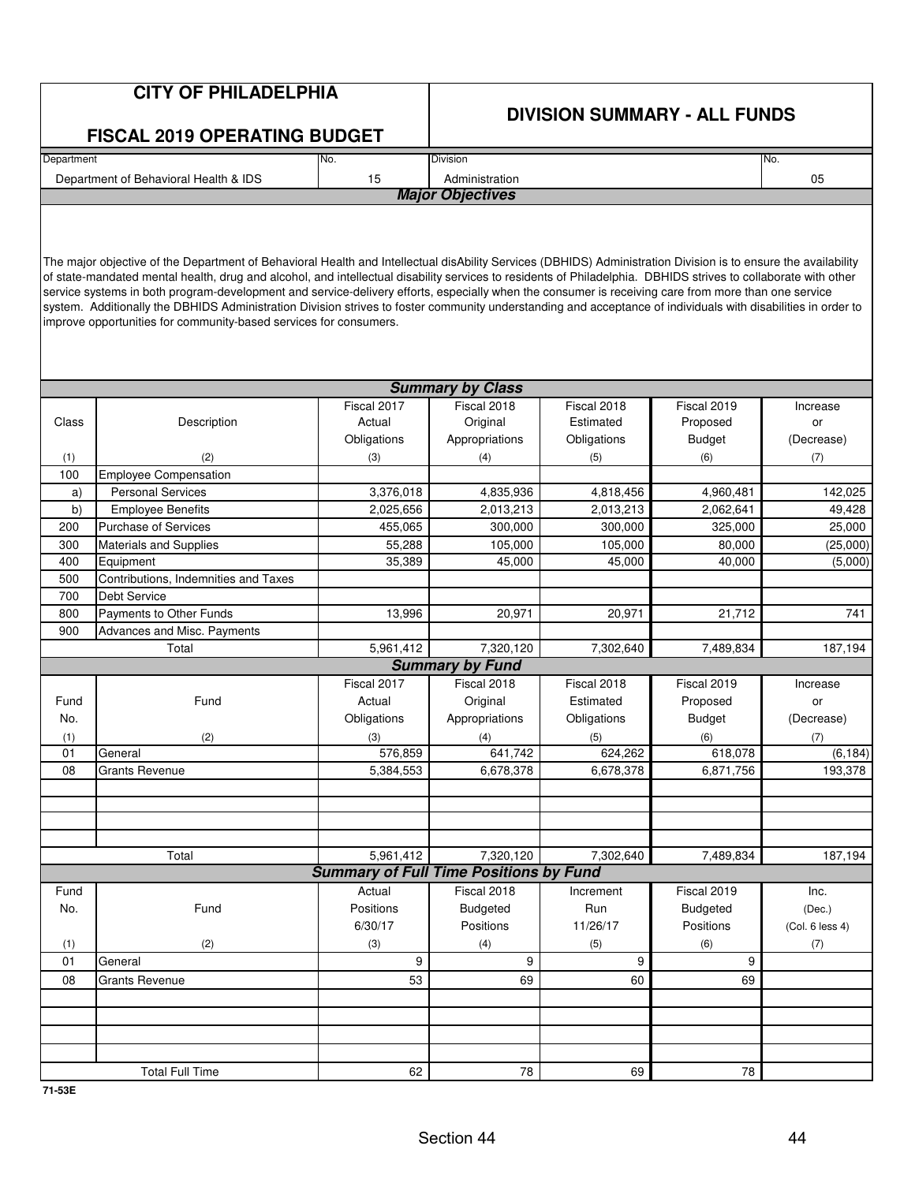# CITY OF PHILADELPHIA

## FISCAL 2019 OPERATING BUDGET

## DIVISION SUMMARY - ALL FUNDS

| Department | No. | Division | No. |
|---|---|---|---|
| Department of Behavioral Health & IDS | 15 | Administration | 05 |

### *Major Objectives*

The major objective of the Department of Behavioral Health and Intellectual disAbility Services (DBHIDS) Administration Division is to ensure the availability of state-mandated mental health, drug and alcohol, and intellectual disability services to residents of Philadelphia. DBHIDS strives to collaborate with other service systems in both program-development and service-delivery efforts, especially when the consumer is receiving care from more than one service system. Additionally the DBHIDS Administration Division strives to foster community understanding and acceptance of individuals with disabilities in order to improve opportunities for community-based services for consumers.

### *Summary by Class*

| Class | Description | Fiscal 2017 Actual Obligations | Fiscal 2018 Original Appropriations | Fiscal 2018 Estimated Obligations | Fiscal 2019 Proposed Budget | Increase or (Decrease) |
|---|---|---|---|---|---|---|
| (1) | (2) | (3) | (4) | (5) | (6) | (7) |
| 100 | Employee Compensation | | | | | |
| a) | Personal Services | 3,376,018 | 4,835,936 | 4,818,456 | 4,960,481 | 142,025 |
| b) | Employee Benefits | 2,025,656 | 2,013,213 | 2,013,213 | 2,062,641 | 49,428 |
| 200 | Purchase of Services | 455,065 | 300,000 | 300,000 | 325,000 | 25,000 |
| 300 | Materials and Supplies | 55,288 | 105,000 | 105,000 | 80,000 | (25,000) |
| 400 | Equipment | 35,389 | 45,000 | 45,000 | 40,000 | (5,000) |
| 500 | Contributions, Indemnities and Taxes | | | | | |
| 700 | Debt Service | | | | | |
| 800 | Payments to Other Funds | 13,996 | 20,971 | 20,971 | 21,712 | 741 |
| 900 | Advances and Misc. Payments | | | | | |
| | Total | 5,961,412 | 7,320,120 | 7,302,640 | 7,489,834 | 187,194 |

### *Summary by Fund*

| Fund No. | Fund | Fiscal 2017 Actual Obligations | Fiscal 2018 Original Appropriations | Fiscal 2018 Estimated Obligations | Fiscal 2019 Proposed Budget | Increase or (Decrease) |
|---|---|---|---|---|---|---|
| (1) | (2) | (3) | (4) | (5) | (6) | (7) |
| 01 | General | 576,859 | 641,742 | 624,262 | 618,078 | (6,184) |
| 08 | Grants Revenue | 5,384,553 | 6,678,378 | 6,678,378 | 6,871,756 | 193,378 |
| | Total | 5,961,412 | 7,320,120 | 7,302,640 | 7,489,834 | 187,194 |

### *Summary of Full Time Positions by Fund*

| Fund No. | Fund | Actual Positions 6/30/17 | Fiscal 2018 Budgeted Positions | Increment Run 11/26/17 | Fiscal 2019 Budgeted Positions | Inc. (Dec.) (Col. 6 less 4) |
|---|---|---|---|---|---|---|
| (1) | (2) | (3) | (4) | (5) | (6) | (7) |
| 01 | General | 9 | 9 | 9 | 9 | |
| 08 | Grants Revenue | 53 | 69 | 60 | 69 | |
| | Total Full Time | 62 | 78 | 69 | 78 | |

71-53E

Section 44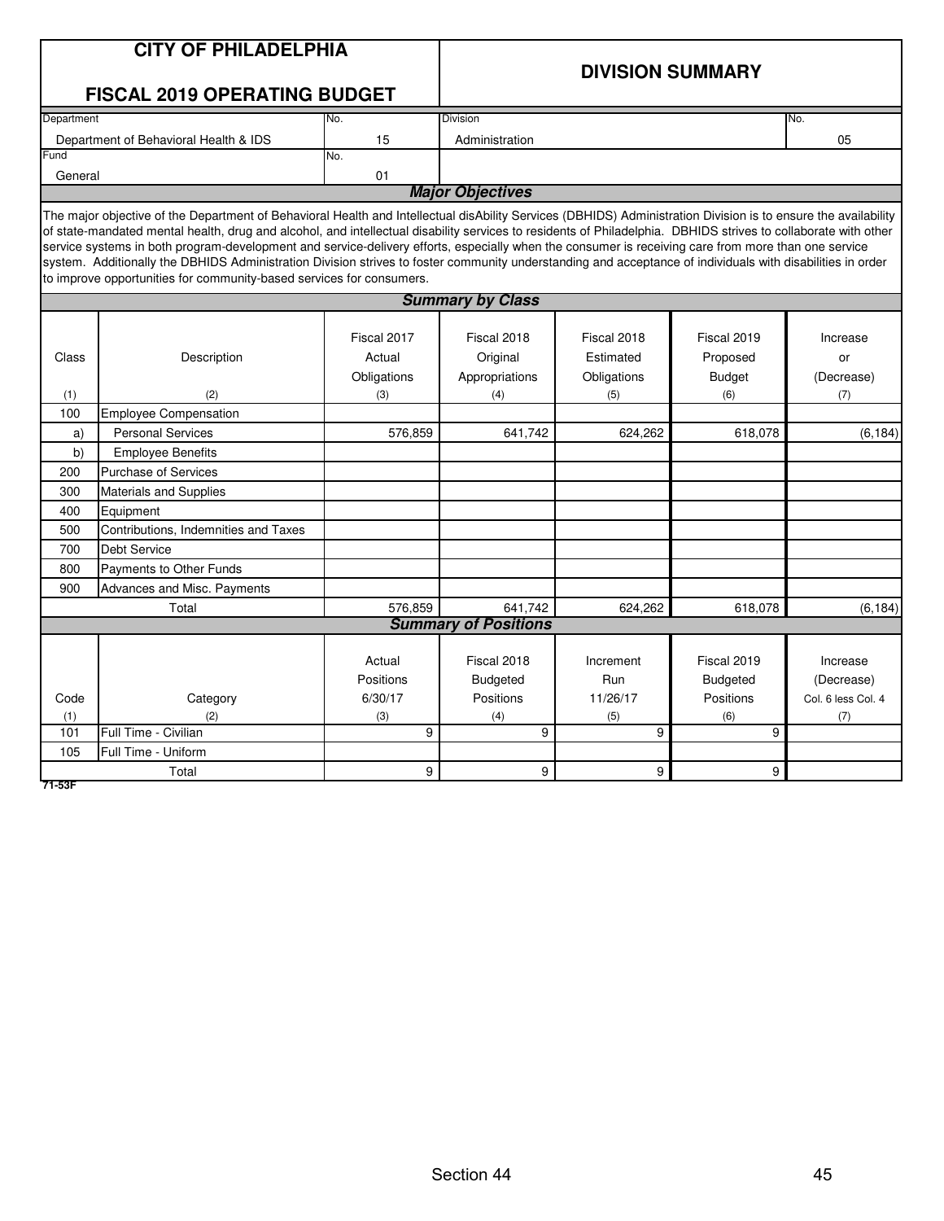# CITY OF PHILADELPHIA

## FISCAL 2019 OPERATING BUDGET

## DIVISION SUMMARY

| Department | No. | Division | No. |
|---|---|---|---|
| Department of Behavioral Health & IDS | 15 | Administration | 05 |
| **Fund** | **No.** | | |
| General | 01 | | |

### *Major Objectives*

The major objective of the Department of Behavioral Health and Intellectual disAbility Services (DBHIDS) Administration Division is to ensure the availability of state-mandated mental health, drug and alcohol, and intellectual disability services to residents of Philadelphia. DBHIDS strives to collaborate with other service systems in both program-development and service-delivery efforts, especially when the consumer is receiving care from more than one service system. Additionally the DBHIDS Administration Division strives to foster community understanding and acceptance of individuals with disabilities in order to improve opportunities for community-based services for consumers.

### *Summary by Class*

| Class (1) | Description (2) | Fiscal 2017 Actual Obligations (3) | Fiscal 2018 Original Appropriations (4) | Fiscal 2018 Estimated Obligations (5) | Fiscal 2019 Proposed Budget (6) | Increase or (Decrease) (7) |
|---|---|---|---|---|---|---|
| 100 | Employee Compensation | | | | | |
| a) | Personal Services | 576,859 | 641,742 | 624,262 | 618,078 | (6,184) |
| b) | Employee Benefits | | | | | |
| 200 | Purchase of Services | | | | | |
| 300 | Materials and Supplies | | | | | |
| 400 | Equipment | | | | | |
| 500 | Contributions, Indemnities and Taxes | | | | | |
| 700 | Debt Service | | | | | |
| 800 | Payments to Other Funds | | | | | |
| 900 | Advances and Misc. Payments | | | | | |
| | Total | 576,859 | 641,742 | 624,262 | 618,078 | (6,184) |

### *Summary of Positions*

| Code (1) | Category (2) | Actual Positions 6/30/17 (3) | Fiscal 2018 Budgeted Positions (4) | Increment Run 11/26/17 (5) | Fiscal 2019 Budgeted Positions (6) | Increase (Decrease) Col. 6 less Col. 4 (7) |
|---|---|---|---|---|---|---|
| 101 | Full Time - Civilian | 9 | 9 | 9 | 9 | |
| 105 | Full Time - Uniform | | | | | |
| | Total | 9 | 9 | 9 | 9 | |

71-53F

Section 44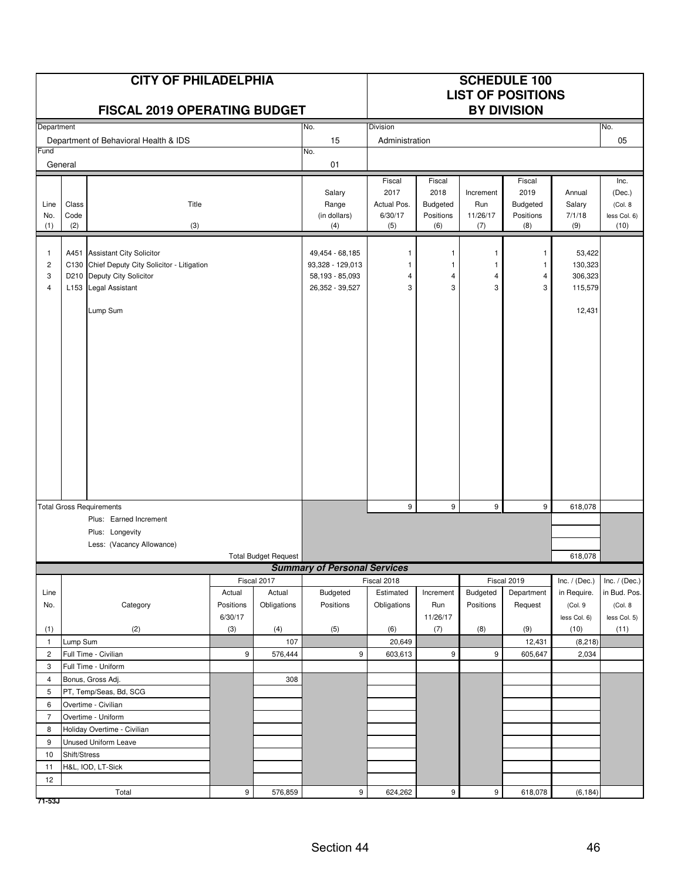# CITY OF PHILADELPHIA

## FISCAL 2019 OPERATING BUDGET

# SCHEDULE 100 LIST OF POSITIONS BY DIVISION

| Department | No. | Division | No. |
|---|---|---|---|
| Department of Behavioral Health & IDS | 15 | Administration | 05 |
| Fund: General | 01 | | |

| Line No. (1) | Class Code (2) | Title (3) | Salary Range (in dollars) (4) | Fiscal 2017 Actual Pos. 6/30/17 (5) | Fiscal 2018 Budgeted Positions (6) | Increment Run 11/26/17 (7) | Fiscal 2019 Budgeted Positions (8) | Annual Salary 7/1/18 (9) | Inc. (Dec.) (Col. 8 less Col. 6) (10) |
|---|---|---|---|---|---|---|---|---|---|
| 1 | A451 | Assistant City Solicitor | 49,454 - 68,185 | 1 | 1 | 1 | 1 | 53,422 | |
| 2 | C130 | Chief Deputy City Solicitor - Litigation | 93,328 - 129,013 | 1 | 1 | 1 | 1 | 130,323 | |
| 3 | D210 | Deputy City Solicitor | 58,193 - 85,093 | 4 | 4 | 4 | 4 | 306,323 | |
| 4 | L153 | Legal Assistant | 26,352 - 39,527 | 3 | 3 | 3 | 3 | 115,579 | |
| | | Lump Sum | | | | | | 12,431 | |
| | | Total Gross Requirements | | 9 | 9 | 9 | 9 | 618,078 | |
| | | Plus: Earned Increment | | | | | | | |
| | | Plus: Longevity | | | | | | | |
| | | Less: (Vacancy Allowance) | | | | | | | |
| | | Total Budget Request | | | | | | 618,078 | |

### Summary of Personal Services

| Line No. (1) | Category (2) | Fiscal 2017 Actual Positions 6/30/17 (3) | Fiscal 2017 Actual Obligations (4) | Fiscal 2018 Budgeted Positions (5) | Fiscal 2018 Estimated Obligations (6) | Increment Run 11/26/17 (7) | Fiscal 2019 Budgeted Positions (8) | Fiscal 2019 Department Request (9) | Inc. / (Dec.) in Require. (Col. 9 less Col. 6) (10) | Inc. / (Dec.) in Bud. Pos. (Col. 8 less Col. 5) (11) |
|---|---|---|---|---|---|---|---|---|---|---|
| 1 | Lump Sum | | 107 | | 20,649 | | | 12,431 | (8,218) | |
| 2 | Full Time - Civilian | 9 | 576,444 | 9 | 603,613 | 9 | 9 | 605,647 | 2,034 | |
| 3 | Full Time - Uniform | | | | | | | | | |
| 4 | Bonus, Gross Adj. | | 308 | | | | | | | |
| 5 | PT, Temp/Seas, Bd, SCG | | | | | | | | | |
| 6 | Overtime - Civilian | | | | | | | | | |
| 7 | Overtime - Uniform | | | | | | | | | |
| 8 | Holiday Overtime - Civilian | | | | | | | | | |
| 9 | Unused Uniform Leave | | | | | | | | | |
| 10 | Shift/Stress | | | | | | | | | |
| 11 | H&L, IOD, LT-Sick | | | | | | | | | |
| 12 | | | | | | | | | | |
| | Total | 9 | 576,859 | 9 | 624,262 | 9 | 9 | 618,078 | (6,184) | |

71-53J

Section 44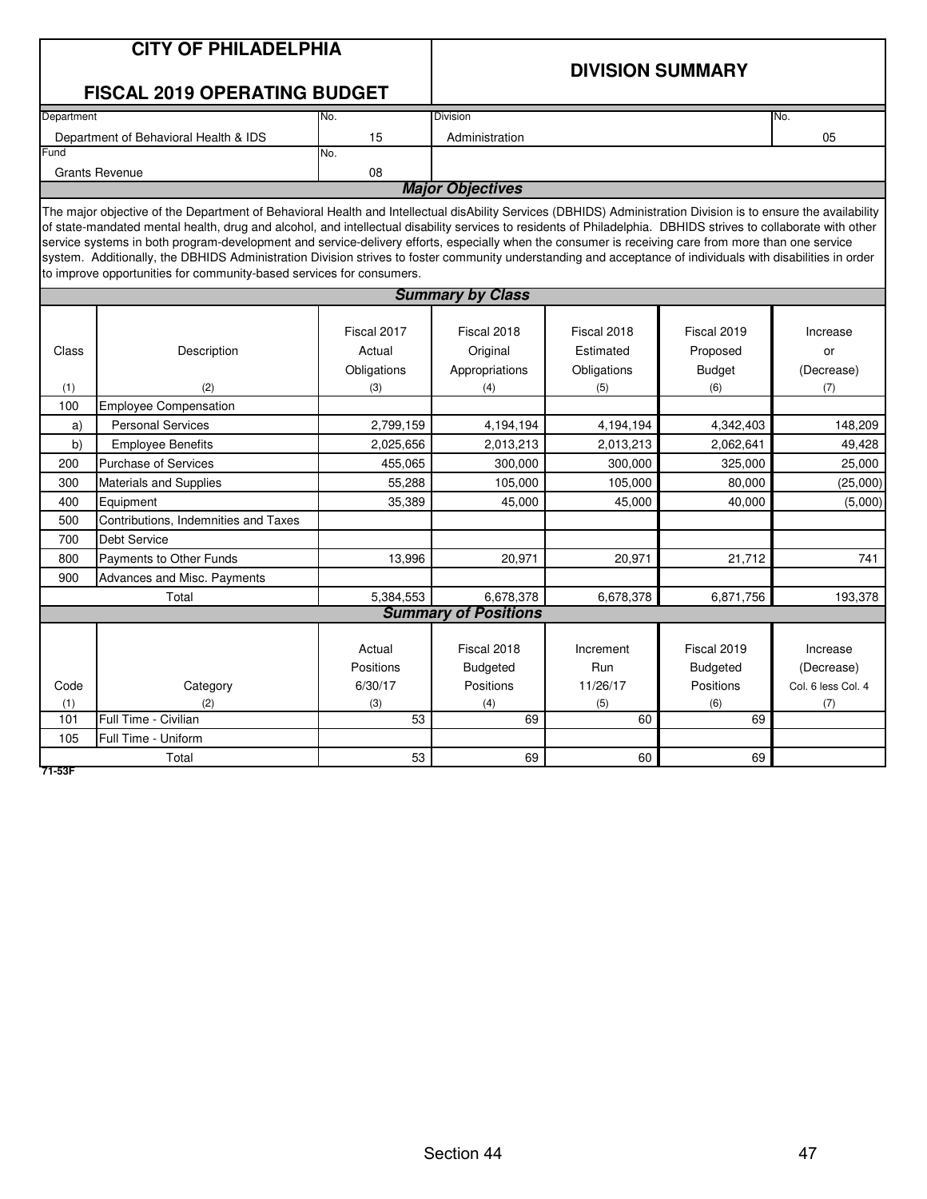# CITY OF PHILADELPHIA

## FISCAL 2019 OPERATING BUDGET

## DIVISION SUMMARY

| Department | No. | Division | No. |
|---|---|---|---|
| Department of Behavioral Health & IDS | 15 | Administration | 05 |
| **Fund** | **No.** | | |
| Grants Revenue | 08 | | |

### *Major Objectives*

The major objective of the Department of Behavioral Health and Intellectual disAbility Services (DBHIDS) Administration Division is to ensure the availability of state-mandated mental health, drug and alcohol, and intellectual disability services to residents of Philadelphia. DBHIDS strives to collaborate with other service systems in both program-development and service-delivery efforts, especially when the consumer is receiving care from more than one service system. Additionally, the DBHIDS Administration Division strives to foster community understanding and acceptance of individuals with disabilities in order to improve opportunities for community-based services for consumers.

### *Summary by Class*

| Class (1) | Description (2) | Fiscal 2017 Actual Obligations (3) | Fiscal 2018 Original Appropriations (4) | Fiscal 2018 Estimated Obligations (5) | Fiscal 2019 Proposed Budget (6) | Increase or (Decrease) (7) |
|---|---|---|---|---|---|---|
| 100 | Employee Compensation | | | | | |
| a) | Personal Services | 2,799,159 | 4,194,194 | 4,194,194 | 4,342,403 | 148,209 |
| b) | Employee Benefits | 2,025,656 | 2,013,213 | 2,013,213 | 2,062,641 | 49,428 |
| 200 | Purchase of Services | 455,065 | 300,000 | 300,000 | 325,000 | 25,000 |
| 300 | Materials and Supplies | 55,288 | 105,000 | 105,000 | 80,000 | (25,000) |
| 400 | Equipment | 35,389 | 45,000 | 45,000 | 40,000 | (5,000) |
| 500 | Contributions, Indemnities and Taxes | | | | | |
| 700 | Debt Service | | | | | |
| 800 | Payments to Other Funds | 13,996 | 20,971 | 20,971 | 21,712 | 741 |
| 900 | Advances and Misc. Payments | | | | | |
| | Total | 5,384,553 | 6,678,378 | 6,678,378 | 6,871,756 | 193,378 |

### *Summary of Positions*

| Code (1) | Category (2) | Actual Positions 6/30/17 (3) | Fiscal 2018 Budgeted Positions (4) | Increment Run 11/26/17 (5) | Fiscal 2019 Budgeted Positions (6) | Increase (Decrease) Col. 6 less Col. 4 (7) |
|---|---|---|---|---|---|---|
| 101 | Full Time - Civilian | 53 | 69 | 60 | 69 | |
| 105 | Full Time - Uniform | | | | | |
| | Total | 53 | 69 | 60 | 69 | |

71-53F

Section 44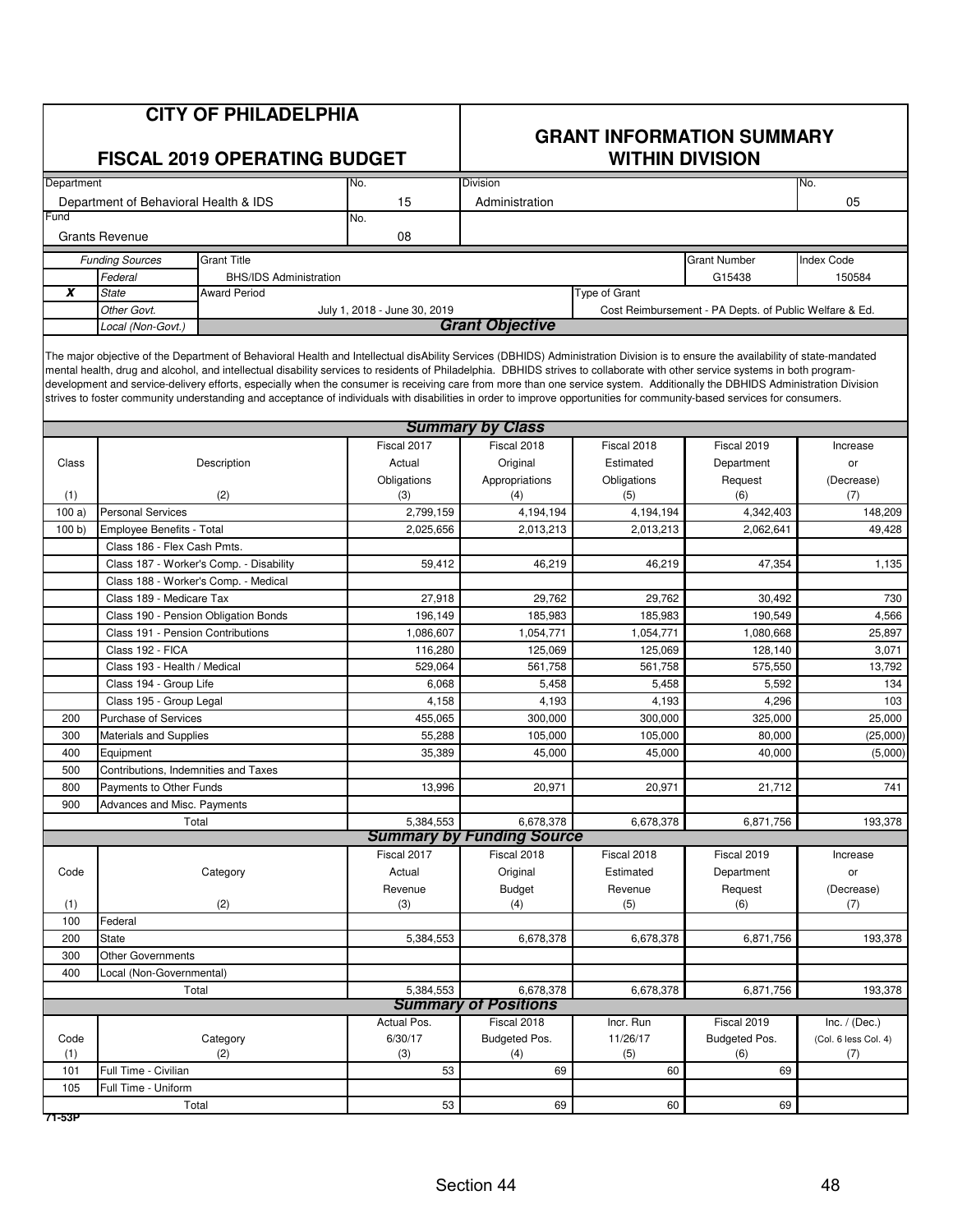# CITY OF PHILADELPHIA

## FISCAL 2019 OPERATING BUDGET

## GRANT INFORMATION SUMMARY WITHIN DIVISION

| Department | No. | Division | No. |
|---|---|---|---|
| Department of Behavioral Health & IDS | 15 | Administration | 05 |
| Fund | No. | | |
| Grants Revenue | 08 | | |

| | Funding Sources | Grant Title | Grant Number | Index Code |
|---|---|---|---|---|
| | Federal | BHS/IDS Administration | G15438 | 150584 |
| X | State | Award Period | Type of Grant | |
| | Other Govt. | July 1, 2018 - June 30, 2019 | Cost Reimbursement - PA Depts. of Public Welfare & Ed. | |
| | Local (Non-Govt.) | | | |

### Grant Objective

The major objective of the Department of Behavioral Health and Intellectual disAbility Services (DBHIDS) Administration Division is to ensure the availability of state-mandated mental health, drug and alcohol, and intellectual disability services to residents of Philadelphia. DBHIDS strives to collaborate with other service systems in both program-development and service-delivery efforts, especially when the consumer is receiving care from more than one service system. Additionally the DBHIDS Administration Division strives to foster community understanding and acceptance of individuals with disabilities in order to improve opportunities for community-based services for consumers.

### Summary by Class

| Class (1) | Description (2) | Fiscal 2017 Actual Obligations (3) | Fiscal 2018 Original Appropriations (4) | Fiscal 2018 Estimated Obligations (5) | Fiscal 2019 Department Request (6) | Increase or (Decrease) (7) |
|---|---|---|---|---|---|---|
| 100 a) | Personal Services | 2,799,159 | 4,194,194 | 4,194,194 | 4,342,403 | 148,209 |
| 100 b) | Employee Benefits - Total | 2,025,656 | 2,013,213 | 2,013,213 | 2,062,641 | 49,428 |
| | Class 186 - Flex Cash Pmts. | | | | | |
| | Class 187 - Worker's Comp. - Disability | 59,412 | 46,219 | 46,219 | 47,354 | 1,135 |
| | Class 188 - Worker's Comp. - Medical | | | | | |
| | Class 189 - Medicare Tax | 27,918 | 29,762 | 29,762 | 30,492 | 730 |
| | Class 190 - Pension Obligation Bonds | 196,149 | 185,983 | 185,983 | 190,549 | 4,566 |
| | Class 191 - Pension Contributions | 1,086,607 | 1,054,771 | 1,054,771 | 1,080,668 | 25,897 |
| | Class 192 - FICA | 116,280 | 125,069 | 125,069 | 128,140 | 3,071 |
| | Class 193 - Health / Medical | 529,064 | 561,758 | 561,758 | 575,550 | 13,792 |
| | Class 194 - Group Life | 6,068 | 5,458 | 5,458 | 5,592 | 134 |
| | Class 195 - Group Legal | 4,158 | 4,193 | 4,193 | 4,296 | 103 |
| 200 | Purchase of Services | 455,065 | 300,000 | 300,000 | 325,000 | 25,000 |
| 300 | Materials and Supplies | 55,288 | 105,000 | 105,000 | 80,000 | (25,000) |
| 400 | Equipment | 35,389 | 45,000 | 45,000 | 40,000 | (5,000) |
| 500 | Contributions, Indemnities and Taxes | | | | | |
| 800 | Payments to Other Funds | 13,996 | 20,971 | 20,971 | 21,712 | 741 |
| 900 | Advances and Misc. Payments | | | | | |
| | Total | 5,384,553 | 6,678,378 | 6,678,378 | 6,871,756 | 193,378 |

### Summary by Funding Source

| Code (1) | Category (2) | Fiscal 2017 Actual Revenue (3) | Fiscal 2018 Original Budget (4) | Fiscal 2018 Estimated Revenue (5) | Fiscal 2019 Department Request (6) | Increase or (Decrease) (7) |
|---|---|---|---|---|---|---|
| 100 | Federal | | | | | |
| 200 | State | 5,384,553 | 6,678,378 | 6,678,378 | 6,871,756 | 193,378 |
| 300 | Other Governments | | | | | |
| 400 | Local (Non-Governmental) | | | | | |
| | Total | 5,384,553 | 6,678,378 | 6,678,378 | 6,871,756 | 193,378 |

### Summary of Positions

| Code (1) | Category (2) | Actual Pos. 6/30/17 (3) | Fiscal 2018 Budgeted Pos. (4) | Incr. Run 11/26/17 (5) | Fiscal 2019 Budgeted Pos. (6) | Inc. / (Dec.) (Col. 6 less Col. 4) (7) |
|---|---|---|---|---|---|---|
| 101 | Full Time - Civilian | 53 | 69 | 60 | 69 | |
| 105 | Full Time - Uniform | | | | | |
| | Total | 53 | 69 | 60 | 69 | |

71-53P

Section 44